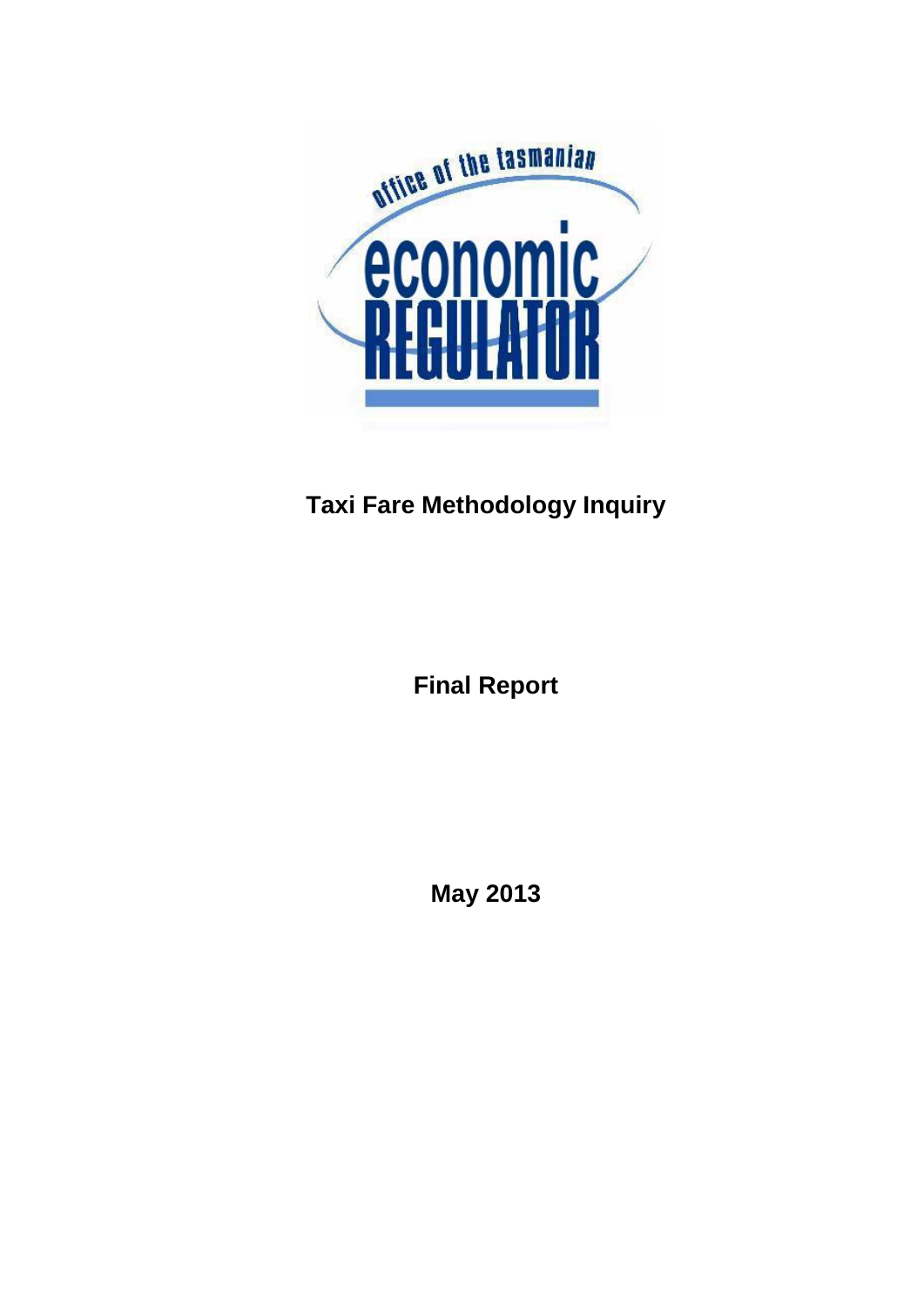# Taxi Fare Methodology Inquiry

## Final Report

**May 2013**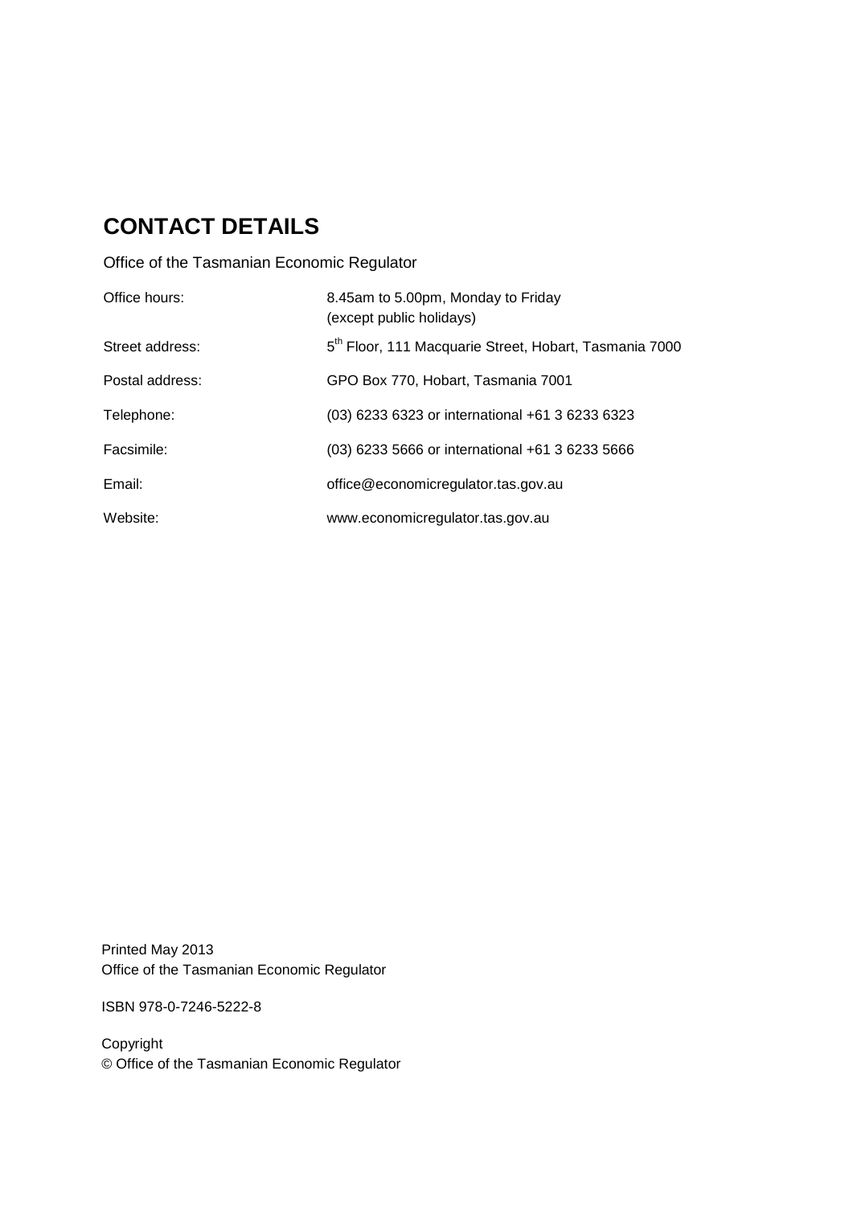## CONTACT DETAILS

Office of the Tasmanian Economic Regulator

| | |
|---|---|
| Office hours: | 8.45am to 5.00pm, Monday to Friday (except public holidays) |
| Street address: | 5th Floor, 111 Macquarie Street, Hobart, Tasmania 7000 |
| Postal address: | GPO Box 770, Hobart, Tasmania 7001 |
| Telephone: | (03) 6233 6323 or international +61 3 6233 6323 |
| Facsimile: | (03) 6233 5666 or international +61 3 6233 5666 |
| Email: | office@economicregulator.tas.gov.au |
| Website: | www.economicregulator.tas.gov.au |

Printed May 2013
Office of the Tasmanian Economic Regulator

ISBN 978-0-7246-5222-8

Copyright
© Office of the Tasmanian Economic Regulator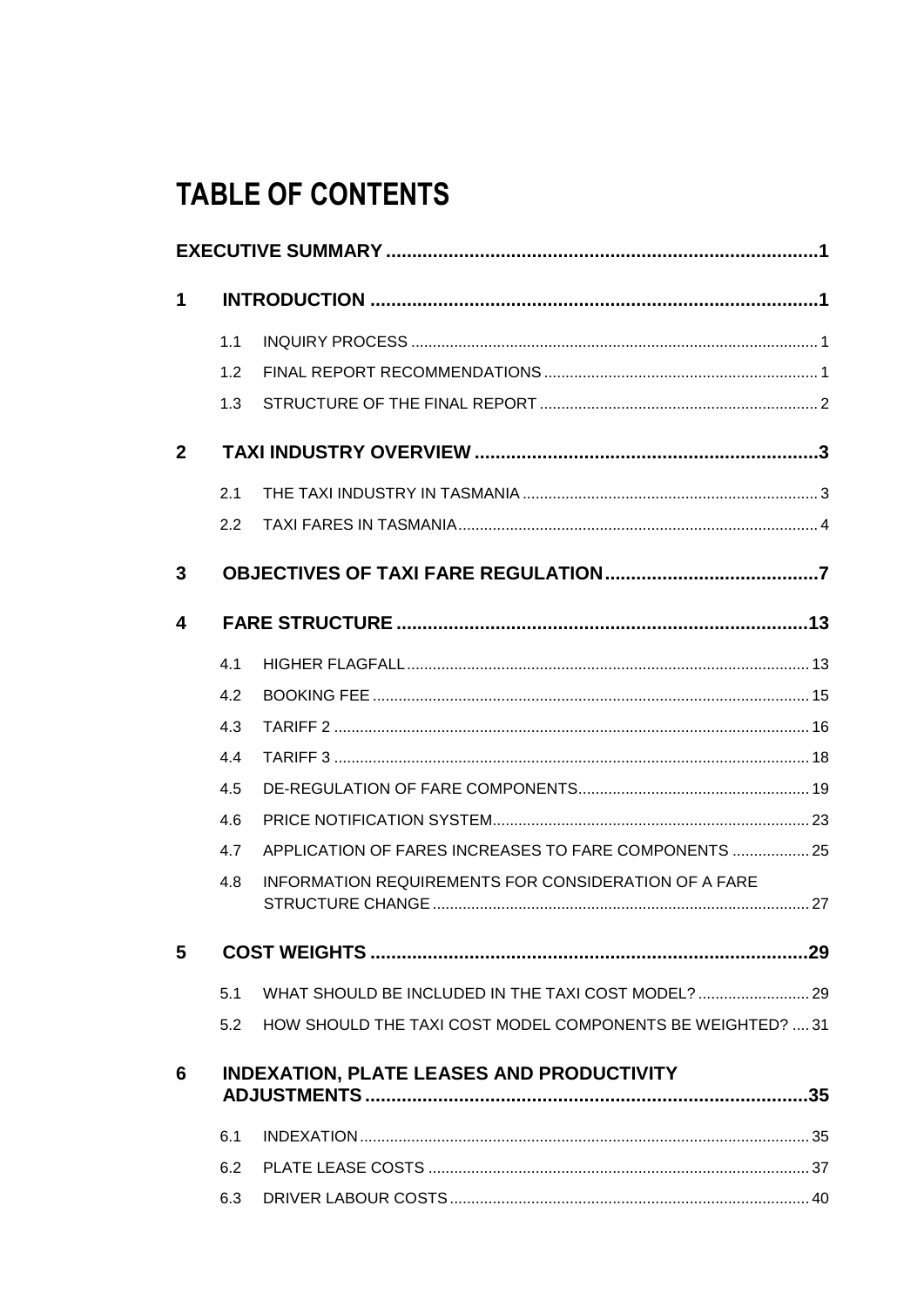# TABLE OF CONTENTS

**EXECUTIVE SUMMARY ... 1**

**1 INTRODUCTION ... 1**

- 1.1 INQUIRY PROCESS ... 1
- 1.2 FINAL REPORT RECOMMENDATIONS ... 1
- 1.3 STRUCTURE OF THE FINAL REPORT ... 2

**2 TAXI INDUSTRY OVERVIEW ... 3**

- 2.1 THE TAXI INDUSTRY IN TASMANIA ... 3
- 2.2 TAXI FARES IN TASMANIA ... 4

**3 OBJECTIVES OF TAXI FARE REGULATION ... 7**

**4 FARE STRUCTURE ... 13**

- 4.1 HIGHER FLAGFALL ... 13
- 4.2 BOOKING FEE ... 15
- 4.3 TARIFF 2 ... 16
- 4.4 TARIFF 3 ... 18
- 4.5 DE-REGULATION OF FARE COMPONENTS ... 19
- 4.6 PRICE NOTIFICATION SYSTEM ... 23
- 4.7 APPLICATION OF FARES INCREASES TO FARE COMPONENTS ... 25
- 4.8 INFORMATION REQUIREMENTS FOR CONSIDERATION OF A FARE STRUCTURE CHANGE ... 27

**5 COST WEIGHTS ... 29**

- 5.1 WHAT SHOULD BE INCLUDED IN THE TAXI COST MODEL? ... 29
- 5.2 HOW SHOULD THE TAXI COST MODEL COMPONENTS BE WEIGHTED? ... 31

**6 INDEXATION, PLATE LEASES AND PRODUCTIVITY ADJUSTMENTS ... 35**

- 6.1 INDEXATION ... 35
- 6.2 PLATE LEASE COSTS ... 37
- 6.3 DRIVER LABOUR COSTS ... 40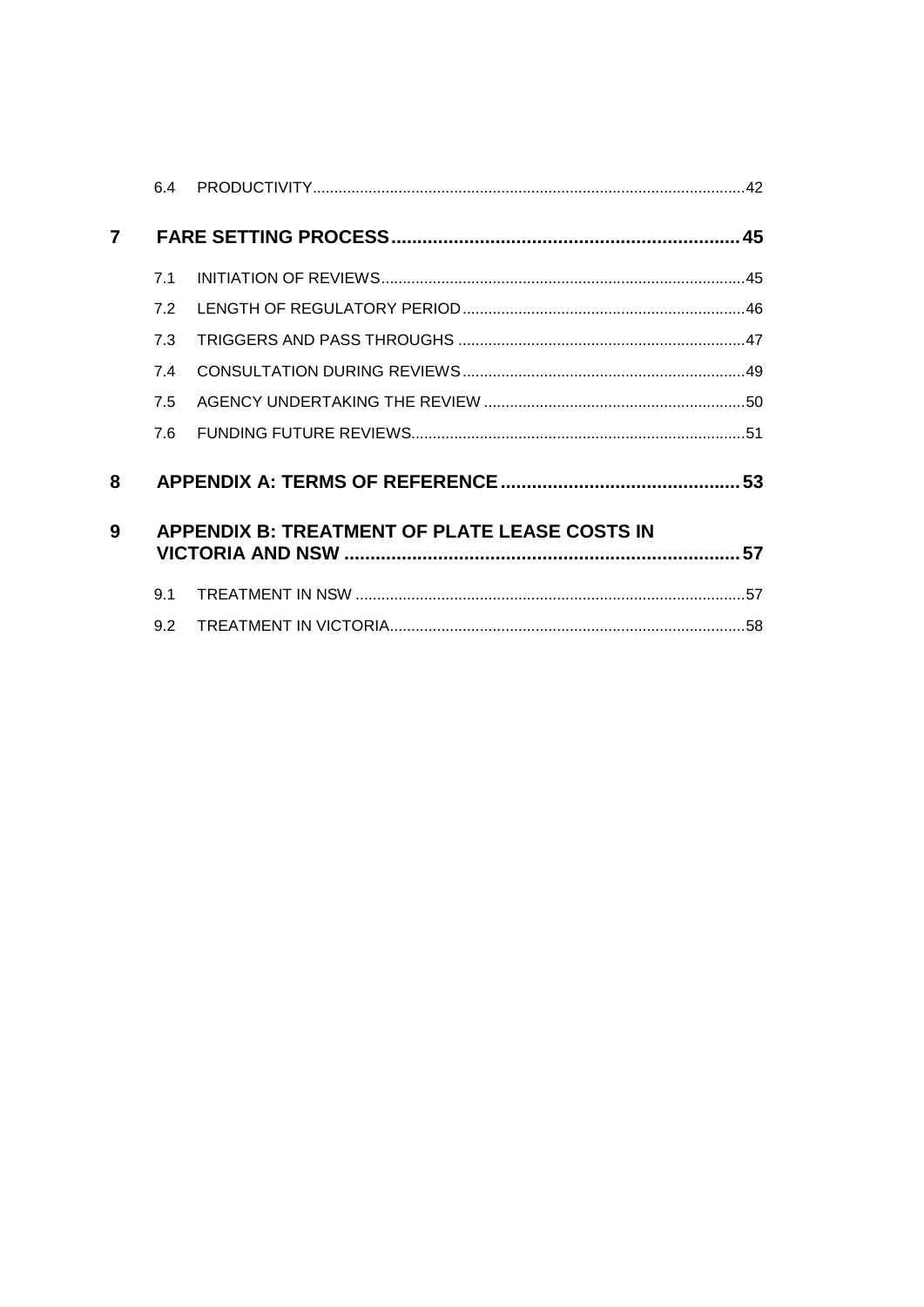6.4 PRODUCTIVITY....................................................................................................42

**7 FARE SETTING PROCESS..................................................................45**

7.1 INITIATION OF REVIEWS....................................................................................45

7.2 LENGTH OF REGULATORY PERIOD..................................................................46

7.3 TRIGGERS AND PASS THROUGHS ...................................................................47

7.4 CONSULTATION DURING REVIEWS..................................................................49

7.5 AGENCY UNDERTAKING THE REVIEW .............................................................50

7.6 FUNDING FUTURE REVIEWS.............................................................................51

**8 APPENDIX A: TERMS OF REFERENCE..............................................53**

**9 APPENDIX B: TREATMENT OF PLATE LEASE COSTS IN VICTORIA AND NSW ............................................................................57**

9.1 TREATMENT IN NSW ...........................................................................................57

9.2 TREATMENT IN VICTORIA...................................................................................58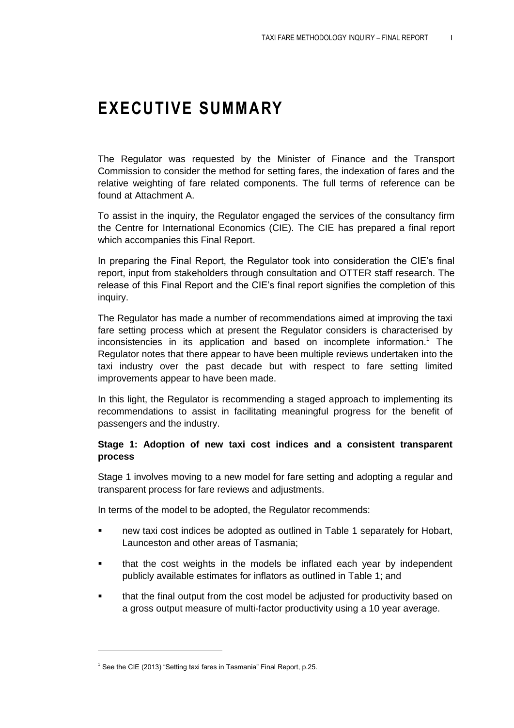# EXECUTIVE SUMMARY

The Regulator was requested by the Minister of Finance and the Transport Commission to consider the method for setting fares, the indexation of fares and the relative weighting of fare related components. The full terms of reference can be found at Attachment A.

To assist in the inquiry, the Regulator engaged the services of the consultancy firm the Centre for International Economics (CIE). The CIE has prepared a final report which accompanies this Final Report.

In preparing the Final Report, the Regulator took into consideration the CIE's final report, input from stakeholders through consultation and OTTER staff research. The release of this Final Report and the CIE's final report signifies the completion of this inquiry.

The Regulator has made a number of recommendations aimed at improving the taxi fare setting process which at present the Regulator considers is characterised by inconsistencies in its application and based on incomplete information.[1] The Regulator notes that there appear to have been multiple reviews undertaken into the taxi industry over the past decade but with respect to fare setting limited improvements appear to have been made.

In this light, the Regulator is recommending a staged approach to implementing its recommendations to assist in facilitating meaningful progress for the benefit of passengers and the industry.

### Stage 1: Adoption of new taxi cost indices and a consistent transparent process

Stage 1 involves moving to a new model for fare setting and adopting a regular and transparent process for fare reviews and adjustments.

In terms of the model to be adopted, the Regulator recommends:

- new taxi cost indices be adopted as outlined in Table 1 separately for Hobart, Launceston and other areas of Tasmania;
- that the cost weights in the models be inflated each year by independent publicly available estimates for inflators as outlined in Table 1; and
- that the final output from the cost model be adjusted for productivity based on a gross output measure of multi-factor productivity using a 10 year average.

[1] See the CIE (2013) "Setting taxi fares in Tasmania" Final Report, p.25.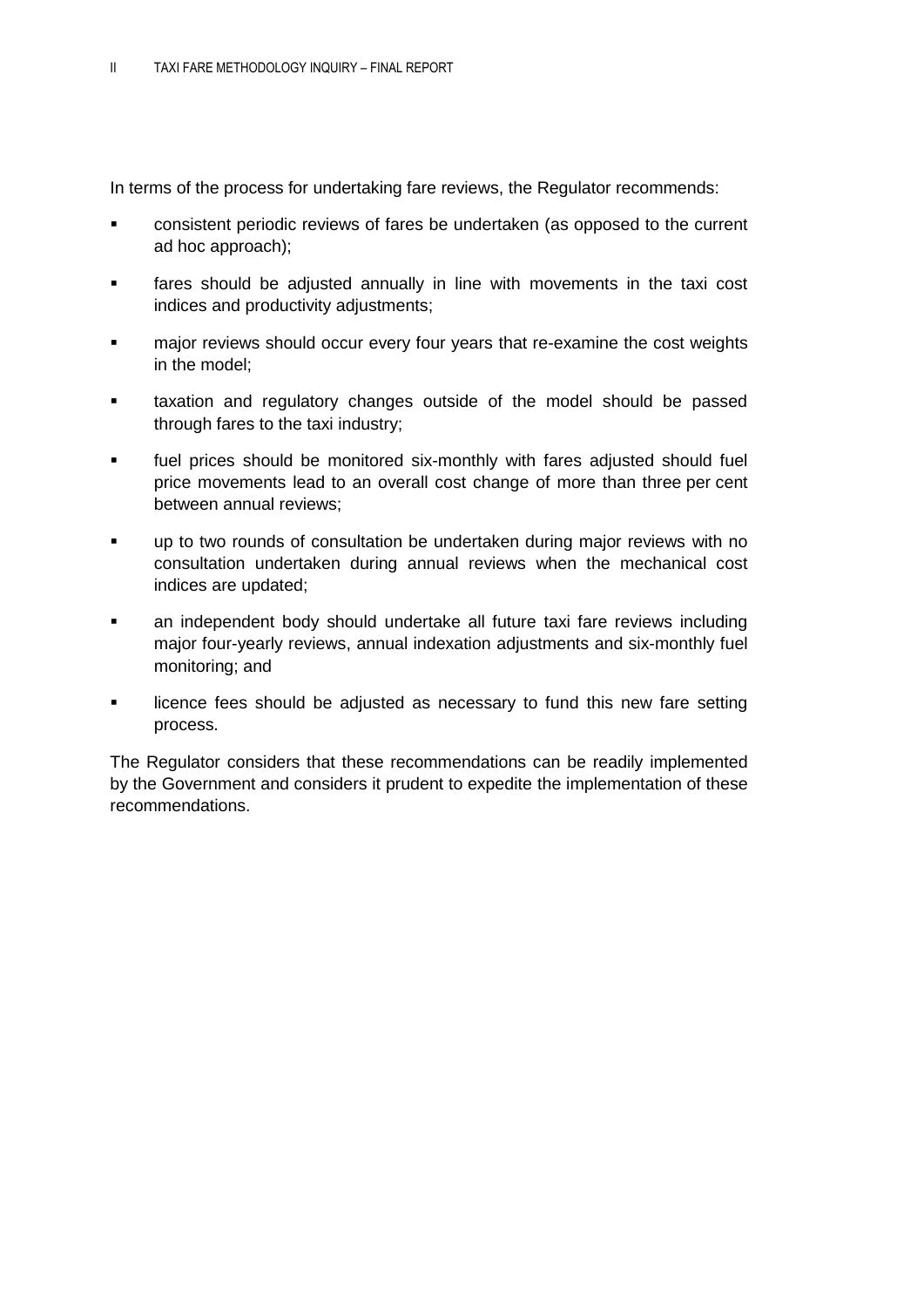In terms of the process for undertaking fare reviews, the Regulator recommends:

- consistent periodic reviews of fares be undertaken (as opposed to the current ad hoc approach);
- fares should be adjusted annually in line with movements in the taxi cost indices and productivity adjustments;
- major reviews should occur every four years that re-examine the cost weights in the model;
- taxation and regulatory changes outside of the model should be passed through fares to the taxi industry;
- fuel prices should be monitored six-monthly with fares adjusted should fuel price movements lead to an overall cost change of more than three per cent between annual reviews;
- up to two rounds of consultation be undertaken during major reviews with no consultation undertaken during annual reviews when the mechanical cost indices are updated;
- an independent body should undertake all future taxi fare reviews including major four-yearly reviews, annual indexation adjustments and six-monthly fuel monitoring; and
- licence fees should be adjusted as necessary to fund this new fare setting process.

The Regulator considers that these recommendations can be readily implemented by the Government and considers it prudent to expedite the implementation of these recommendations.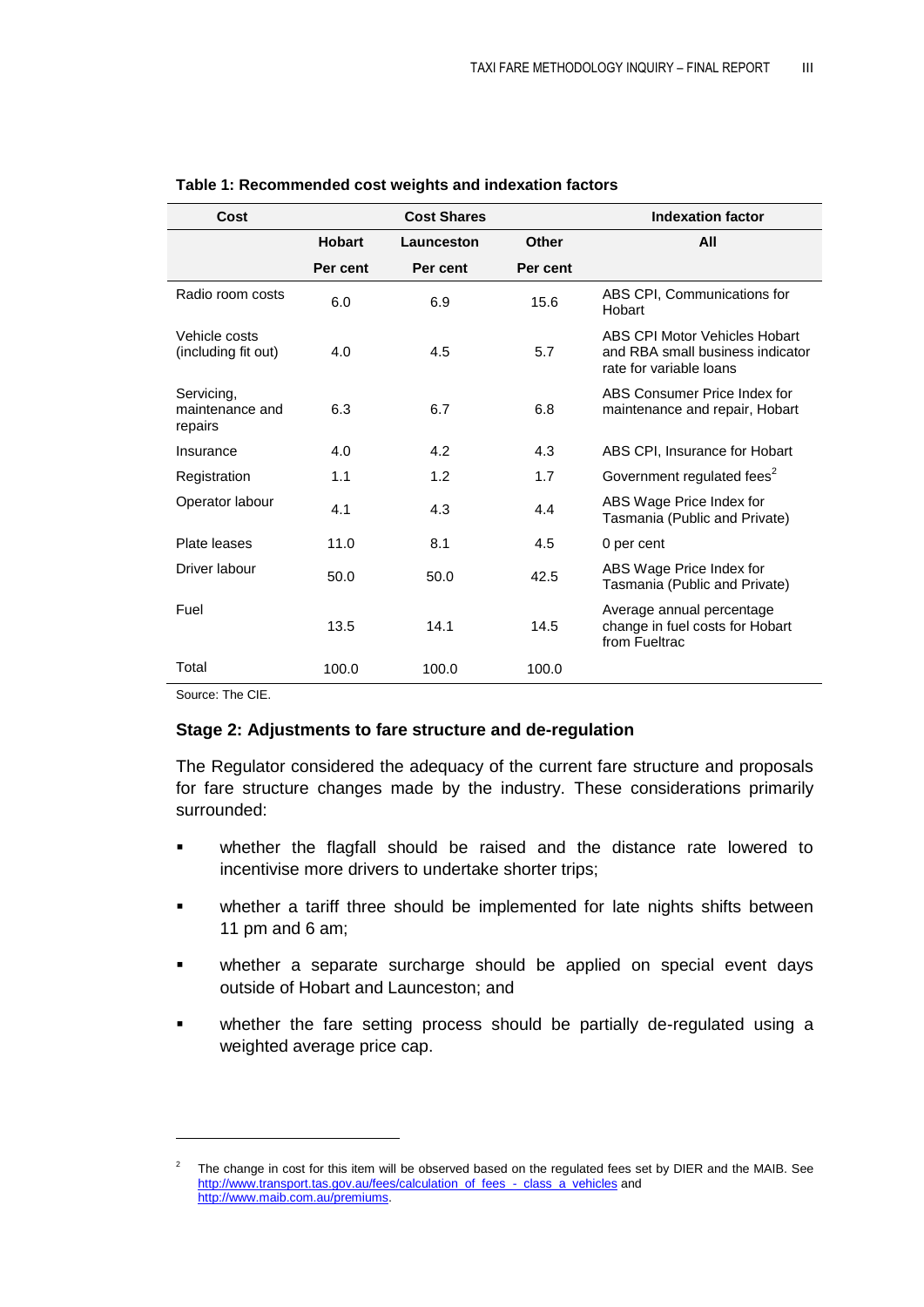**Table 1: Recommended cost weights and indexation factors**

| Cost | Cost Shares | | | Indexation factor |
|---|---|---|---|---|
| | Hobart | Launceston | Other | All |
| | Per cent | Per cent | Per cent | |
| Radio room costs | 6.0 | 6.9 | 15.6 | ABS CPI, Communications for Hobart |
| Vehicle costs (including fit out) | 4.0 | 4.5 | 5.7 | ABS CPI Motor Vehicles Hobart and RBA small business indicator rate for variable loans |
| Servicing, maintenance and repairs | 6.3 | 6.7 | 6.8 | ABS Consumer Price Index for maintenance and repair, Hobart |
| Insurance | 4.0 | 4.2 | 4.3 | ABS CPI, Insurance for Hobart |
| Registration | 1.1 | 1.2 | 1.7 | Government regulated fees[2] |
| Operator labour | 4.1 | 4.3 | 4.4 | ABS Wage Price Index for Tasmania (Public and Private) |
| Plate leases | 11.0 | 8.1 | 4.5 | 0 per cent |
| Driver labour | 50.0 | 50.0 | 42.5 | ABS Wage Price Index for Tasmania (Public and Private) |
| Fuel | 13.5 | 14.1 | 14.5 | Average annual percentage change in fuel costs for Hobart from Fueltrac |
| Total | 100.0 | 100.0 | 100.0 | |

Source: The CIE.

### Stage 2: Adjustments to fare structure and de-regulation

The Regulator considered the adequacy of the current fare structure and proposals for fare structure changes made by the industry. These considerations primarily surrounded:

- whether the flagfall should be raised and the distance rate lowered to incentivise more drivers to undertake shorter trips;
- whether a tariff three should be implemented for late nights shifts between 11 pm and 6 am;
- whether a separate surcharge should be applied on special event days outside of Hobart and Launceston; and
- whether the fare setting process should be partially de-regulated using a weighted average price cap.

[2] The change in cost for this item will be observed based on the regulated fees set by DIER and the MAIB. See http://www.transport.tas.gov.au/fees/calculation_of_fees_-_class_a_vehicles and http://www.maib.com.au/premiums.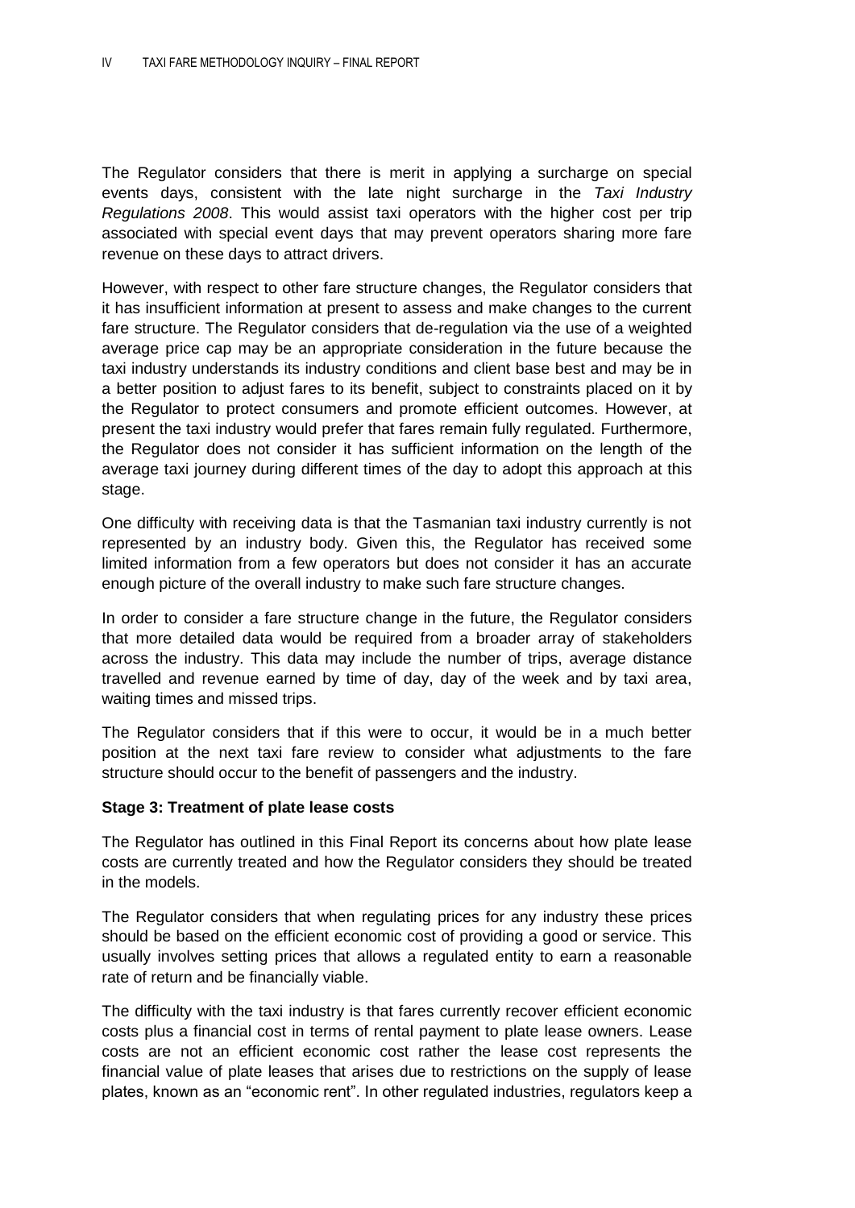The Regulator considers that there is merit in applying a surcharge on special events days, consistent with the late night surcharge in the *Taxi Industry Regulations 2008*. This would assist taxi operators with the higher cost per trip associated with special event days that may prevent operators sharing more fare revenue on these days to attract drivers.

However, with respect to other fare structure changes, the Regulator considers that it has insufficient information at present to assess and make changes to the current fare structure. The Regulator considers that de-regulation via the use of a weighted average price cap may be an appropriate consideration in the future because the taxi industry understands its industry conditions and client base best and may be in a better position to adjust fares to its benefit, subject to constraints placed on it by the Regulator to protect consumers and promote efficient outcomes. However, at present the taxi industry would prefer that fares remain fully regulated. Furthermore, the Regulator does not consider it has sufficient information on the length of the average taxi journey during different times of the day to adopt this approach at this stage.

One difficulty with receiving data is that the Tasmanian taxi industry currently is not represented by an industry body. Given this, the Regulator has received some limited information from a few operators but does not consider it has an accurate enough picture of the overall industry to make such fare structure changes.

In order to consider a fare structure change in the future, the Regulator considers that more detailed data would be required from a broader array of stakeholders across the industry. This data may include the number of trips, average distance travelled and revenue earned by time of day, day of the week and by taxi area, waiting times and missed trips.

The Regulator considers that if this were to occur, it would be in a much better position at the next taxi fare review to consider what adjustments to the fare structure should occur to the benefit of passengers and the industry.

**Stage 3: Treatment of plate lease costs**

The Regulator has outlined in this Final Report its concerns about how plate lease costs are currently treated and how the Regulator considers they should be treated in the models.

The Regulator considers that when regulating prices for any industry these prices should be based on the efficient economic cost of providing a good or service. This usually involves setting prices that allows a regulated entity to earn a reasonable rate of return and be financially viable.

The difficulty with the taxi industry is that fares currently recover efficient economic costs plus a financial cost in terms of rental payment to plate lease owners. Lease costs are not an efficient economic cost rather the lease cost represents the financial value of plate leases that arises due to restrictions on the supply of lease plates, known as an "economic rent". In other regulated industries, regulators keep a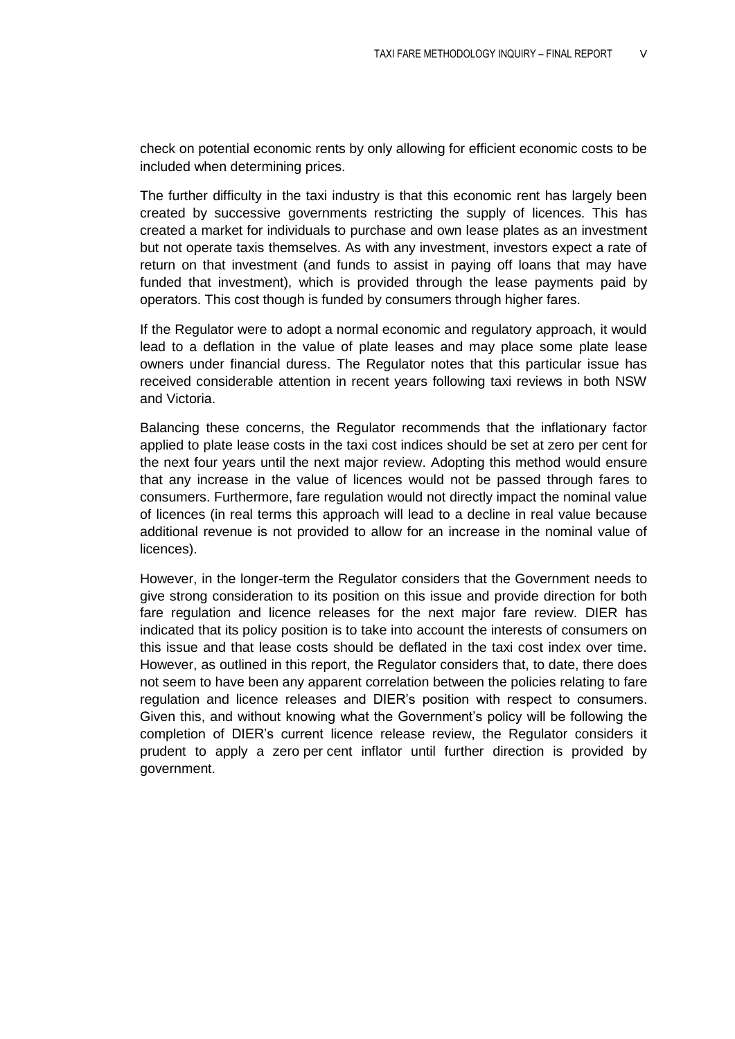check on potential economic rents by only allowing for efficient economic costs to be included when determining prices.

The further difficulty in the taxi industry is that this economic rent has largely been created by successive governments restricting the supply of licences. This has created a market for individuals to purchase and own lease plates as an investment but not operate taxis themselves. As with any investment, investors expect a rate of return on that investment (and funds to assist in paying off loans that may have funded that investment), which is provided through the lease payments paid by operators. This cost though is funded by consumers through higher fares.

If the Regulator were to adopt a normal economic and regulatory approach, it would lead to a deflation in the value of plate leases and may place some plate lease owners under financial duress. The Regulator notes that this particular issue has received considerable attention in recent years following taxi reviews in both NSW and Victoria.

Balancing these concerns, the Regulator recommends that the inflationary factor applied to plate lease costs in the taxi cost indices should be set at zero per cent for the next four years until the next major review. Adopting this method would ensure that any increase in the value of licences would not be passed through fares to consumers. Furthermore, fare regulation would not directly impact the nominal value of licences (in real terms this approach will lead to a decline in real value because additional revenue is not provided to allow for an increase in the nominal value of licences).

However, in the longer-term the Regulator considers that the Government needs to give strong consideration to its position on this issue and provide direction for both fare regulation and licence releases for the next major fare review. DIER has indicated that its policy position is to take into account the interests of consumers on this issue and that lease costs should be deflated in the taxi cost index over time. However, as outlined in this report, the Regulator considers that, to date, there does not seem to have been any apparent correlation between the policies relating to fare regulation and licence releases and DIER's position with respect to consumers. Given this, and without knowing what the Government's policy will be following the completion of DIER's current licence release review, the Regulator considers it prudent to apply a zero per cent inflator until further direction is provided by government.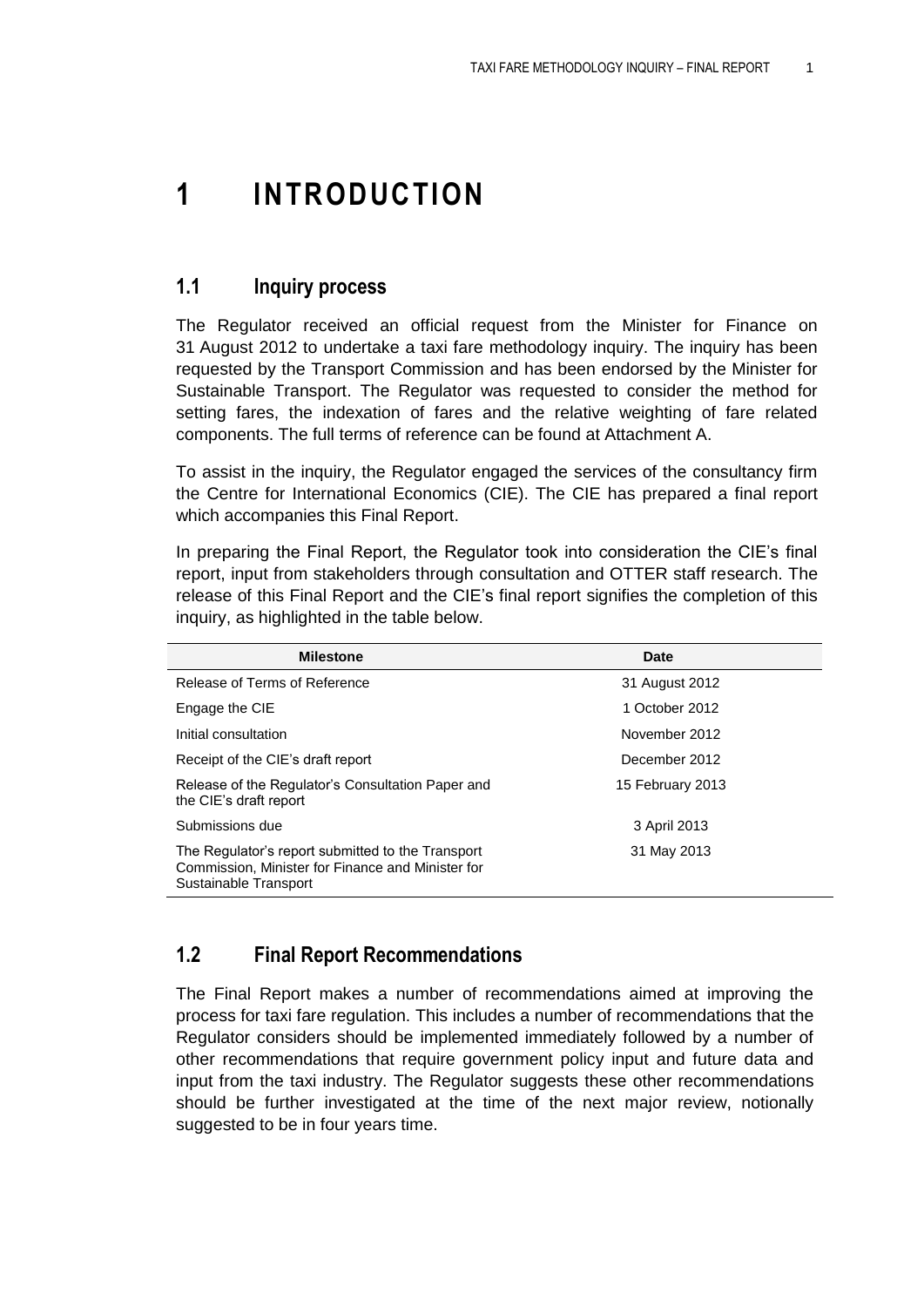# 1 INTRODUCTION

## 1.1 Inquiry process

The Regulator received an official request from the Minister for Finance on 31 August 2012 to undertake a taxi fare methodology inquiry. The inquiry has been requested by the Transport Commission and has been endorsed by the Minister for Sustainable Transport. The Regulator was requested to consider the method for setting fares, the indexation of fares and the relative weighting of fare related components. The full terms of reference can be found at Attachment A.

To assist in the inquiry, the Regulator engaged the services of the consultancy firm the Centre for International Economics (CIE). The CIE has prepared a final report which accompanies this Final Report.

In preparing the Final Report, the Regulator took into consideration the CIE's final report, input from stakeholders through consultation and OTTER staff research. The release of this Final Report and the CIE's final report signifies the completion of this inquiry, as highlighted in the table below.

| Milestone | Date |
|---|---|
| Release of Terms of Reference | 31 August 2012 |
| Engage the CIE | 1 October 2012 |
| Initial consultation | November 2012 |
| Receipt of the CIE's draft report | December 2012 |
| Release of the Regulator's Consultation Paper and the CIE's draft report | 15 February 2013 |
| Submissions due | 3 April 2013 |
| The Regulator's report submitted to the Transport Commission, Minister for Finance and Minister for Sustainable Transport | 31 May 2013 |

## 1.2 Final Report Recommendations

The Final Report makes a number of recommendations aimed at improving the process for taxi fare regulation. This includes a number of recommendations that the Regulator considers should be implemented immediately followed by a number of other recommendations that require government policy input and future data and input from the taxi industry. The Regulator suggests these other recommendations should be further investigated at the time of the next major review, notionally suggested to be in four years time.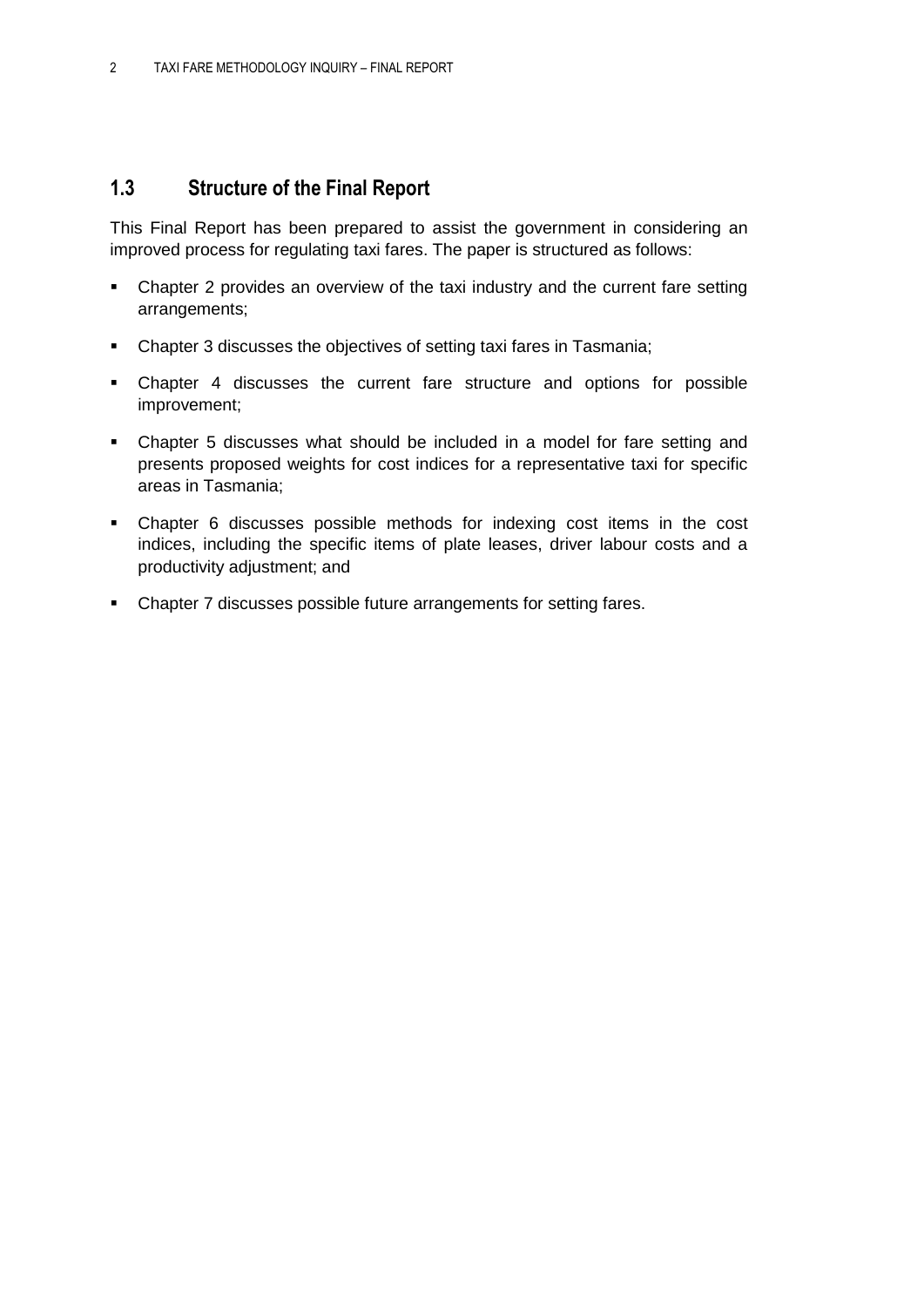## 1.3 Structure of the Final Report

This Final Report has been prepared to assist the government in considering an improved process for regulating taxi fares. The paper is structured as follows:

- Chapter 2 provides an overview of the taxi industry and the current fare setting arrangements;
- Chapter 3 discusses the objectives of setting taxi fares in Tasmania;
- Chapter 4 discusses the current fare structure and options for possible improvement;
- Chapter 5 discusses what should be included in a model for fare setting and presents proposed weights for cost indices for a representative taxi for specific areas in Tasmania;
- Chapter 6 discusses possible methods for indexing cost items in the cost indices, including the specific items of plate leases, driver labour costs and a productivity adjustment; and
- Chapter 7 discusses possible future arrangements for setting fares.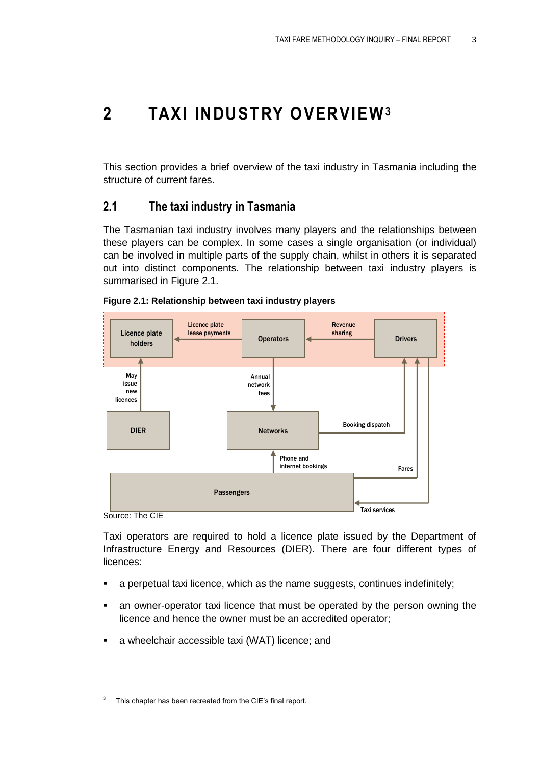# 2 TAXI INDUSTRY OVERVIEW[3]

This section provides a brief overview of the taxi industry in Tasmania including the structure of current fares.

## 2.1 The taxi industry in Tasmania

The Tasmanian taxi industry involves many players and the relationships between these players can be complex. In some cases a single organisation (or individual) can be involved in multiple parts of the supply chain, whilst in others it is separated out into distinct components. The relationship between taxi industry players is summarised in Figure 2.1.

**Figure 2.1: Relationship between taxi industry players**

Licence plate holders
Licence plate lease payments
Operators
Revenue sharing
Drivers
May issue new licences
Annual network fees
DIER
Networks
Booking dispatch
Phone and internet bookings
Fares
Passengers
Taxi services

Source: The CIE

Taxi operators are required to hold a licence plate issued by the Department of Infrastructure Energy and Resources (DIER). There are four different types of licences:

- a perpetual taxi licence, which as the name suggests, continues indefinitely;
- an owner-operator taxi licence that must be operated by the person owning the licence and hence the owner must be an accredited operator;
- a wheelchair accessible taxi (WAT) licence; and

[3] This chapter has been recreated from the CIE's final report.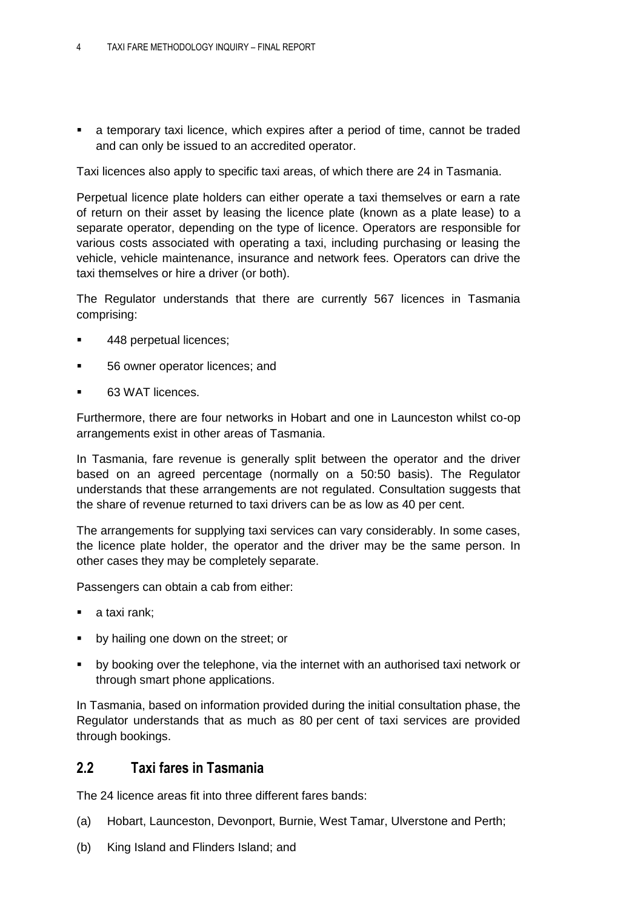- a temporary taxi licence, which expires after a period of time, cannot be traded and can only be issued to an accredited operator.

Taxi licences also apply to specific taxi areas, of which there are 24 in Tasmania.

Perpetual licence plate holders can either operate a taxi themselves or earn a rate of return on their asset by leasing the licence plate (known as a plate lease) to a separate operator, depending on the type of licence. Operators are responsible for various costs associated with operating a taxi, including purchasing or leasing the vehicle, vehicle maintenance, insurance and network fees. Operators can drive the taxi themselves or hire a driver (or both).

The Regulator understands that there are currently 567 licences in Tasmania comprising:

- 448 perpetual licences;
- 56 owner operator licences; and
- 63 WAT licences.

Furthermore, there are four networks in Hobart and one in Launceston whilst co-op arrangements exist in other areas of Tasmania.

In Tasmania, fare revenue is generally split between the operator and the driver based on an agreed percentage (normally on a 50:50 basis). The Regulator understands that these arrangements are not regulated. Consultation suggests that the share of revenue returned to taxi drivers can be as low as 40 per cent.

The arrangements for supplying taxi services can vary considerably. In some cases, the licence plate holder, the operator and the driver may be the same person. In other cases they may be completely separate.

Passengers can obtain a cab from either:

- a taxi rank;
- by hailing one down on the street; or
- by booking over the telephone, via the internet with an authorised taxi network or through smart phone applications.

In Tasmania, based on information provided during the initial consultation phase, the Regulator understands that as much as 80 per cent of taxi services are provided through bookings.

## 2.2 Taxi fares in Tasmania

The 24 licence areas fit into three different fares bands:

(a) Hobart, Launceston, Devonport, Burnie, West Tamar, Ulverstone and Perth;

(b) King Island and Flinders Island; and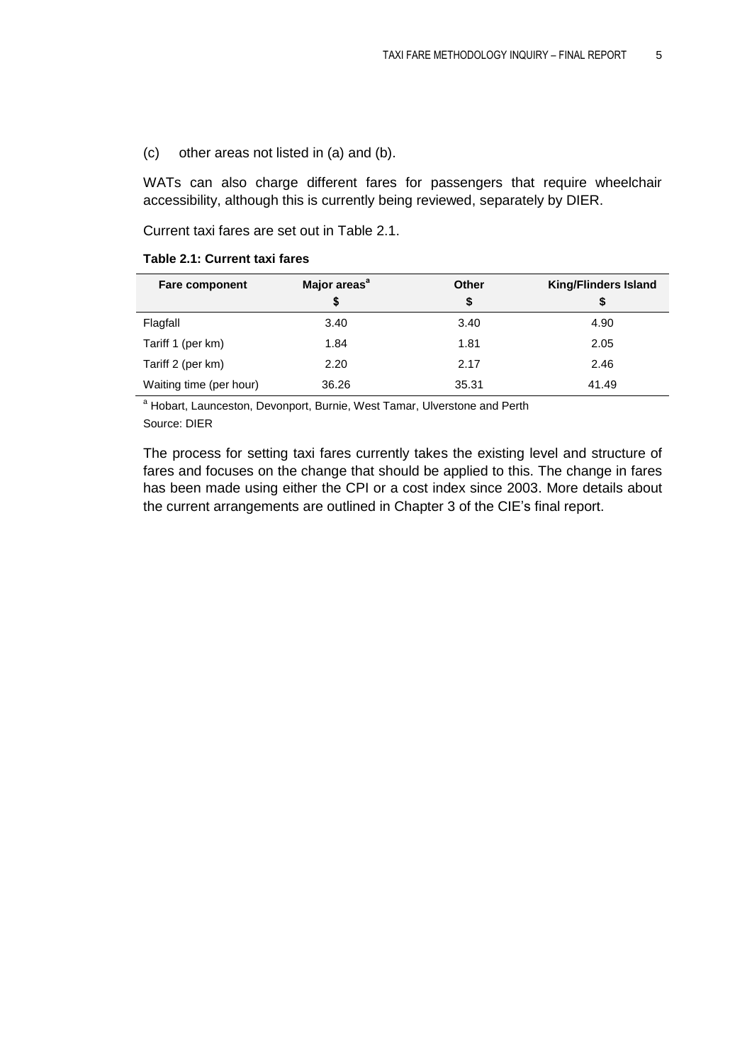(c) other areas not listed in (a) and (b).

WATs can also charge different fares for passengers that require wheelchair accessibility, although this is currently being reviewed, separately by DIER.

Current taxi fares are set out in Table 2.1.

**Table 2.1: Current taxi fares**

| Fare component | Major areas[a] $ | Other $ | King/Flinders Island $ |
|---|---|---|---|
| Flagfall | 3.40 | 3.40 | 4.90 |
| Tariff 1 (per km) | 1.84 | 1.81 | 2.05 |
| Tariff 2 (per km) | 2.20 | 2.17 | 2.46 |
| Waiting time (per hour) | 36.26 | 35.31 | 41.49 |

[a] Hobart, Launceston, Devonport, Burnie, West Tamar, Ulverstone and Perth

Source: DIER

The process for setting taxi fares currently takes the existing level and structure of fares and focuses on the change that should be applied to this. The change in fares has been made using either the CPI or a cost index since 2003. More details about the current arrangements are outlined in Chapter 3 of the CIE's final report.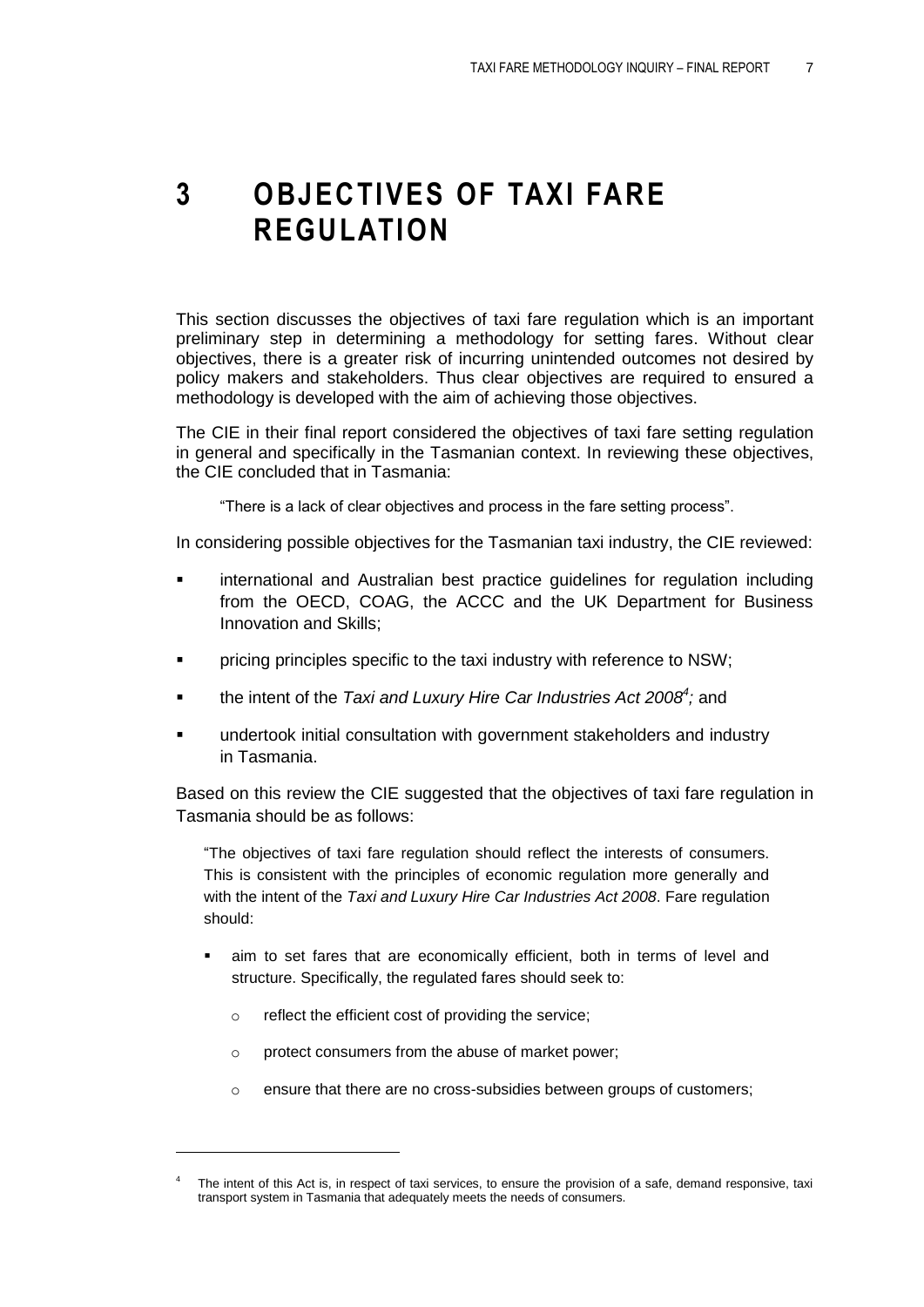# 3 OBJECTIVES OF TAXI FARE REGULATION

This section discusses the objectives of taxi fare regulation which is an important preliminary step in determining a methodology for setting fares. Without clear objectives, there is a greater risk of incurring unintended outcomes not desired by policy makers and stakeholders. Thus clear objectives are required to ensured a methodology is developed with the aim of achieving those objectives.

The CIE in their final report considered the objectives of taxi fare setting regulation in general and specifically in the Tasmanian context. In reviewing these objectives, the CIE concluded that in Tasmania:

> "There is a lack of clear objectives and process in the fare setting process".

In considering possible objectives for the Tasmanian taxi industry, the CIE reviewed:

- international and Australian best practice guidelines for regulation including from the OECD, COAG, the ACCC and the UK Department for Business Innovation and Skills;
- pricing principles specific to the taxi industry with reference to NSW;
- the intent of the *Taxi and Luxury Hire Car Industries Act 2008*[4]*;* and
- undertook initial consultation with government stakeholders and industry in Tasmania.

Based on this review the CIE suggested that the objectives of taxi fare regulation in Tasmania should be as follows:

> "The objectives of taxi fare regulation should reflect the interests of consumers. This is consistent with the principles of economic regulation more generally and with the intent of the *Taxi and Luxury Hire Car Industries Act 2008*. Fare regulation should:
>
> - aim to set fares that are economically efficient, both in terms of level and structure. Specifically, the regulated fares should seek to:
>   - reflect the efficient cost of providing the service;
>   - protect consumers from the abuse of market power;
>   - ensure that there are no cross-subsidies between groups of customers;

---

[4] The intent of this Act is, in respect of taxi services, to ensure the provision of a safe, demand responsive, taxi transport system in Tasmania that adequately meets the needs of consumers.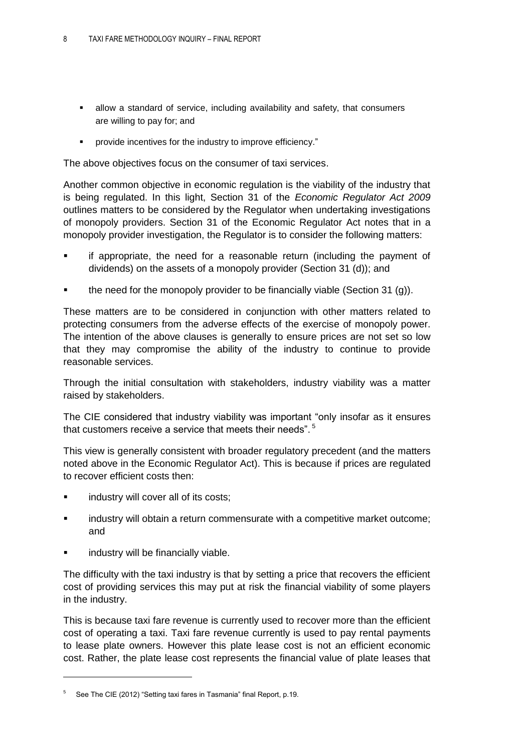- allow a standard of service, including availability and safety, that consumers are willing to pay for; and
- provide incentives for the industry to improve efficiency."

The above objectives focus on the consumer of taxi services.

Another common objective in economic regulation is the viability of the industry that is being regulated. In this light, Section 31 of the *Economic Regulator Act 2009* outlines matters to be considered by the Regulator when undertaking investigations of monopoly providers. Section 31 of the Economic Regulator Act notes that in a monopoly provider investigation, the Regulator is to consider the following matters:

- if appropriate, the need for a reasonable return (including the payment of dividends) on the assets of a monopoly provider (Section 31 (d)); and
- the need for the monopoly provider to be financially viable (Section 31 (g)).

These matters are to be considered in conjunction with other matters related to protecting consumers from the adverse effects of the exercise of monopoly power. The intention of the above clauses is generally to ensure prices are not set so low that they may compromise the ability of the industry to continue to provide reasonable services.

Through the initial consultation with stakeholders, industry viability was a matter raised by stakeholders.

The CIE considered that industry viability was important "only insofar as it ensures that customers receive a service that meets their needs".[5]

This view is generally consistent with broader regulatory precedent (and the matters noted above in the Economic Regulator Act). This is because if prices are regulated to recover efficient costs then:

- industry will cover all of its costs;
- industry will obtain a return commensurate with a competitive market outcome; and
- industry will be financially viable.

The difficulty with the taxi industry is that by setting a price that recovers the efficient cost of providing services this may put at risk the financial viability of some players in the industry.

This is because taxi fare revenue is currently used to recover more than the efficient cost of operating a taxi. Taxi fare revenue currently is used to pay rental payments to lease plate owners. However this plate lease cost is not an efficient economic cost. Rather, the plate lease cost represents the financial value of plate leases that

[5] See The CIE (2012) "Setting taxi fares in Tasmania" final Report, p.19.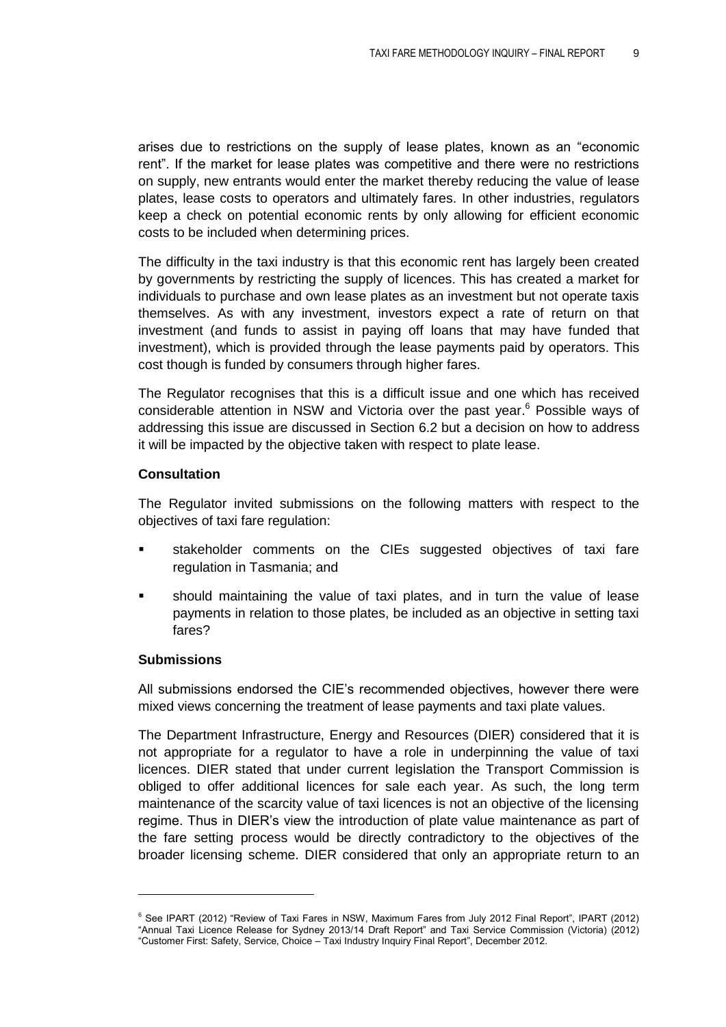arises due to restrictions on the supply of lease plates, known as an "economic rent". If the market for lease plates was competitive and there were no restrictions on supply, new entrants would enter the market thereby reducing the value of lease plates, lease costs to operators and ultimately fares. In other industries, regulators keep a check on potential economic rents by only allowing for efficient economic costs to be included when determining prices.

The difficulty in the taxi industry is that this economic rent has largely been created by governments by restricting the supply of licences. This has created a market for individuals to purchase and own lease plates as an investment but not operate taxis themselves. As with any investment, investors expect a rate of return on that investment (and funds to assist in paying off loans that may have funded that investment), which is provided through the lease payments paid by operators. This cost though is funded by consumers through higher fares.

The Regulator recognises that this is a difficult issue and one which has received considerable attention in NSW and Victoria over the past year.[6] Possible ways of addressing this issue are discussed in Section 6.2 but a decision on how to address it will be impacted by the objective taken with respect to plate lease.

**Consultation**

The Regulator invited submissions on the following matters with respect to the objectives of taxi fare regulation:

- stakeholder comments on the CIEs suggested objectives of taxi fare regulation in Tasmania; and
- should maintaining the value of taxi plates, and in turn the value of lease payments in relation to those plates, be included as an objective in setting taxi fares?

**Submissions**

All submissions endorsed the CIE's recommended objectives, however there were mixed views concerning the treatment of lease payments and taxi plate values.

The Department Infrastructure, Energy and Resources (DIER) considered that it is not appropriate for a regulator to have a role in underpinning the value of taxi licences. DIER stated that under current legislation the Transport Commission is obliged to offer additional licences for sale each year. As such, the long term maintenance of the scarcity value of taxi licences is not an objective of the licensing regime. Thus in DIER's view the introduction of plate value maintenance as part of the fare setting process would be directly contradictory to the objectives of the broader licensing scheme. DIER considered that only an appropriate return to an

[6] See IPART (2012) "Review of Taxi Fares in NSW, Maximum Fares from July 2012 Final Report", IPART (2012) "Annual Taxi Licence Release for Sydney 2013/14 Draft Report" and Taxi Service Commission (Victoria) (2012) "Customer First: Safety, Service, Choice – Taxi Industry Inquiry Final Report", December 2012.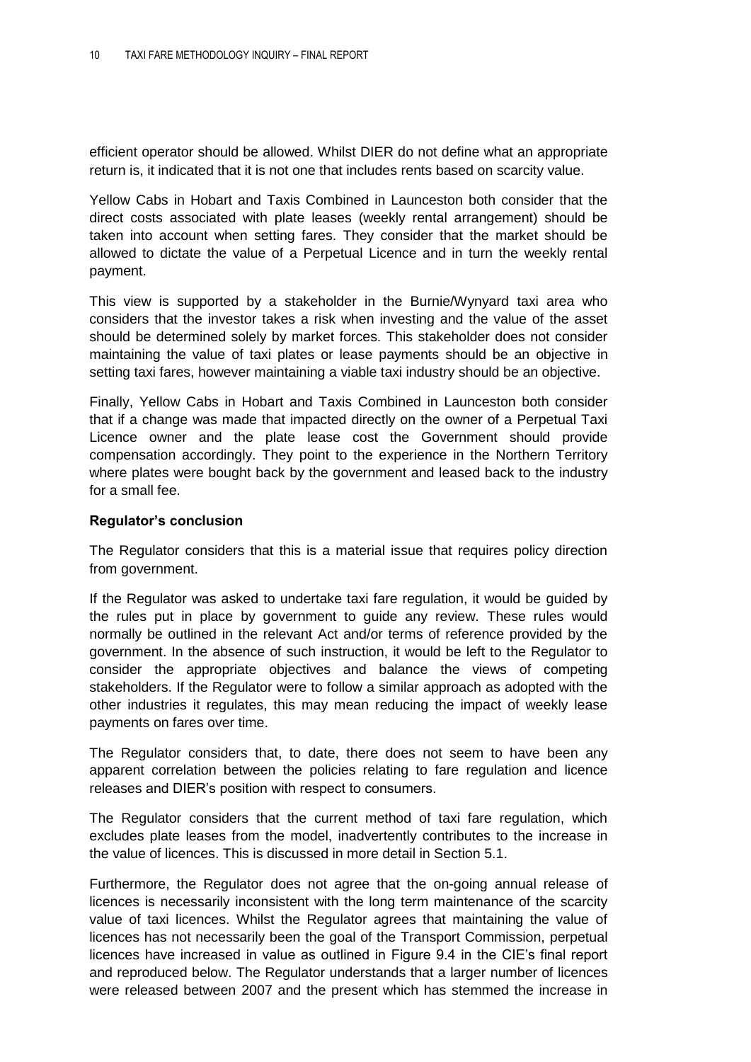efficient operator should be allowed. Whilst DIER do not define what an appropriate return is, it indicated that it is not one that includes rents based on scarcity value.

Yellow Cabs in Hobart and Taxis Combined in Launceston both consider that the direct costs associated with plate leases (weekly rental arrangement) should be taken into account when setting fares. They consider that the market should be allowed to dictate the value of a Perpetual Licence and in turn the weekly rental payment.

This view is supported by a stakeholder in the Burnie/Wynyard taxi area who considers that the investor takes a risk when investing and the value of the asset should be determined solely by market forces. This stakeholder does not consider maintaining the value of taxi plates or lease payments should be an objective in setting taxi fares, however maintaining a viable taxi industry should be an objective.

Finally, Yellow Cabs in Hobart and Taxis Combined in Launceston both consider that if a change was made that impacted directly on the owner of a Perpetual Taxi Licence owner and the plate lease cost the Government should provide compensation accordingly. They point to the experience in the Northern Territory where plates were bought back by the government and leased back to the industry for a small fee.

**Regulator's conclusion**

The Regulator considers that this is a material issue that requires policy direction from government.

If the Regulator was asked to undertake taxi fare regulation, it would be guided by the rules put in place by government to guide any review. These rules would normally be outlined in the relevant Act and/or terms of reference provided by the government. In the absence of such instruction, it would be left to the Regulator to consider the appropriate objectives and balance the views of competing stakeholders. If the Regulator were to follow a similar approach as adopted with the other industries it regulates, this may mean reducing the impact of weekly lease payments on fares over time.

The Regulator considers that, to date, there does not seem to have been any apparent correlation between the policies relating to fare regulation and licence releases and DIER's position with respect to consumers.

The Regulator considers that the current method of taxi fare regulation, which excludes plate leases from the model, inadvertently contributes to the increase in the value of licences. This is discussed in more detail in Section 5.1.

Furthermore, the Regulator does not agree that the on-going annual release of licences is necessarily inconsistent with the long term maintenance of the scarcity value of taxi licences. Whilst the Regulator agrees that maintaining the value of licences has not necessarily been the goal of the Transport Commission, perpetual licences have increased in value as outlined in Figure 9.4 in the CIE's final report and reproduced below. The Regulator understands that a larger number of licences were released between 2007 and the present which has stemmed the increase in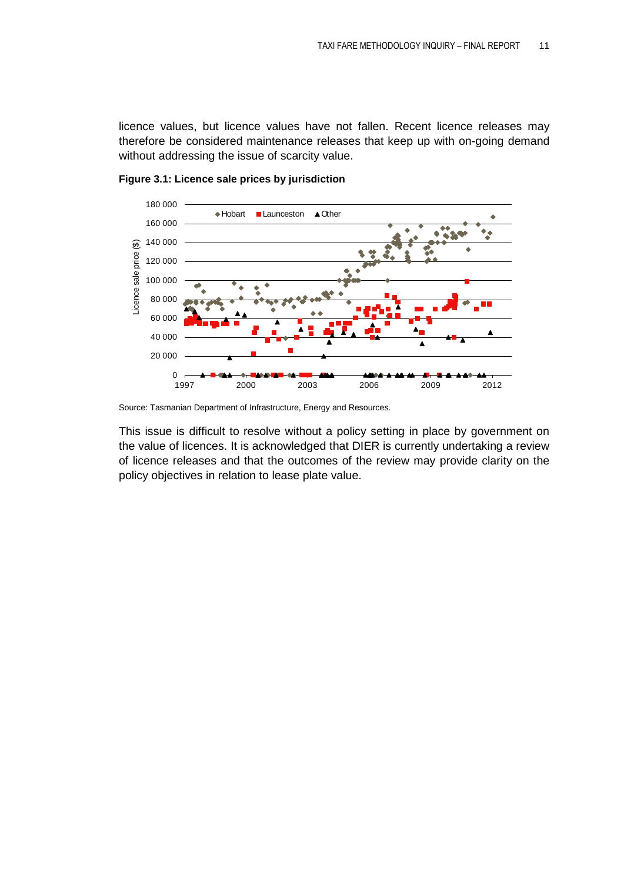licence values, but licence values have not fallen. Recent licence releases may therefore be considered maintenance releases that keep up with on-going demand without addressing the issue of scarcity value.

**Figure 3.1: Licence sale prices by jurisdiction**

Hobart
Launceston
Other

Licence sale price ($)

180 000
160 000
140 000
120 000
100 000
80 000
60 000
40 000
20 000
0

1997
2000
2003
2006
2009
2012

Source: Tasmanian Department of Infrastructure, Energy and Resources.

This issue is difficult to resolve without a policy setting in place by government on the value of licences. It is acknowledged that DIER is currently undertaking a review of licence releases and that the outcomes of the review may provide clarity on the policy objectives in relation to lease plate value.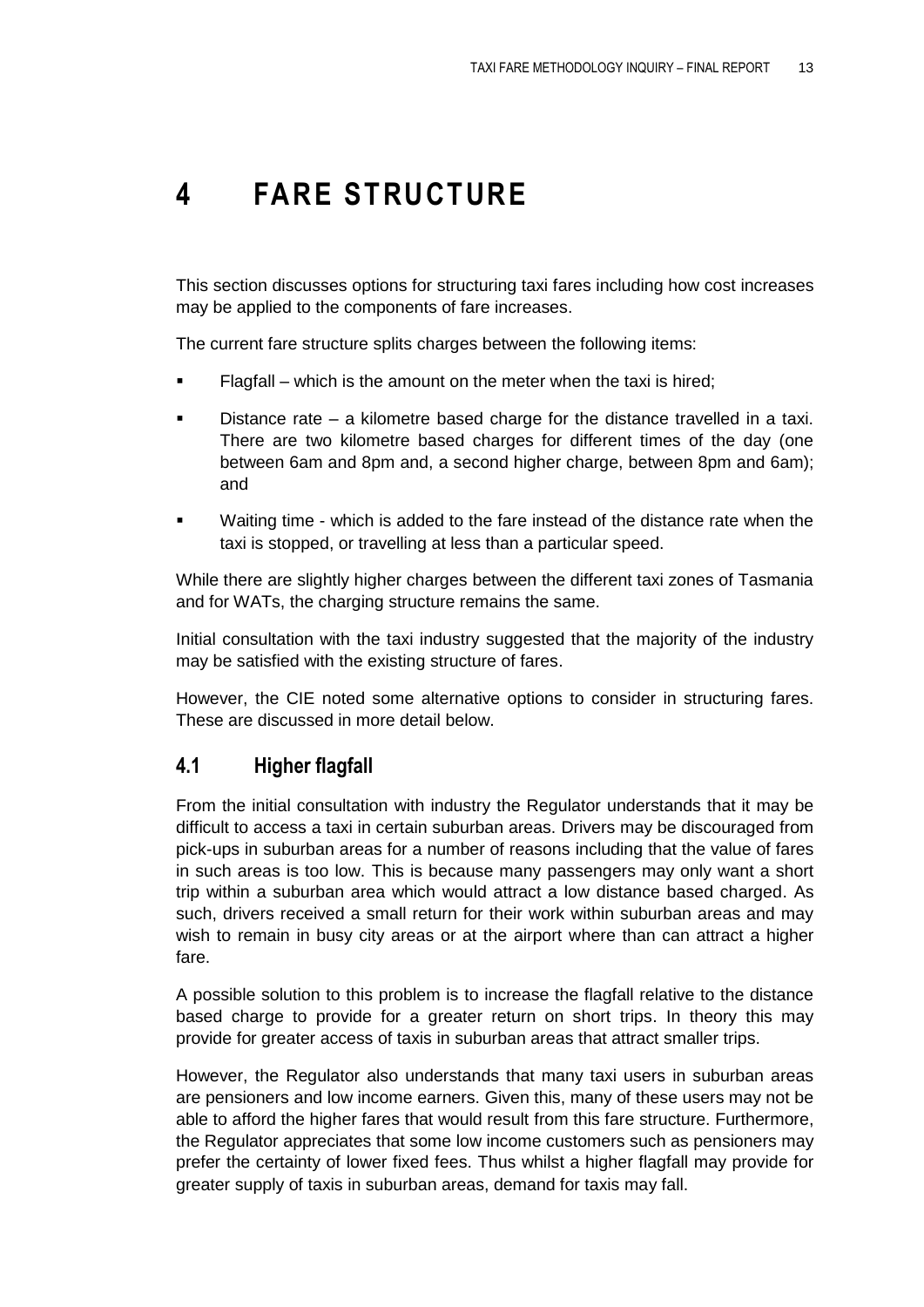# 4 FARE STRUCTURE

This section discusses options for structuring taxi fares including how cost increases may be applied to the components of fare increases.

The current fare structure splits charges between the following items:

- Flagfall – which is the amount on the meter when the taxi is hired;
- Distance rate – a kilometre based charge for the distance travelled in a taxi. There are two kilometre based charges for different times of the day (one between 6am and 8pm and, a second higher charge, between 8pm and 6am); and
- Waiting time - which is added to the fare instead of the distance rate when the taxi is stopped, or travelling at less than a particular speed.

While there are slightly higher charges between the different taxi zones of Tasmania and for WATs, the charging structure remains the same.

Initial consultation with the taxi industry suggested that the majority of the industry may be satisfied with the existing structure of fares.

However, the CIE noted some alternative options to consider in structuring fares. These are discussed in more detail below.

## 4.1 Higher flagfall

From the initial consultation with industry the Regulator understands that it may be difficult to access a taxi in certain suburban areas. Drivers may be discouraged from pick-ups in suburban areas for a number of reasons including that the value of fares in such areas is too low. This is because many passengers may only want a short trip within a suburban area which would attract a low distance based charged. As such, drivers received a small return for their work within suburban areas and may wish to remain in busy city areas or at the airport where than can attract a higher fare.

A possible solution to this problem is to increase the flagfall relative to the distance based charge to provide for a greater return on short trips. In theory this may provide for greater access of taxis in suburban areas that attract smaller trips.

However, the Regulator also understands that many taxi users in suburban areas are pensioners and low income earners. Given this, many of these users may not be able to afford the higher fares that would result from this fare structure. Furthermore, the Regulator appreciates that some low income customers such as pensioners may prefer the certainty of lower fixed fees. Thus whilst a higher flagfall may provide for greater supply of taxis in suburban areas, demand for taxis may fall.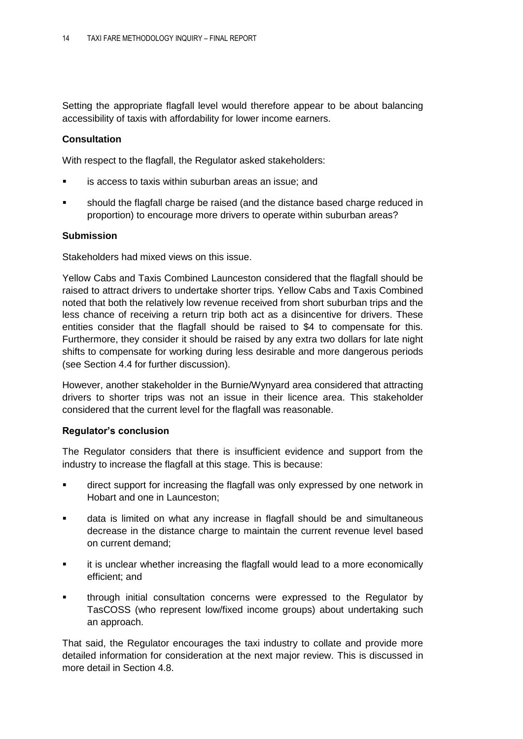Setting the appropriate flagfall level would therefore appear to be about balancing accessibility of taxis with affordability for lower income earners.

**Consultation**

With respect to the flagfall, the Regulator asked stakeholders:

- is access to taxis within suburban areas an issue; and
- should the flagfall charge be raised (and the distance based charge reduced in proportion) to encourage more drivers to operate within suburban areas?

**Submission**

Stakeholders had mixed views on this issue.

Yellow Cabs and Taxis Combined Launceston considered that the flagfall should be raised to attract drivers to undertake shorter trips. Yellow Cabs and Taxis Combined noted that both the relatively low revenue received from short suburban trips and the less chance of receiving a return trip both act as a disincentive for drivers. These entities consider that the flagfall should be raised to $4 to compensate for this. Furthermore, they consider it should be raised by any extra two dollars for late night shifts to compensate for working during less desirable and more dangerous periods (see Section 4.4 for further discussion).

However, another stakeholder in the Burnie/Wynyard area considered that attracting drivers to shorter trips was not an issue in their licence area. This stakeholder considered that the current level for the flagfall was reasonable.

**Regulator's conclusion**

The Regulator considers that there is insufficient evidence and support from the industry to increase the flagfall at this stage. This is because:

- direct support for increasing the flagfall was only expressed by one network in Hobart and one in Launceston;
- data is limited on what any increase in flagfall should be and simultaneous decrease in the distance charge to maintain the current revenue level based on current demand;
- it is unclear whether increasing the flagfall would lead to a more economically efficient; and
- through initial consultation concerns were expressed to the Regulator by TasCOSS (who represent low/fixed income groups) about undertaking such an approach.

That said, the Regulator encourages the taxi industry to collate and provide more detailed information for consideration at the next major review. This is discussed in more detail in Section 4.8.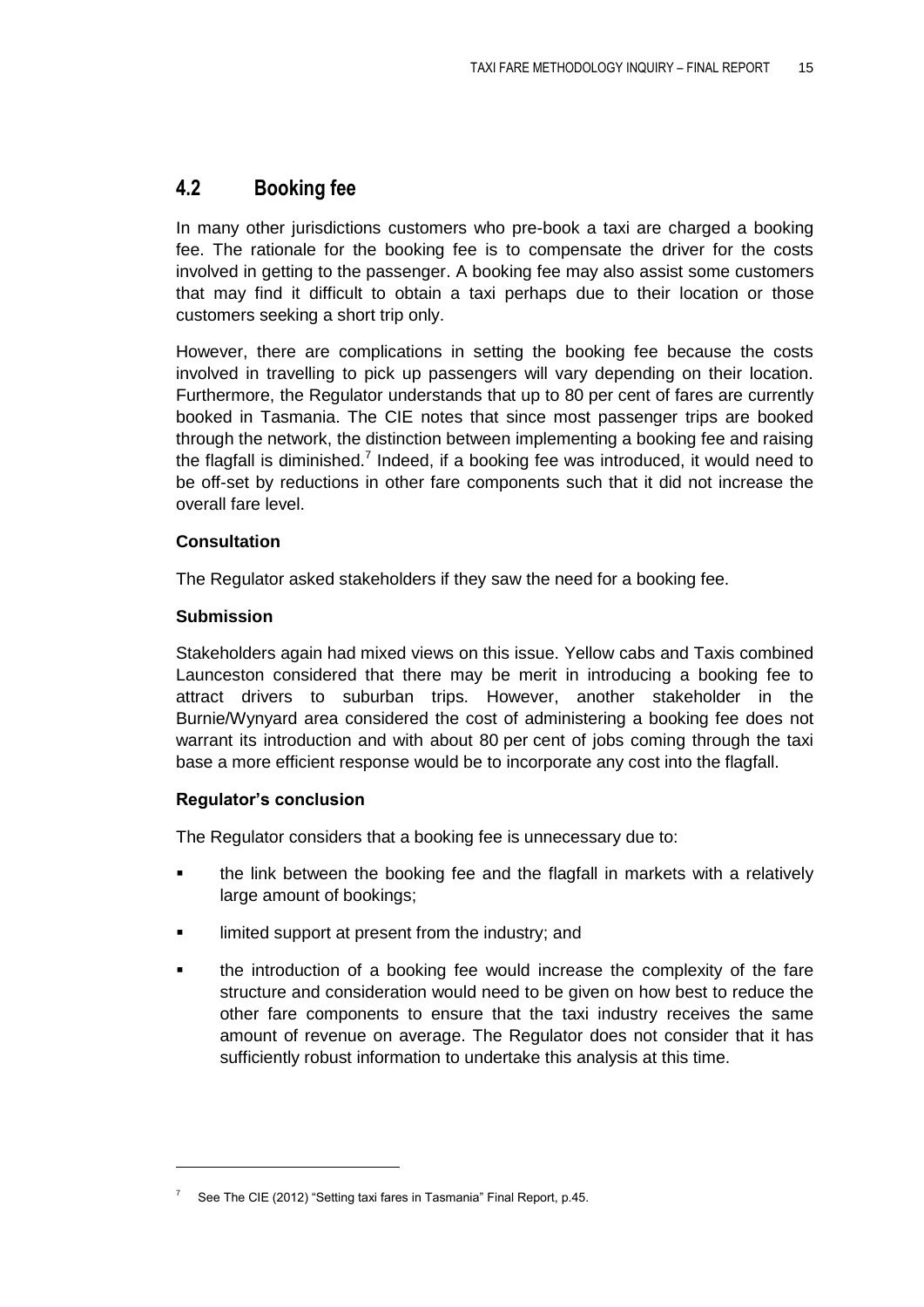## 4.2 Booking fee

In many other jurisdictions customers who pre-book a taxi are charged a booking fee. The rationale for the booking fee is to compensate the driver for the costs involved in getting to the passenger. A booking fee may also assist some customers that may find it difficult to obtain a taxi perhaps due to their location or those customers seeking a short trip only.

However, there are complications in setting the booking fee because the costs involved in travelling to pick up passengers will vary depending on their location. Furthermore, the Regulator understands that up to 80 per cent of fares are currently booked in Tasmania. The CIE notes that since most passenger trips are booked through the network, the distinction between implementing a booking fee and raising the flagfall is diminished.[7] Indeed, if a booking fee was introduced, it would need to be off-set by reductions in other fare components such that it did not increase the overall fare level.

**Consultation**

The Regulator asked stakeholders if they saw the need for a booking fee.

**Submission**

Stakeholders again had mixed views on this issue. Yellow cabs and Taxis combined Launceston considered that there may be merit in introducing a booking fee to attract drivers to suburban trips. However, another stakeholder in the Burnie/Wynyard area considered the cost of administering a booking fee does not warrant its introduction and with about 80 per cent of jobs coming through the taxi base a more efficient response would be to incorporate any cost into the flagfall.

**Regulator's conclusion**

The Regulator considers that a booking fee is unnecessary due to:

- the link between the booking fee and the flagfall in markets with a relatively large amount of bookings;
- limited support at present from the industry; and
- the introduction of a booking fee would increase the complexity of the fare structure and consideration would need to be given on how best to reduce the other fare components to ensure that the taxi industry receives the same amount of revenue on average. The Regulator does not consider that it has sufficiently robust information to undertake this analysis at this time.

[7] See The CIE (2012) "Setting taxi fares in Tasmania" Final Report, p.45.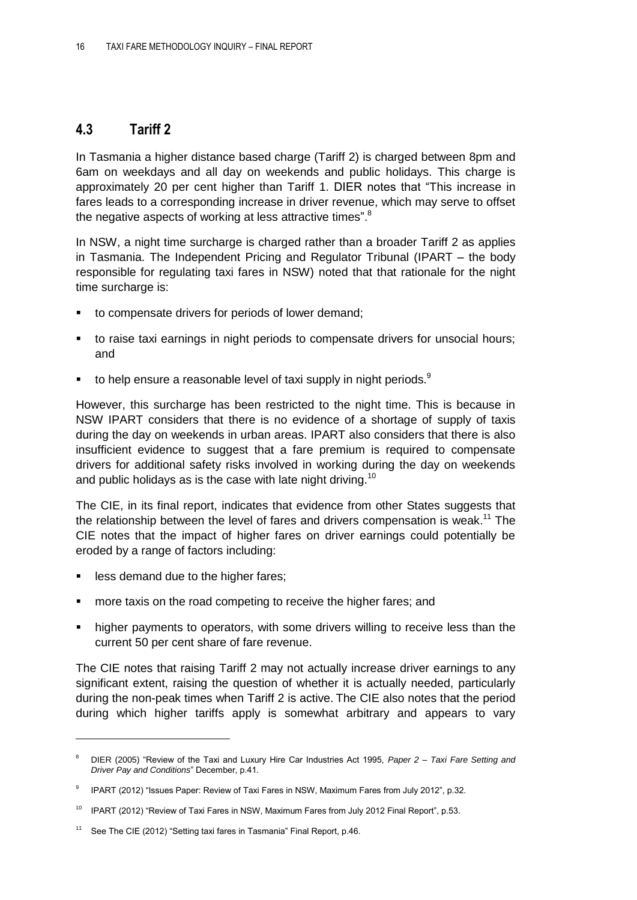## 4.3 Tariff 2

In Tasmania a higher distance based charge (Tariff 2) is charged between 8pm and 6am on weekdays and all day on weekends and public holidays. This charge is approximately 20 per cent higher than Tariff 1. DIER notes that "This increase in fares leads to a corresponding increase in driver revenue, which may serve to offset the negative aspects of working at less attractive times".[8]

In NSW, a night time surcharge is charged rather than a broader Tariff 2 as applies in Tasmania. The Independent Pricing and Regulator Tribunal (IPART – the body responsible for regulating taxi fares in NSW) noted that that rationale for the night time surcharge is:

- to compensate drivers for periods of lower demand;
- to raise taxi earnings in night periods to compensate drivers for unsocial hours; and
- to help ensure a reasonable level of taxi supply in night periods.[9]

However, this surcharge has been restricted to the night time. This is because in NSW IPART considers that there is no evidence of a shortage of supply of taxis during the day on weekends in urban areas. IPART also considers that there is also insufficient evidence to suggest that a fare premium is required to compensate drivers for additional safety risks involved in working during the day on weekends and public holidays as is the case with late night driving.[10]

The CIE, in its final report, indicates that evidence from other States suggests that the relationship between the level of fares and drivers compensation is weak.[11] The CIE notes that the impact of higher fares on driver earnings could potentially be eroded by a range of factors including:

- less demand due to the higher fares;
- more taxis on the road competing to receive the higher fares; and
- higher payments to operators, with some drivers willing to receive less than the current 50 per cent share of fare revenue.

The CIE notes that raising Tariff 2 may not actually increase driver earnings to any significant extent, raising the question of whether it is actually needed, particularly during the non-peak times when Tariff 2 is active. The CIE also notes that the period during which higher tariffs apply is somewhat arbitrary and appears to vary

---

[8] DIER (2005) "Review of the Taxi and Luxury Hire Car Industries Act 1995, *Paper 2 – Taxi Fare Setting and Driver Pay and Conditions*" December, p.41.

[9] IPART (2012) "Issues Paper: Review of Taxi Fares in NSW, Maximum Fares from July 2012", p.32.

[10] IPART (2012) "Review of Taxi Fares in NSW, Maximum Fares from July 2012 Final Report", p.53.

[11] See The CIE (2012) "Setting taxi fares in Tasmania" Final Report, p.46.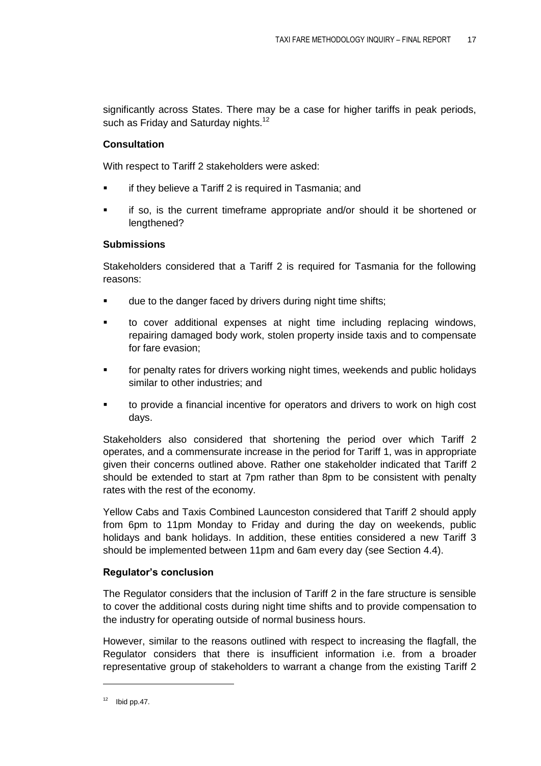significantly across States. There may be a case for higher tariffs in peak periods, such as Friday and Saturday nights.[12]

**Consultation**

With respect to Tariff 2 stakeholders were asked:

- if they believe a Tariff 2 is required in Tasmania; and
- if so, is the current timeframe appropriate and/or should it be shortened or lengthened?

**Submissions**

Stakeholders considered that a Tariff 2 is required for Tasmania for the following reasons:

- due to the danger faced by drivers during night time shifts;
- to cover additional expenses at night time including replacing windows, repairing damaged body work, stolen property inside taxis and to compensate for fare evasion;
- for penalty rates for drivers working night times, weekends and public holidays similar to other industries; and
- to provide a financial incentive for operators and drivers to work on high cost days.

Stakeholders also considered that shortening the period over which Tariff 2 operates, and a commensurate increase in the period for Tariff 1, was in appropriate given their concerns outlined above. Rather one stakeholder indicated that Tariff 2 should be extended to start at 7pm rather than 8pm to be consistent with penalty rates with the rest of the economy.

Yellow Cabs and Taxis Combined Launceston considered that Tariff 2 should apply from 6pm to 11pm Monday to Friday and during the day on weekends, public holidays and bank holidays. In addition, these entities considered a new Tariff 3 should be implemented between 11pm and 6am every day (see Section 4.4).

**Regulator's conclusion**

The Regulator considers that the inclusion of Tariff 2 in the fare structure is sensible to cover the additional costs during night time shifts and to provide compensation to the industry for operating outside of normal business hours.

However, similar to the reasons outlined with respect to increasing the flagfall, the Regulator considers that there is insufficient information i.e. from a broader representative group of stakeholders to warrant a change from the existing Tariff 2

[12] Ibid pp.47.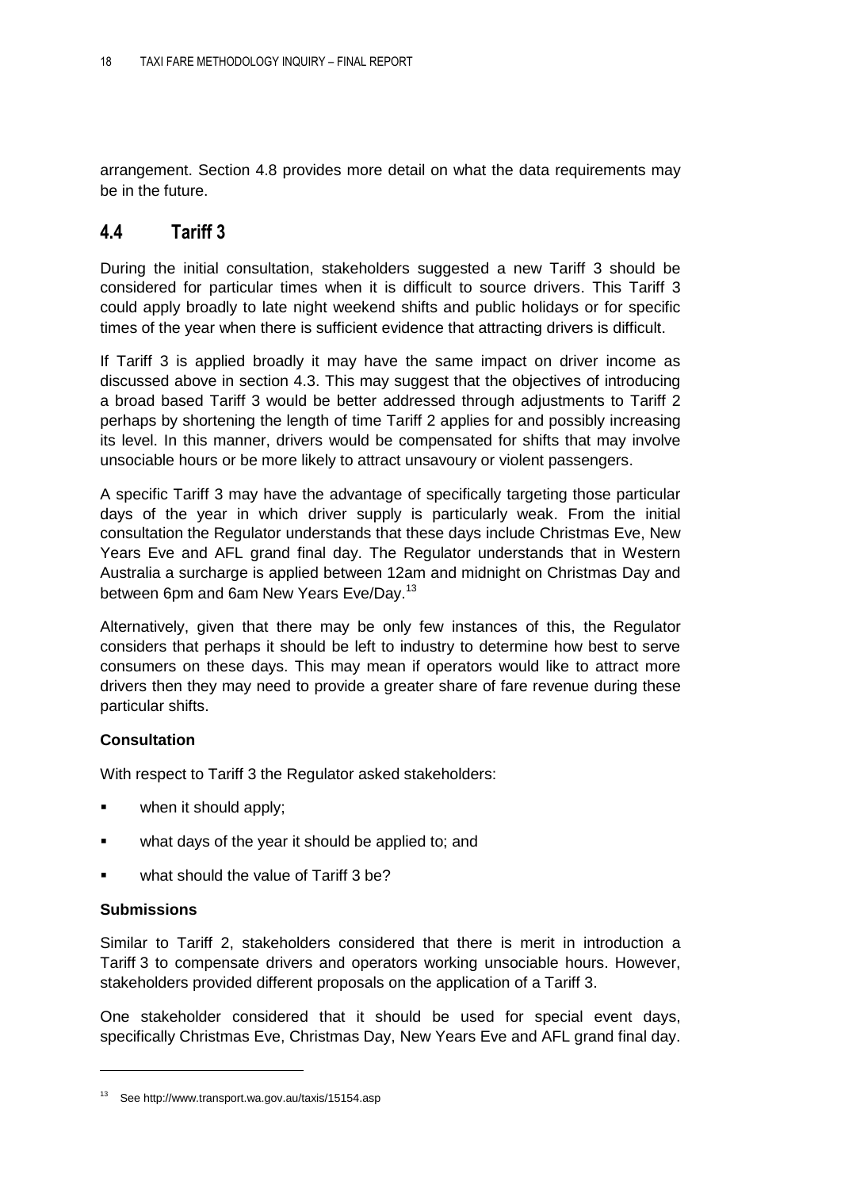arrangement. Section 4.8 provides more detail on what the data requirements may be in the future.

## 4.4 Tariff 3

During the initial consultation, stakeholders suggested a new Tariff 3 should be considered for particular times when it is difficult to source drivers. This Tariff 3 could apply broadly to late night weekend shifts and public holidays or for specific times of the year when there is sufficient evidence that attracting drivers is difficult.

If Tariff 3 is applied broadly it may have the same impact on driver income as discussed above in section 4.3. This may suggest that the objectives of introducing a broad based Tariff 3 would be better addressed through adjustments to Tariff 2 perhaps by shortening the length of time Tariff 2 applies for and possibly increasing its level. In this manner, drivers would be compensated for shifts that may involve unsociable hours or be more likely to attract unsavoury or violent passengers.

A specific Tariff 3 may have the advantage of specifically targeting those particular days of the year in which driver supply is particularly weak. From the initial consultation the Regulator understands that these days include Christmas Eve, New Years Eve and AFL grand final day. The Regulator understands that in Western Australia a surcharge is applied between 12am and midnight on Christmas Day and between 6pm and 6am New Years Eve/Day.[13]

Alternatively, given that there may be only few instances of this, the Regulator considers that perhaps it should be left to industry to determine how best to serve consumers on these days. This may mean if operators would like to attract more drivers then they may need to provide a greater share of fare revenue during these particular shifts.

**Consultation**

With respect to Tariff 3 the Regulator asked stakeholders:

- when it should apply;
- what days of the year it should be applied to; and
- what should the value of Tariff 3 be?

**Submissions**

Similar to Tariff 2, stakeholders considered that there is merit in introduction a Tariff 3 to compensate drivers and operators working unsociable hours. However, stakeholders provided different proposals on the application of a Tariff 3.

One stakeholder considered that it should be used for special event days, specifically Christmas Eve, Christmas Day, New Years Eve and AFL grand final day.

---

[13] See http://www.transport.wa.gov.au/taxis/15154.asp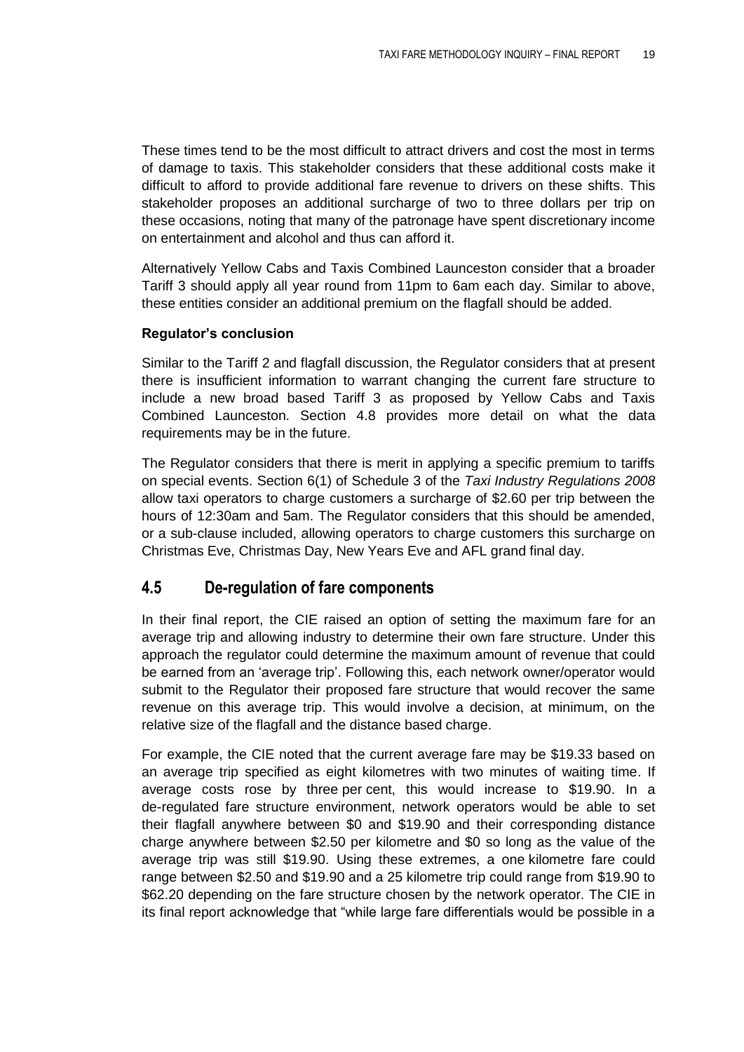These times tend to be the most difficult to attract drivers and cost the most in terms of damage to taxis. This stakeholder considers that these additional costs make it difficult to afford to provide additional fare revenue to drivers on these shifts. This stakeholder proposes an additional surcharge of two to three dollars per trip on these occasions, noting that many of the patronage have spent discretionary income on entertainment and alcohol and thus can afford it.

Alternatively Yellow Cabs and Taxis Combined Launceston consider that a broader Tariff 3 should apply all year round from 11pm to 6am each day. Similar to above, these entities consider an additional premium on the flagfall should be added.

**Regulator's conclusion**

Similar to the Tariff 2 and flagfall discussion, the Regulator considers that at present there is insufficient information to warrant changing the current fare structure to include a new broad based Tariff 3 as proposed by Yellow Cabs and Taxis Combined Launceston. Section 4.8 provides more detail on what the data requirements may be in the future.

The Regulator considers that there is merit in applying a specific premium to tariffs on special events. Section 6(1) of Schedule 3 of the *Taxi Industry Regulations 2008* allow taxi operators to charge customers a surcharge of $2.60 per trip between the hours of 12:30am and 5am. The Regulator considers that this should be amended, or a sub-clause included, allowing operators to charge customers this surcharge on Christmas Eve, Christmas Day, New Years Eve and AFL grand final day.

## 4.5 De-regulation of fare components

In their final report, the CIE raised an option of setting the maximum fare for an average trip and allowing industry to determine their own fare structure. Under this approach the regulator could determine the maximum amount of revenue that could be earned from an 'average trip'. Following this, each network owner/operator would submit to the Regulator their proposed fare structure that would recover the same revenue on this average trip. This would involve a decision, at minimum, on the relative size of the flagfall and the distance based charge.

For example, the CIE noted that the current average fare may be $19.33 based on an average trip specified as eight kilometres with two minutes of waiting time. If average costs rose by three per cent, this would increase to $19.90. In a de-regulated fare structure environment, network operators would be able to set their flagfall anywhere between $0 and $19.90 and their corresponding distance charge anywhere between $2.50 per kilometre and $0 so long as the value of the average trip was still $19.90. Using these extremes, a one kilometre fare could range between $2.50 and $19.90 and a 25 kilometre trip could range from $19.90 to $62.20 depending on the fare structure chosen by the network operator. The CIE in its final report acknowledge that "while large fare differentials would be possible in a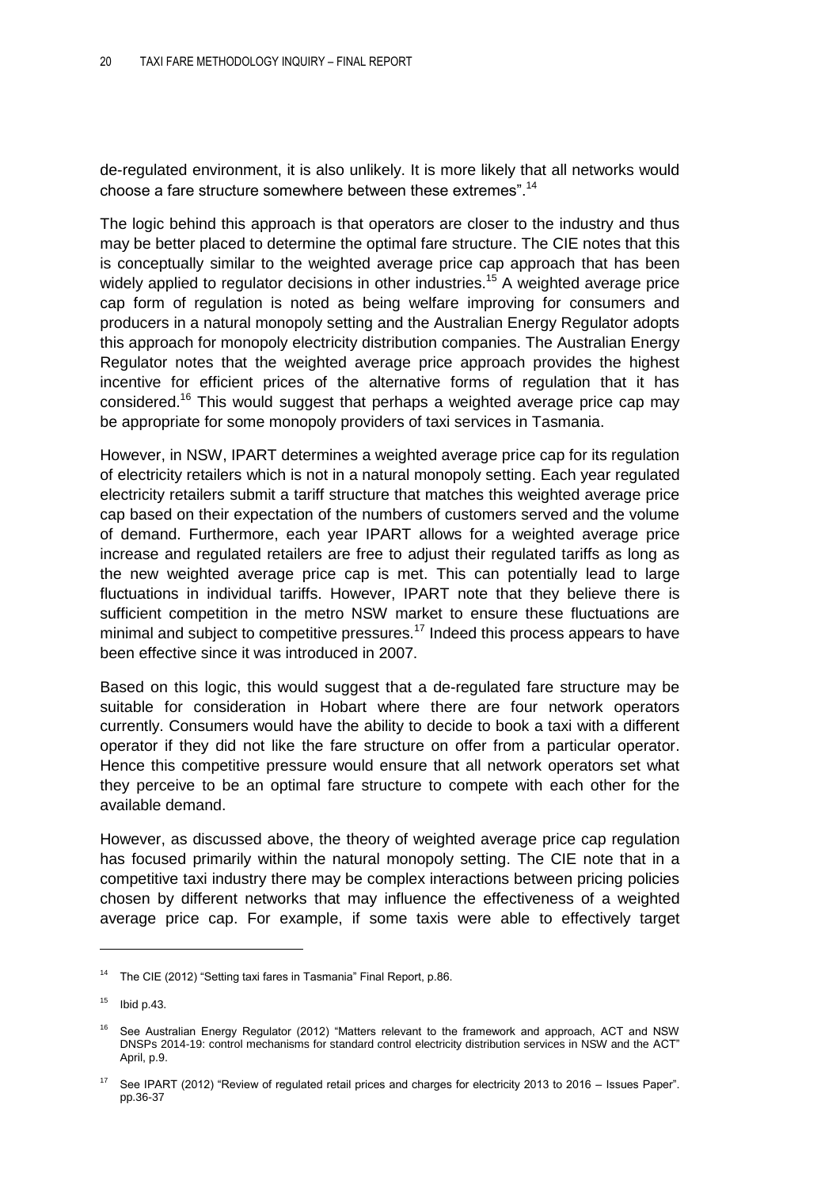de-regulated environment, it is also unlikely. It is more likely that all networks would choose a fare structure somewhere between these extremes".[14]

The logic behind this approach is that operators are closer to the industry and thus may be better placed to determine the optimal fare structure. The CIE notes that this is conceptually similar to the weighted average price cap approach that has been widely applied to regulator decisions in other industries.[15] A weighted average price cap form of regulation is noted as being welfare improving for consumers and producers in a natural monopoly setting and the Australian Energy Regulator adopts this approach for monopoly electricity distribution companies. The Australian Energy Regulator notes that the weighted average price approach provides the highest incentive for efficient prices of the alternative forms of regulation that it has considered.[16] This would suggest that perhaps a weighted average price cap may be appropriate for some monopoly providers of taxi services in Tasmania.

However, in NSW, IPART determines a weighted average price cap for its regulation of electricity retailers which is not in a natural monopoly setting. Each year regulated electricity retailers submit a tariff structure that matches this weighted average price cap based on their expectation of the numbers of customers served and the volume of demand. Furthermore, each year IPART allows for a weighted average price increase and regulated retailers are free to adjust their regulated tariffs as long as the new weighted average price cap is met. This can potentially lead to large fluctuations in individual tariffs. However, IPART note that they believe there is sufficient competition in the metro NSW market to ensure these fluctuations are minimal and subject to competitive pressures.[17] Indeed this process appears to have been effective since it was introduced in 2007.

Based on this logic, this would suggest that a de-regulated fare structure may be suitable for consideration in Hobart where there are four network operators currently. Consumers would have the ability to decide to book a taxi with a different operator if they did not like the fare structure on offer from a particular operator. Hence this competitive pressure would ensure that all network operators set what they perceive to be an optimal fare structure to compete with each other for the available demand.

However, as discussed above, the theory of weighted average price cap regulation has focused primarily within the natural monopoly setting. The CIE note that in a competitive taxi industry there may be complex interactions between pricing policies chosen by different networks that may influence the effectiveness of a weighted average price cap. For example, if some taxis were able to effectively target

[14] The CIE (2012) "Setting taxi fares in Tasmania" Final Report, p.86.

[15] Ibid p.43.

[16] See Australian Energy Regulator (2012) "Matters relevant to the framework and approach, ACT and NSW DNSPs 2014-19: control mechanisms for standard control electricity distribution services in NSW and the ACT" April, p.9.

[17] See IPART (2012) "Review of regulated retail prices and charges for electricity 2013 to 2016 – Issues Paper". pp.36-37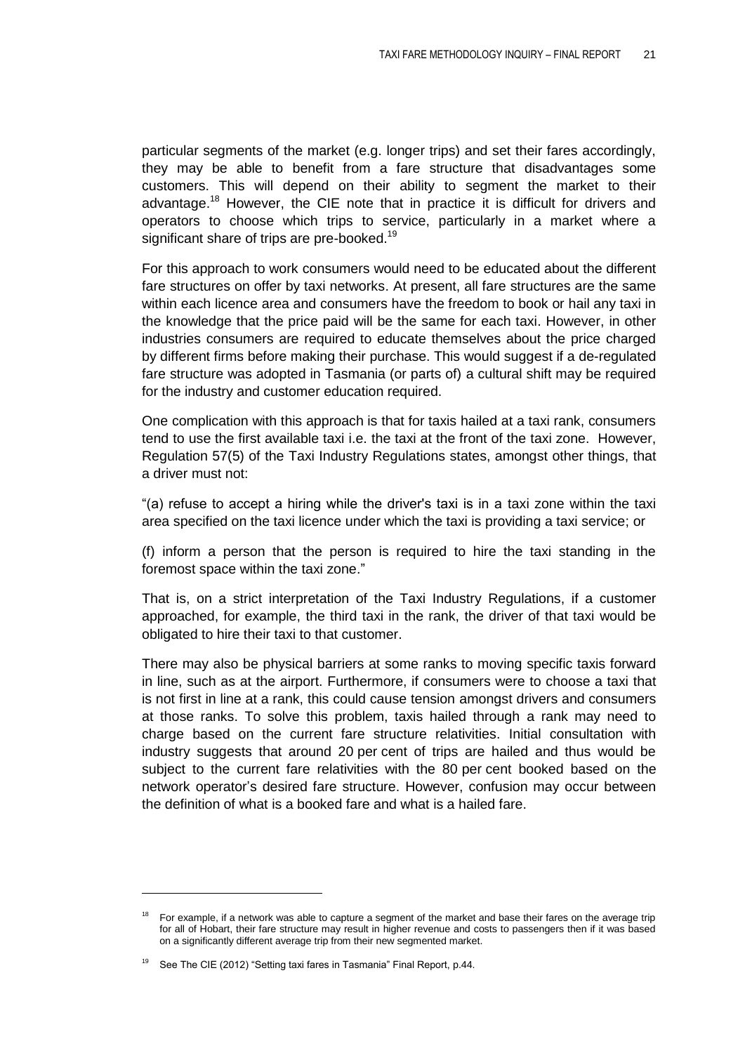particular segments of the market (e.g. longer trips) and set their fares accordingly, they may be able to benefit from a fare structure that disadvantages some customers. This will depend on their ability to segment the market to their advantage.[18] However, the CIE note that in practice it is difficult for drivers and operators to choose which trips to service, particularly in a market where a significant share of trips are pre-booked.[19]

For this approach to work consumers would need to be educated about the different fare structures on offer by taxi networks. At present, all fare structures are the same within each licence area and consumers have the freedom to book or hail any taxi in the knowledge that the price paid will be the same for each taxi. However, in other industries consumers are required to educate themselves about the price charged by different firms before making their purchase. This would suggest if a de-regulated fare structure was adopted in Tasmania (or parts of) a cultural shift may be required for the industry and customer education required.

One complication with this approach is that for taxis hailed at a taxi rank, consumers tend to use the first available taxi i.e. the taxi at the front of the taxi zone. However, Regulation 57(5) of the Taxi Industry Regulations states, amongst other things, that a driver must not:

"(a) refuse to accept a hiring while the driver's taxi is in a taxi zone within the taxi area specified on the taxi licence under which the taxi is providing a taxi service; or

(f) inform a person that the person is required to hire the taxi standing in the foremost space within the taxi zone."

That is, on a strict interpretation of the Taxi Industry Regulations, if a customer approached, for example, the third taxi in the rank, the driver of that taxi would be obligated to hire their taxi to that customer.

There may also be physical barriers at some ranks to moving specific taxis forward in line, such as at the airport. Furthermore, if consumers were to choose a taxi that is not first in line at a rank, this could cause tension amongst drivers and consumers at those ranks. To solve this problem, taxis hailed through a rank may need to charge based on the current fare structure relativities. Initial consultation with industry suggests that around 20 per cent of trips are hailed and thus would be subject to the current fare relativities with the 80 per cent booked based on the network operator's desired fare structure. However, confusion may occur between the definition of what is a booked fare and what is a hailed fare.

[18] For example, if a network was able to capture a segment of the market and base their fares on the average trip for all of Hobart, their fare structure may result in higher revenue and costs to passengers then if it was based on a significantly different average trip from their new segmented market.

[19] See The CIE (2012) "Setting taxi fares in Tasmania" Final Report, p.44.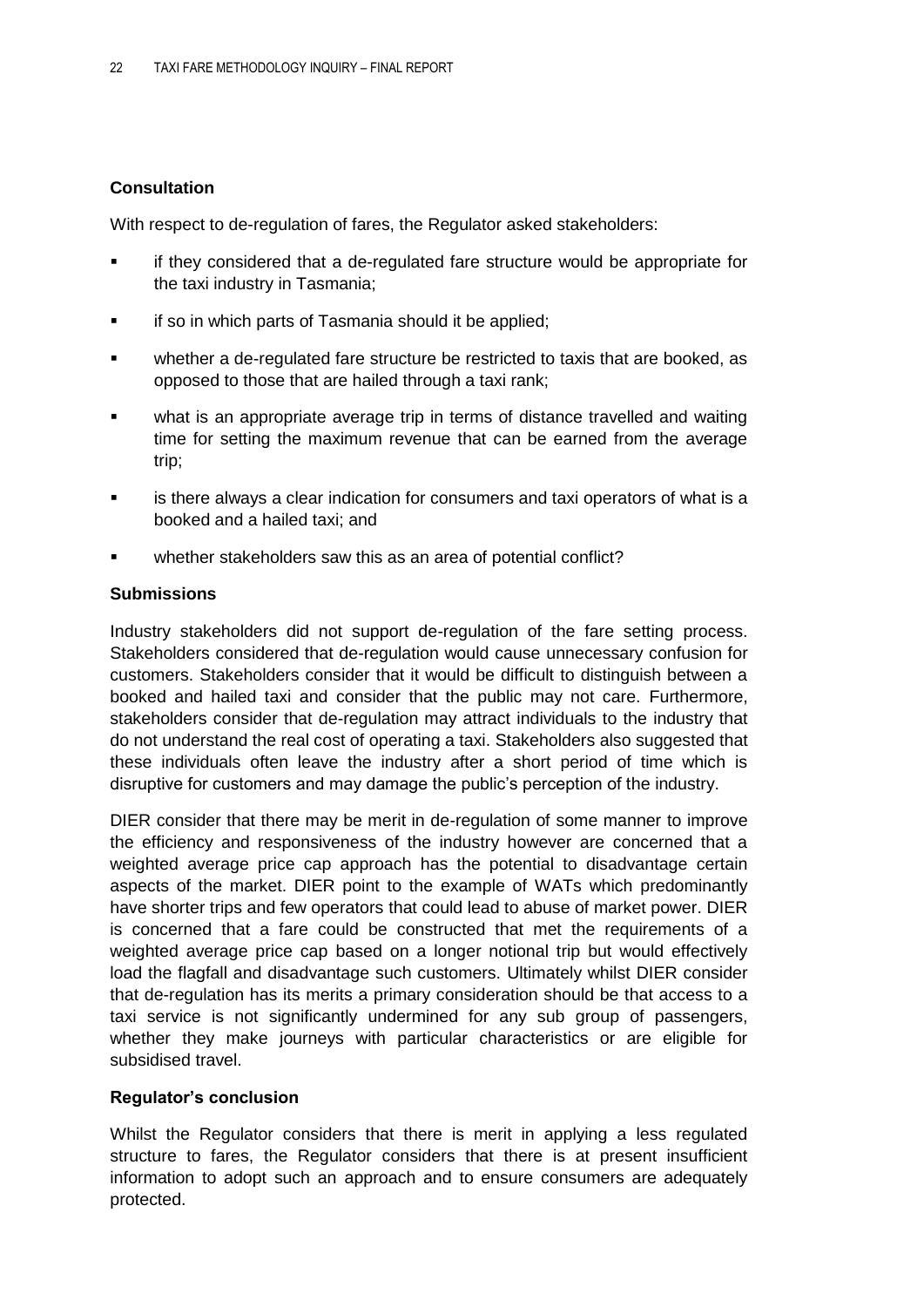**Consultation**

With respect to de-regulation of fares, the Regulator asked stakeholders:

- if they considered that a de-regulated fare structure would be appropriate for the taxi industry in Tasmania;
- if so in which parts of Tasmania should it be applied;
- whether a de-regulated fare structure be restricted to taxis that are booked, as opposed to those that are hailed through a taxi rank;
- what is an appropriate average trip in terms of distance travelled and waiting time for setting the maximum revenue that can be earned from the average trip;
- is there always a clear indication for consumers and taxi operators of what is a booked and a hailed taxi; and
- whether stakeholders saw this as an area of potential conflict?

**Submissions**

Industry stakeholders did not support de-regulation of the fare setting process. Stakeholders considered that de-regulation would cause unnecessary confusion for customers. Stakeholders consider that it would be difficult to distinguish between a booked and hailed taxi and consider that the public may not care. Furthermore, stakeholders consider that de-regulation may attract individuals to the industry that do not understand the real cost of operating a taxi. Stakeholders also suggested that these individuals often leave the industry after a short period of time which is disruptive for customers and may damage the public's perception of the industry.

DIER consider that there may be merit in de-regulation of some manner to improve the efficiency and responsiveness of the industry however are concerned that a weighted average price cap approach has the potential to disadvantage certain aspects of the market. DIER point to the example of WATs which predominantly have shorter trips and few operators that could lead to abuse of market power. DIER is concerned that a fare could be constructed that met the requirements of a weighted average price cap based on a longer notional trip but would effectively load the flagfall and disadvantage such customers. Ultimately whilst DIER consider that de-regulation has its merits a primary consideration should be that access to a taxi service is not significantly undermined for any sub group of passengers, whether they make journeys with particular characteristics or are eligible for subsidised travel.

**Regulator's conclusion**

Whilst the Regulator considers that there is merit in applying a less regulated structure to fares, the Regulator considers that there is at present insufficient information to adopt such an approach and to ensure consumers are adequately protected.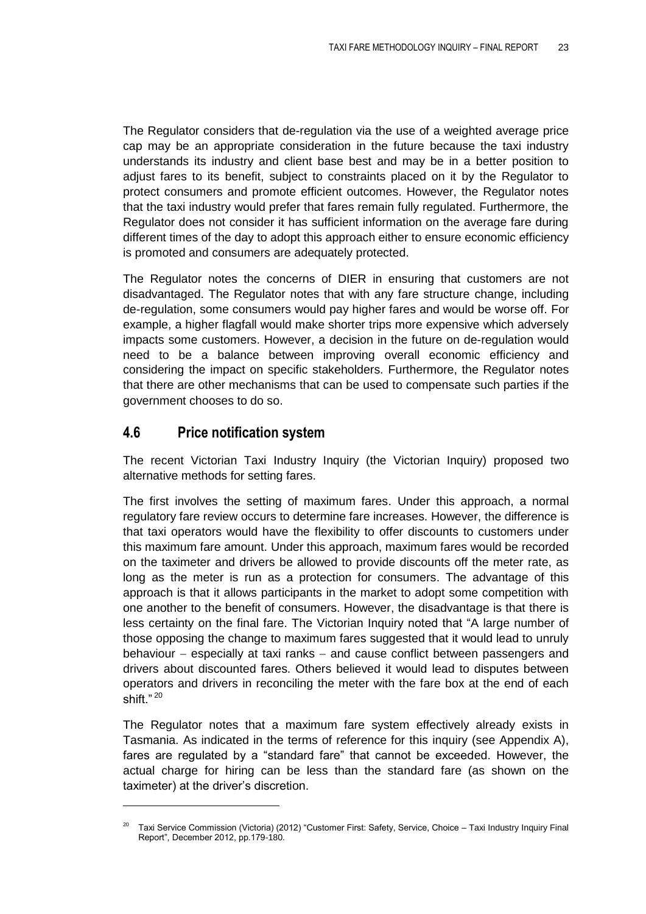The Regulator considers that de-regulation via the use of a weighted average price cap may be an appropriate consideration in the future because the taxi industry understands its industry and client base best and may be in a better position to adjust fares to its benefit, subject to constraints placed on it by the Regulator to protect consumers and promote efficient outcomes. However, the Regulator notes that the taxi industry would prefer that fares remain fully regulated. Furthermore, the Regulator does not consider it has sufficient information on the average fare during different times of the day to adopt this approach either to ensure economic efficiency is promoted and consumers are adequately protected.

The Regulator notes the concerns of DIER in ensuring that customers are not disadvantaged. The Regulator notes that with any fare structure change, including de-regulation, some consumers would pay higher fares and would be worse off. For example, a higher flagfall would make shorter trips more expensive which adversely impacts some customers. However, a decision in the future on de-regulation would need to be a balance between improving overall economic efficiency and considering the impact on specific stakeholders. Furthermore, the Regulator notes that there are other mechanisms that can be used to compensate such parties if the government chooses to do so.

## 4.6 Price notification system

The recent Victorian Taxi Industry Inquiry (the Victorian Inquiry) proposed two alternative methods for setting fares.

The first involves the setting of maximum fares. Under this approach, a normal regulatory fare review occurs to determine fare increases. However, the difference is that taxi operators would have the flexibility to offer discounts to customers under this maximum fare amount. Under this approach, maximum fares would be recorded on the taximeter and drivers be allowed to provide discounts off the meter rate, as long as the meter is run as a protection for consumers. The advantage of this approach is that it allows participants in the market to adopt some competition with one another to the benefit of consumers. However, the disadvantage is that there is less certainty on the final fare. The Victorian Inquiry noted that "A large number of those opposing the change to maximum fares suggested that it would lead to unruly behaviour – especially at taxi ranks – and cause conflict between passengers and drivers about discounted fares. Others believed it would lead to disputes between operators and drivers in reconciling the meter with the fare box at the end of each shift." [20]

The Regulator notes that a maximum fare system effectively already exists in Tasmania. As indicated in the terms of reference for this inquiry (see Appendix A), fares are regulated by a "standard fare" that cannot be exceeded. However, the actual charge for hiring can be less than the standard fare (as shown on the taximeter) at the driver's discretion.

[20] Taxi Service Commission (Victoria) (2012) "Customer First: Safety, Service, Choice – Taxi Industry Inquiry Final Report", December 2012, pp.179-180.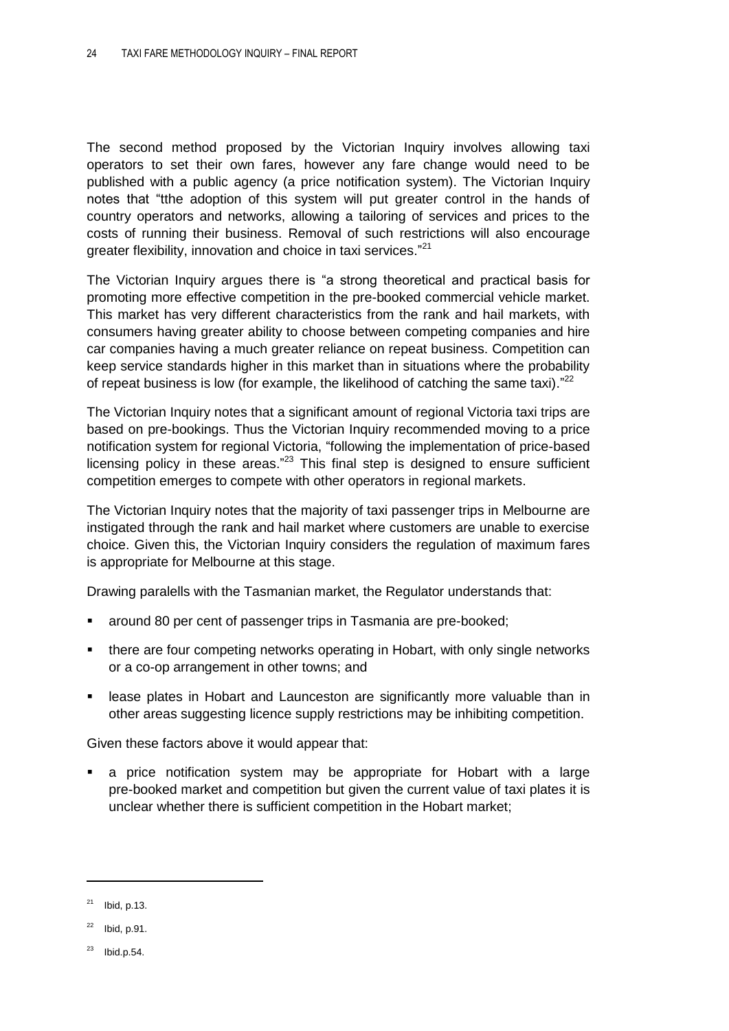The second method proposed by the Victorian Inquiry involves allowing taxi operators to set their own fares, however any fare change would need to be published with a public agency (a price notification system). The Victorian Inquiry notes that "tthe adoption of this system will put greater control in the hands of country operators and networks, allowing a tailoring of services and prices to the costs of running their business. Removal of such restrictions will also encourage greater flexibility, innovation and choice in taxi services."[21]

The Victorian Inquiry argues there is "a strong theoretical and practical basis for promoting more effective competition in the pre-booked commercial vehicle market. This market has very different characteristics from the rank and hail markets, with consumers having greater ability to choose between competing companies and hire car companies having a much greater reliance on repeat business. Competition can keep service standards higher in this market than in situations where the probability of repeat business is low (for example, the likelihood of catching the same taxi)."[22]

The Victorian Inquiry notes that a significant amount of regional Victoria taxi trips are based on pre-bookings. Thus the Victorian Inquiry recommended moving to a price notification system for regional Victoria, "following the implementation of price-based licensing policy in these areas."[23] This final step is designed to ensure sufficient competition emerges to compete with other operators in regional markets.

The Victorian Inquiry notes that the majority of taxi passenger trips in Melbourne are instigated through the rank and hail market where customers are unable to exercise choice. Given this, the Victorian Inquiry considers the regulation of maximum fares is appropriate for Melbourne at this stage.

Drawing paralells with the Tasmanian market, the Regulator understands that:

- around 80 per cent of passenger trips in Tasmania are pre-booked;
- there are four competing networks operating in Hobart, with only single networks or a co-op arrangement in other towns; and
- lease plates in Hobart and Launceston are significantly more valuable than in other areas suggesting licence supply restrictions may be inhibiting competition.

Given these factors above it would appear that:

- a price notification system may be appropriate for Hobart with a large pre-booked market and competition but given the current value of taxi plates it is unclear whether there is sufficient competition in the Hobart market;

[21] Ibid, p.13.

[22] Ibid, p.91.

[23] Ibid.p.54.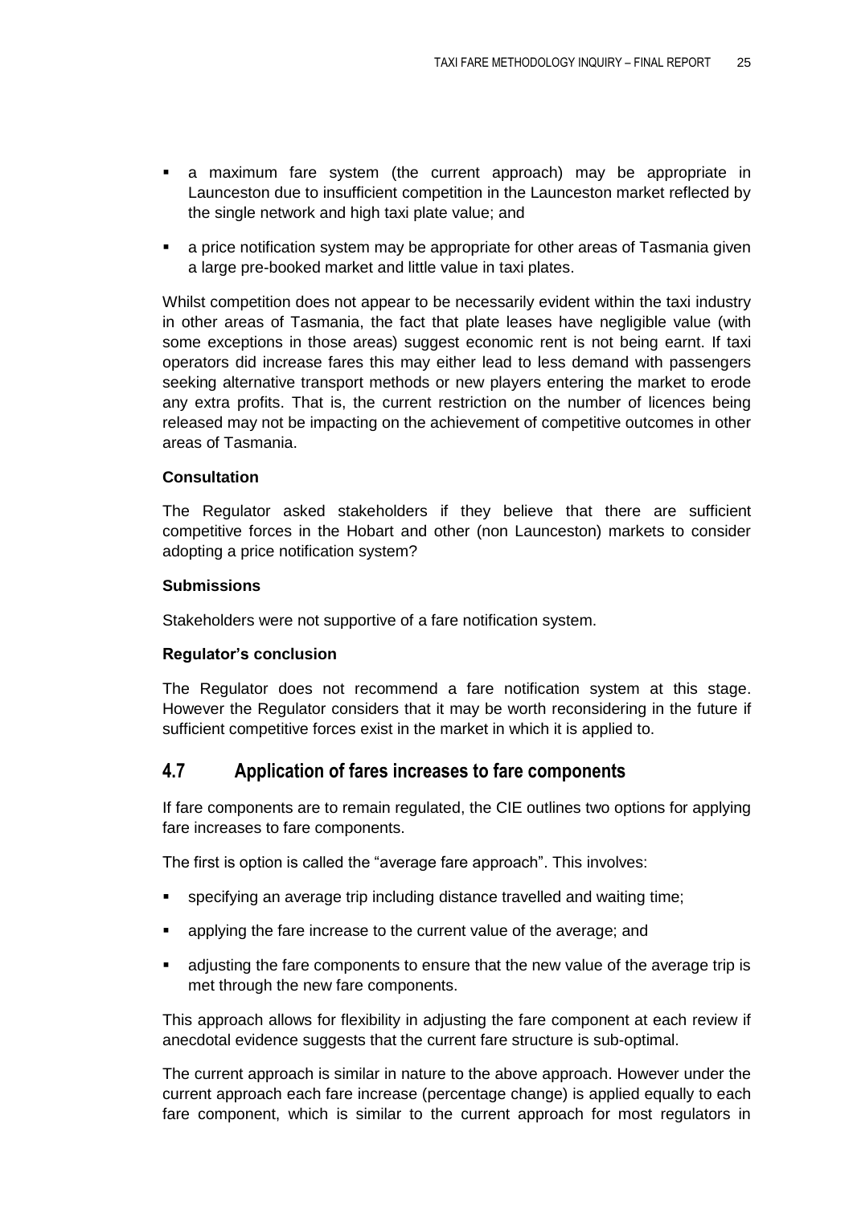- a maximum fare system (the current approach) may be appropriate in Launceston due to insufficient competition in the Launceston market reflected by the single network and high taxi plate value; and
- a price notification system may be appropriate for other areas of Tasmania given a large pre-booked market and little value in taxi plates.

Whilst competition does not appear to be necessarily evident within the taxi industry in other areas of Tasmania, the fact that plate leases have negligible value (with some exceptions in those areas) suggest economic rent is not being earnt. If taxi operators did increase fares this may either lead to less demand with passengers seeking alternative transport methods or new players entering the market to erode any extra profits. That is, the current restriction on the number of licences being released may not be impacting on the achievement of competitive outcomes in other areas of Tasmania.

**Consultation**

The Regulator asked stakeholders if they believe that there are sufficient competitive forces in the Hobart and other (non Launceston) markets to consider adopting a price notification system?

**Submissions**

Stakeholders were not supportive of a fare notification system.

**Regulator's conclusion**

The Regulator does not recommend a fare notification system at this stage. However the Regulator considers that it may be worth reconsidering in the future if sufficient competitive forces exist in the market in which it is applied to.

## 4.7 Application of fares increases to fare components

If fare components are to remain regulated, the CIE outlines two options for applying fare increases to fare components.

The first is option is called the "average fare approach". This involves:

- specifying an average trip including distance travelled and waiting time;
- applying the fare increase to the current value of the average; and
- adjusting the fare components to ensure that the new value of the average trip is met through the new fare components.

This approach allows for flexibility in adjusting the fare component at each review if anecdotal evidence suggests that the current fare structure is sub-optimal.

The current approach is similar in nature to the above approach. However under the current approach each fare increase (percentage change) is applied equally to each fare component, which is similar to the current approach for most regulators in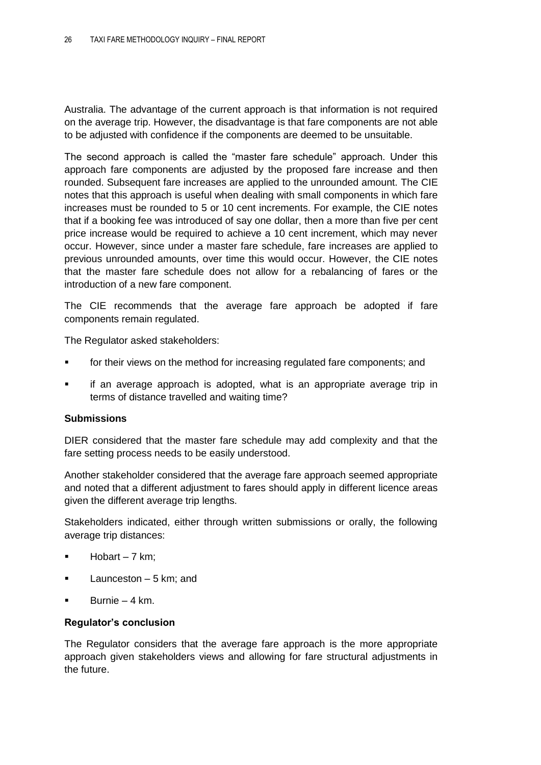Australia. The advantage of the current approach is that information is not required on the average trip. However, the disadvantage is that fare components are not able to be adjusted with confidence if the components are deemed to be unsuitable.

The second approach is called the "master fare schedule" approach. Under this approach fare components are adjusted by the proposed fare increase and then rounded. Subsequent fare increases are applied to the unrounded amount. The CIE notes that this approach is useful when dealing with small components in which fare increases must be rounded to 5 or 10 cent increments. For example, the CIE notes that if a booking fee was introduced of say one dollar, then a more than five per cent price increase would be required to achieve a 10 cent increment, which may never occur. However, since under a master fare schedule, fare increases are applied to previous unrounded amounts, over time this would occur. However, the CIE notes that the master fare schedule does not allow for a rebalancing of fares or the introduction of a new fare component.

The CIE recommends that the average fare approach be adopted if fare components remain regulated.

The Regulator asked stakeholders:

- for their views on the method for increasing regulated fare components; and
- if an average approach is adopted, what is an appropriate average trip in terms of distance travelled and waiting time?

**Submissions**

DIER considered that the master fare schedule may add complexity and that the fare setting process needs to be easily understood.

Another stakeholder considered that the average fare approach seemed appropriate and noted that a different adjustment to fares should apply in different licence areas given the different average trip lengths.

Stakeholders indicated, either through written submissions or orally, the following average trip distances:

- Hobart – 7 km;
- Launceston – 5 km; and
- Burnie – 4 km.

**Regulator's conclusion**

The Regulator considers that the average fare approach is the more appropriate approach given stakeholders views and allowing for fare structural adjustments in the future.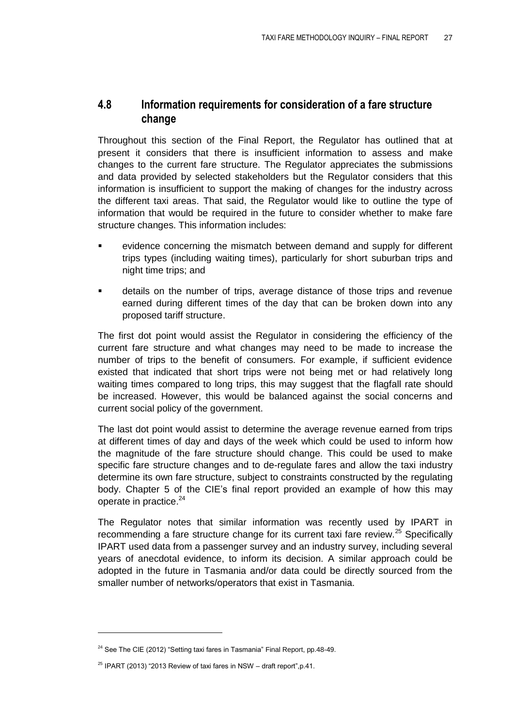## 4.8 Information requirements for consideration of a fare structure change

Throughout this section of the Final Report, the Regulator has outlined that at present it considers that there is insufficient information to assess and make changes to the current fare structure. The Regulator appreciates the submissions and data provided by selected stakeholders but the Regulator considers that this information is insufficient to support the making of changes for the industry across the different taxi areas. That said, the Regulator would like to outline the type of information that would be required in the future to consider whether to make fare structure changes. This information includes:

- evidence concerning the mismatch between demand and supply for different trips types (including waiting times), particularly for short suburban trips and night time trips; and
- details on the number of trips, average distance of those trips and revenue earned during different times of the day that can be broken down into any proposed tariff structure.

The first dot point would assist the Regulator in considering the efficiency of the current fare structure and what changes may need to be made to increase the number of trips to the benefit of consumers. For example, if sufficient evidence existed that indicated that short trips were not being met or had relatively long waiting times compared to long trips, this may suggest that the flagfall rate should be increased. However, this would be balanced against the social concerns and current social policy of the government.

The last dot point would assist to determine the average revenue earned from trips at different times of day and days of the week which could be used to inform how the magnitude of the fare structure should change. This could be used to make specific fare structure changes and to de-regulate fares and allow the taxi industry determine its own fare structure, subject to constraints constructed by the regulating body. Chapter 5 of the CIE's final report provided an example of how this may operate in practice.[24]

The Regulator notes that similar information was recently used by IPART in recommending a fare structure change for its current taxi fare review.[25] Specifically IPART used data from a passenger survey and an industry survey, including several years of anecdotal evidence, to inform its decision. A similar approach could be adopted in the future in Tasmania and/or data could be directly sourced from the smaller number of networks/operators that exist in Tasmania.

---

[24] See The CIE (2012) "Setting taxi fares in Tasmania" Final Report, pp.48-49.

[25] IPART (2013) "2013 Review of taxi fares in NSW – draft report",p.41.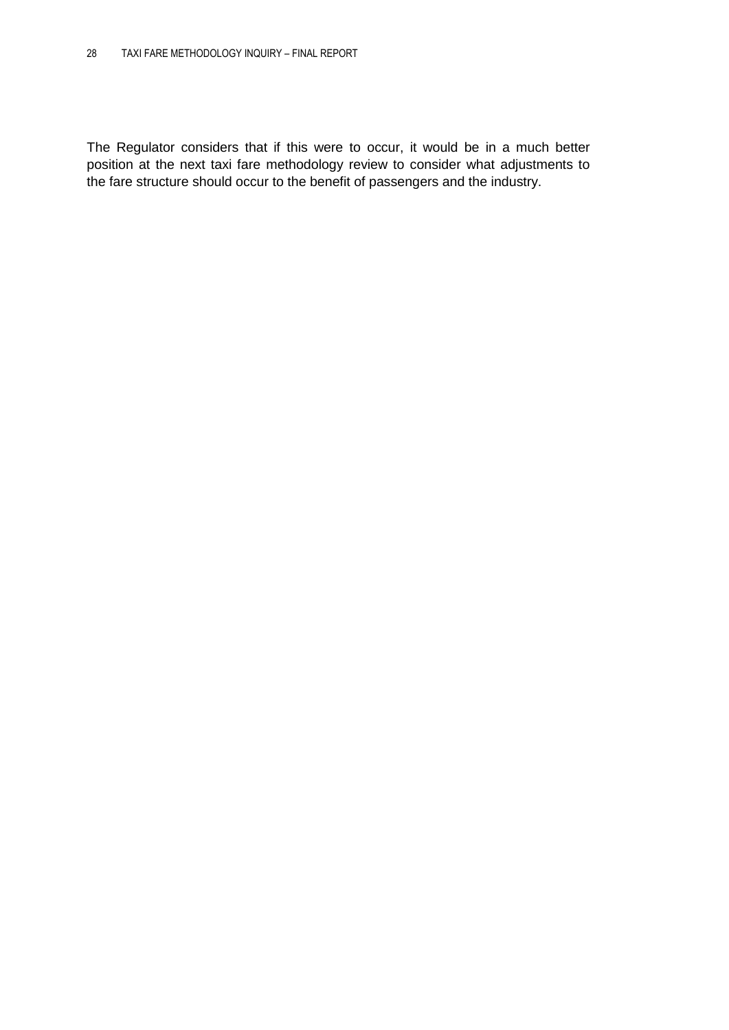The Regulator considers that if this were to occur, it would be in a much better position at the next taxi fare methodology review to consider what adjustments to the fare structure should occur to the benefit of passengers and the industry.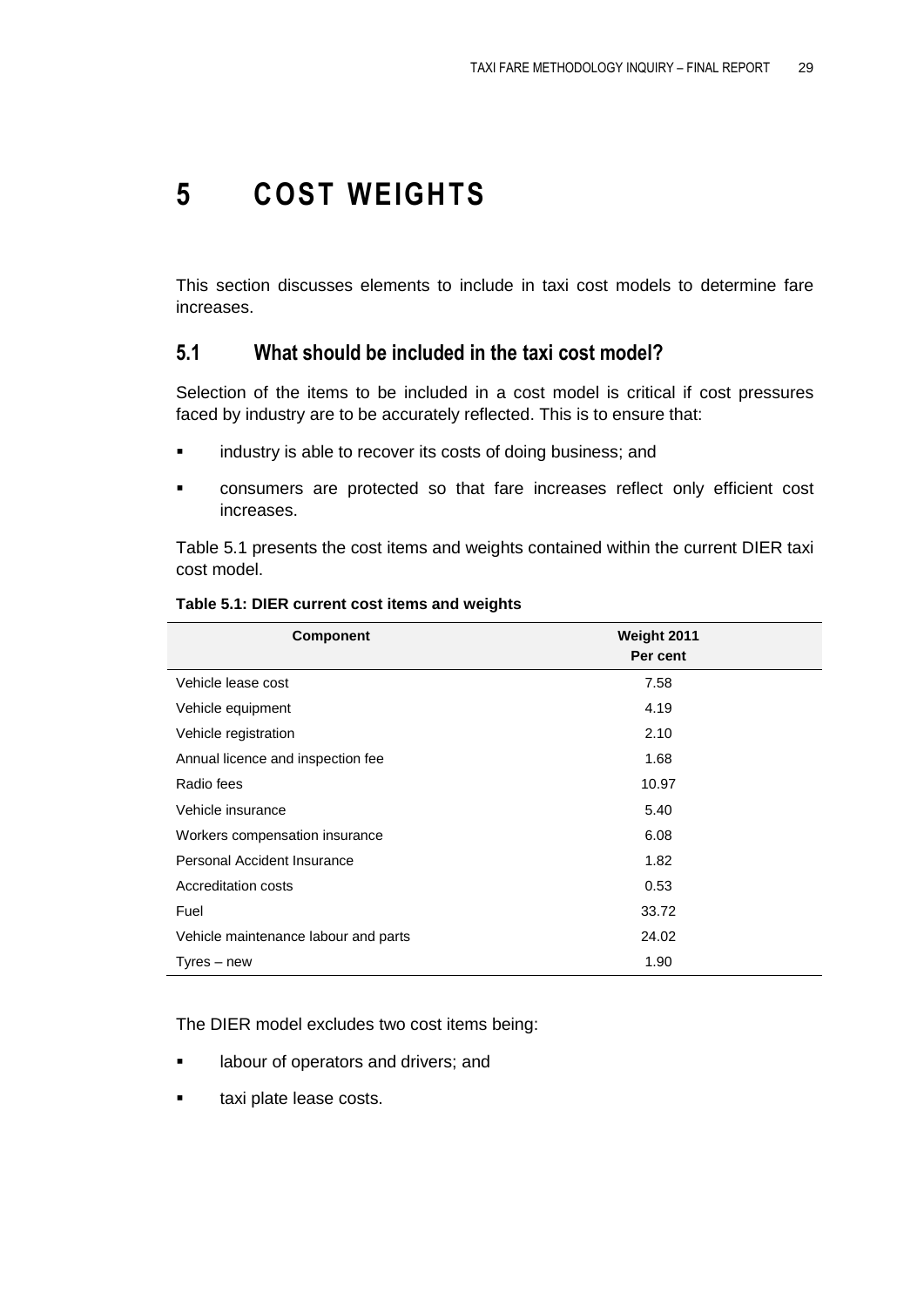# 5 COST WEIGHTS

This section discusses elements to include in taxi cost models to determine fare increases.

## 5.1 What should be included in the taxi cost model?

Selection of the items to be included in a cost model is critical if cost pressures faced by industry are to be accurately reflected. This is to ensure that:

- industry is able to recover its costs of doing business; and
- consumers are protected so that fare increases reflect only efficient cost increases.

Table 5.1 presents the cost items and weights contained within the current DIER taxi cost model.

**Table 5.1: DIER current cost items and weights**

| Component | Weight 2011<br>Per cent |
|---|---|
| Vehicle lease cost | 7.58 |
| Vehicle equipment | 4.19 |
| Vehicle registration | 2.10 |
| Annual licence and inspection fee | 1.68 |
| Radio fees | 10.97 |
| Vehicle insurance | 5.40 |
| Workers compensation insurance | 6.08 |
| Personal Accident Insurance | 1.82 |
| Accreditation costs | 0.53 |
| Fuel | 33.72 |
| Vehicle maintenance labour and parts | 24.02 |
| Tyres – new | 1.90 |

The DIER model excludes two cost items being:

- labour of operators and drivers; and
- taxi plate lease costs.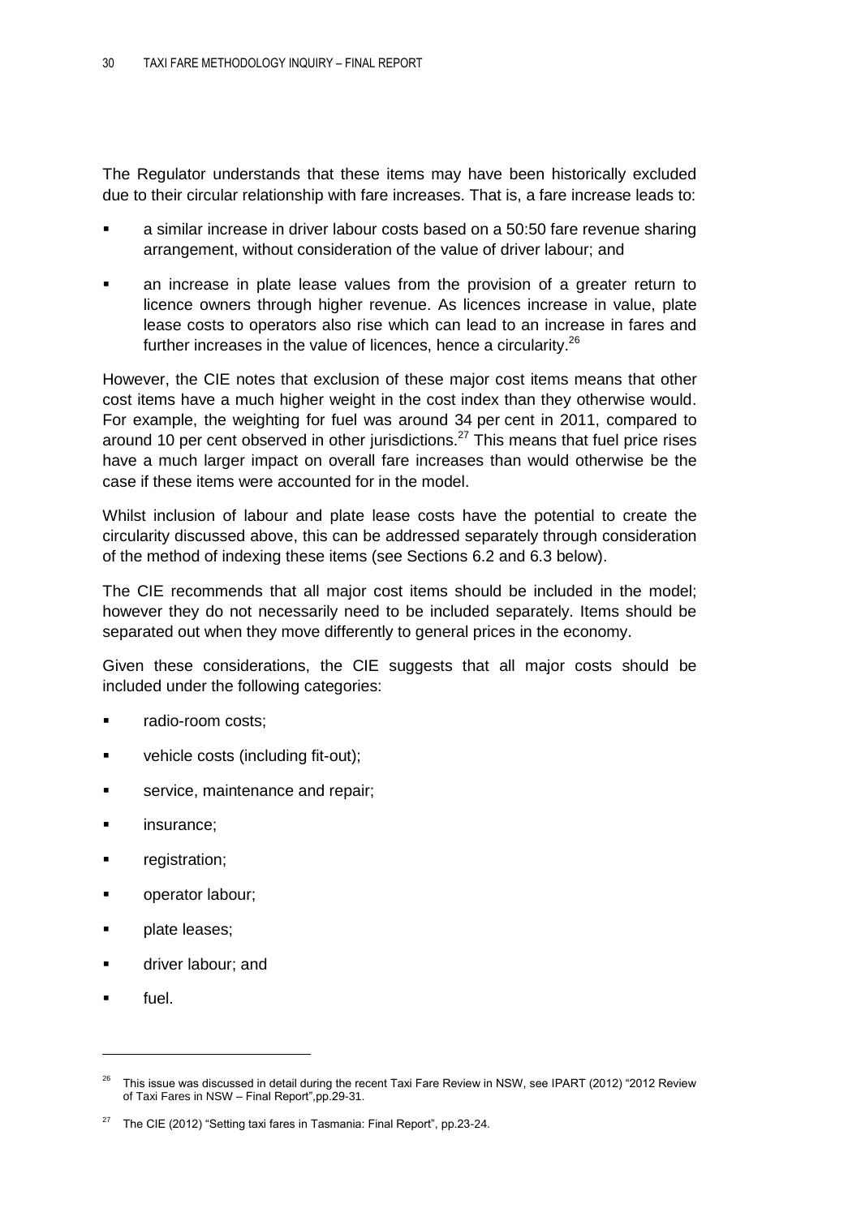The Regulator understands that these items may have been historically excluded due to their circular relationship with fare increases. That is, a fare increase leads to:

- a similar increase in driver labour costs based on a 50:50 fare revenue sharing arrangement, without consideration of the value of driver labour; and
- an increase in plate lease values from the provision of a greater return to licence owners through higher revenue. As licences increase in value, plate lease costs to operators also rise which can lead to an increase in fares and further increases in the value of licences, hence a circularity.[26]

However, the CIE notes that exclusion of these major cost items means that other cost items have a much higher weight in the cost index than they otherwise would. For example, the weighting for fuel was around 34 per cent in 2011, compared to around 10 per cent observed in other jurisdictions.[27] This means that fuel price rises have a much larger impact on overall fare increases than would otherwise be the case if these items were accounted for in the model.

Whilst inclusion of labour and plate lease costs have the potential to create the circularity discussed above, this can be addressed separately through consideration of the method of indexing these items (see Sections 6.2 and 6.3 below).

The CIE recommends that all major cost items should be included in the model; however they do not necessarily need to be included separately. Items should be separated out when they move differently to general prices in the economy.

Given these considerations, the CIE suggests that all major costs should be included under the following categories:

- radio-room costs;
- vehicle costs (including fit-out);
- service, maintenance and repair;
- insurance;
- registration;
- operator labour;
- plate leases;
- driver labour; and
- fuel.

---

[26] This issue was discussed in detail during the recent Taxi Fare Review in NSW, see IPART (2012) "2012 Review of Taxi Fares in NSW – Final Report",pp.29-31.

[27] The CIE (2012) "Setting taxi fares in Tasmania: Final Report", pp.23-24.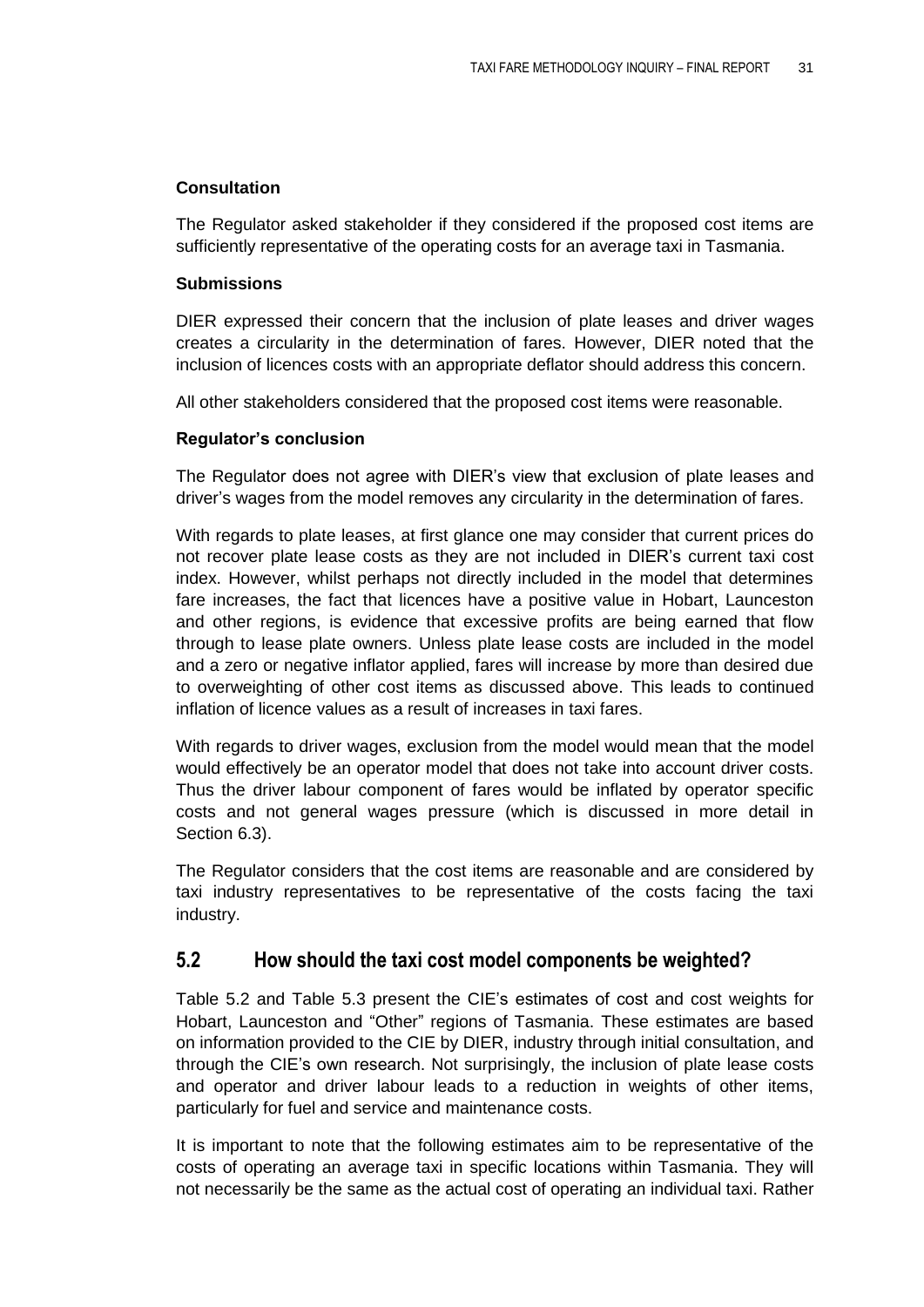**Consultation**

The Regulator asked stakeholder if they considered if the proposed cost items are sufficiently representative of the operating costs for an average taxi in Tasmania.

**Submissions**

DIER expressed their concern that the inclusion of plate leases and driver wages creates a circularity in the determination of fares. However, DIER noted that the inclusion of licences costs with an appropriate deflator should address this concern.

All other stakeholders considered that the proposed cost items were reasonable.

**Regulator's conclusion**

The Regulator does not agree with DIER's view that exclusion of plate leases and driver's wages from the model removes any circularity in the determination of fares.

With regards to plate leases, at first glance one may consider that current prices do not recover plate lease costs as they are not included in DIER's current taxi cost index. However, whilst perhaps not directly included in the model that determines fare increases, the fact that licences have a positive value in Hobart, Launceston and other regions, is evidence that excessive profits are being earned that flow through to lease plate owners. Unless plate lease costs are included in the model and a zero or negative inflator applied, fares will increase by more than desired due to overweighting of other cost items as discussed above. This leads to continued inflation of licence values as a result of increases in taxi fares.

With regards to driver wages, exclusion from the model would mean that the model would effectively be an operator model that does not take into account driver costs. Thus the driver labour component of fares would be inflated by operator specific costs and not general wages pressure (which is discussed in more detail in Section 6.3).

The Regulator considers that the cost items are reasonable and are considered by taxi industry representatives to be representative of the costs facing the taxi industry.

## 5.2 How should the taxi cost model components be weighted?

Table 5.2 and Table 5.3 present the CIE's estimates of cost and cost weights for Hobart, Launceston and "Other" regions of Tasmania. These estimates are based on information provided to the CIE by DIER, industry through initial consultation, and through the CIE's own research. Not surprisingly, the inclusion of plate lease costs and operator and driver labour leads to a reduction in weights of other items, particularly for fuel and service and maintenance costs.

It is important to note that the following estimates aim to be representative of the costs of operating an average taxi in specific locations within Tasmania. They will not necessarily be the same as the actual cost of operating an individual taxi. Rather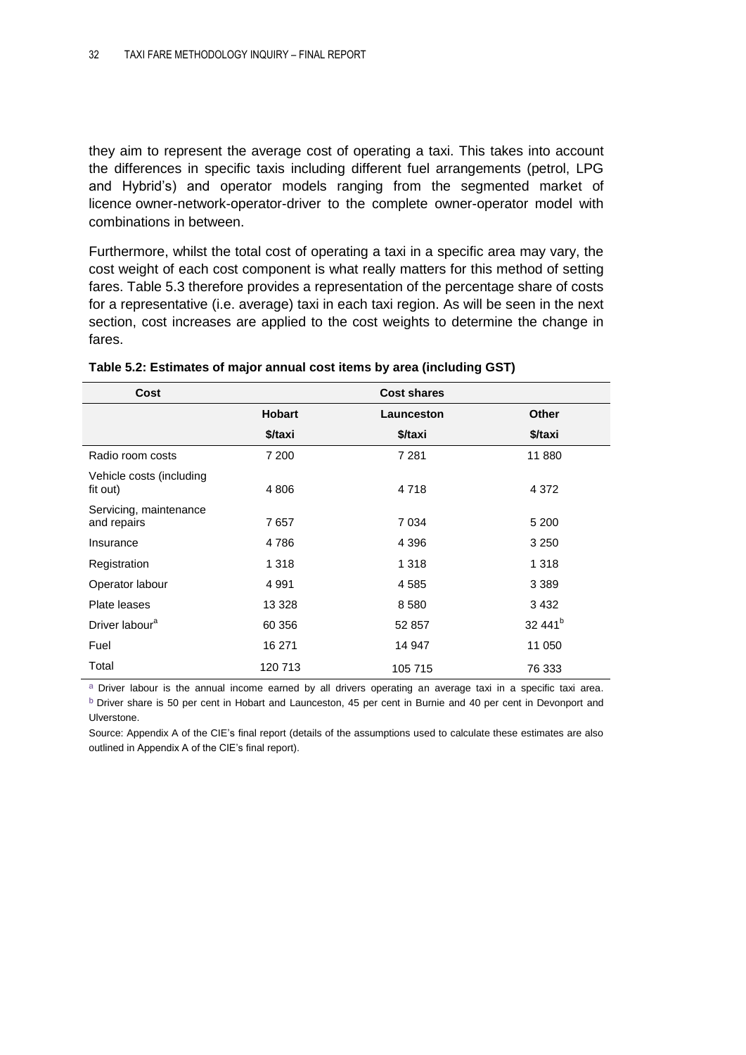they aim to represent the average cost of operating a taxi. This takes into account the differences in specific taxis including different fuel arrangements (petrol, LPG and Hybrid's) and operator models ranging from the segmented market of licence owner-network-operator-driver to the complete owner-operator model with combinations in between.

Furthermore, whilst the total cost of operating a taxi in a specific area may vary, the cost weight of each cost component is what really matters for this method of setting fares. Table 5.3 therefore provides a representation of the percentage share of costs for a representative (i.e. average) taxi in each taxi region. As will be seen in the next section, cost increases are applied to the cost weights to determine the change in fares.

**Table 5.2: Estimates of major annual cost items by area (including GST)**

| Cost | Cost shares | | |
|---|---|---|---|
| | **Hobart** | **Launceston** | **Other** |
| | **$/taxi** | **$/taxi** | **$/taxi** |
| Radio room costs | 7 200 | 7 281 | 11 880 |
| Vehicle costs (including fit out) | 4 806 | 4 718 | 4 372 |
| Servicing, maintenance and repairs | 7 657 | 7 034 | 5 200 |
| Insurance | 4 786 | 4 396 | 3 250 |
| Registration | 1 318 | 1 318 | 1 318 |
| Operator labour | 4 991 | 4 585 | 3 389 |
| Plate leases | 13 328 | 8 580 | 3 432 |
| Driver labour[a] | 60 356 | 52 857 | 32 441[b] |
| Fuel | 16 271 | 14 947 | 11 050 |
| Total | 120 713 | 105 715 | 76 333 |

[a] Driver labour is the annual income earned by all drivers operating an average taxi in a specific taxi area.
[b] Driver share is 50 per cent in Hobart and Launceston, 45 per cent in Burnie and 40 per cent in Devonport and Ulverstone.

Source: Appendix A of the CIE's final report (details of the assumptions used to calculate these estimates are also outlined in Appendix A of the CIE's final report).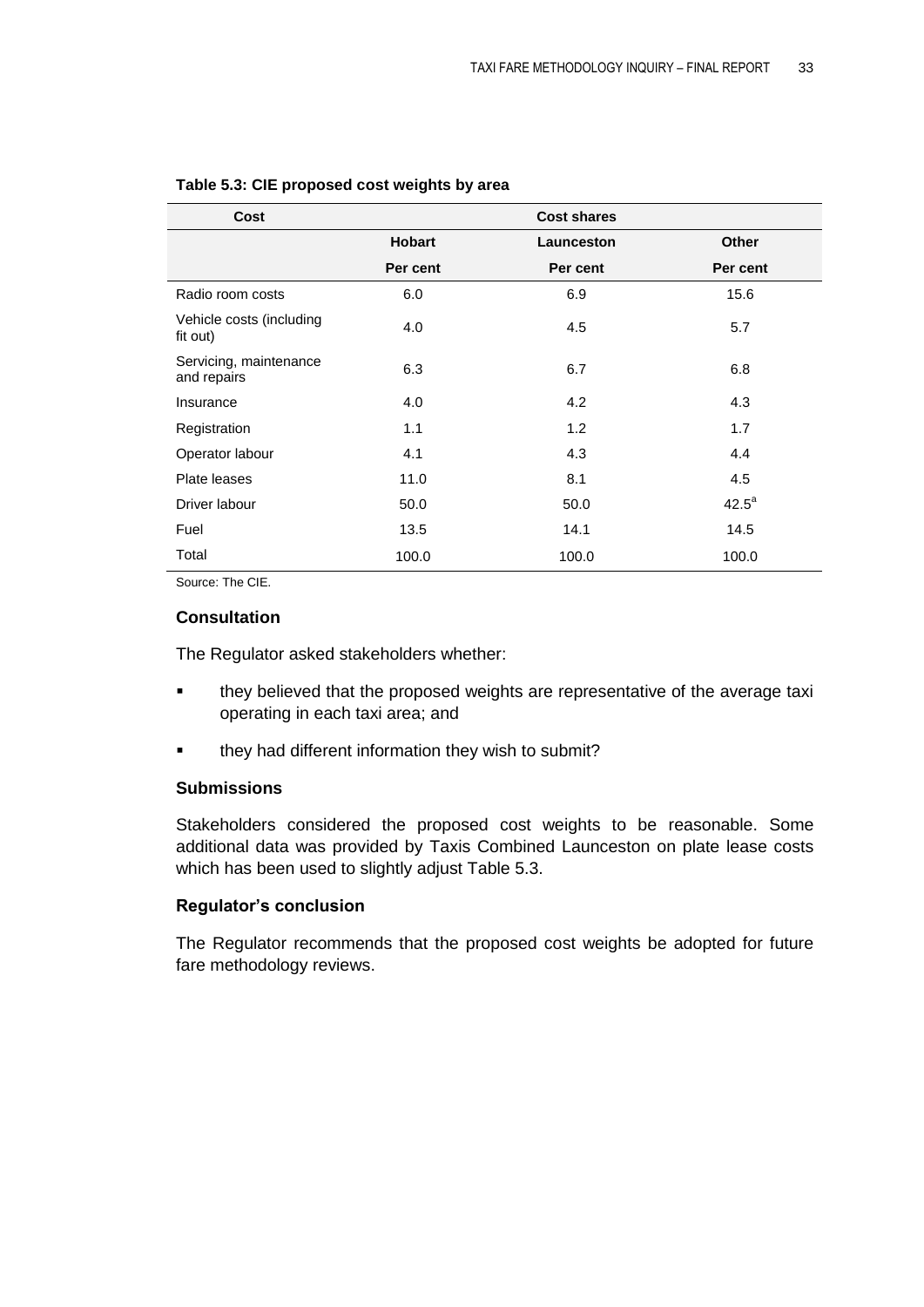**Table 5.3: CIE proposed cost weights by area**

| Cost | Cost shares | | |
|---|---|---|---|
| | Hobart | Launceston | Other |
| | Per cent | Per cent | Per cent |
| Radio room costs | 6.0 | 6.9 | 15.6 |
| Vehicle costs (including fit out) | 4.0 | 4.5 | 5.7 |
| Servicing, maintenance and repairs | 6.3 | 6.7 | 6.8 |
| Insurance | 4.0 | 4.2 | 4.3 |
| Registration | 1.1 | 1.2 | 1.7 |
| Operator labour | 4.1 | 4.3 | 4.4 |
| Plate leases | 11.0 | 8.1 | 4.5 |
| Driver labour | 50.0 | 50.0 | 42.5[a] |
| Fuel | 13.5 | 14.1 | 14.5 |
| Total | 100.0 | 100.0 | 100.0 |

Source: The CIE.

### Consultation

The Regulator asked stakeholders whether:

- they believed that the proposed weights are representative of the average taxi operating in each taxi area; and
- they had different information they wish to submit?

### Submissions

Stakeholders considered the proposed cost weights to be reasonable. Some additional data was provided by Taxis Combined Launceston on plate lease costs which has been used to slightly adjust Table 5.3.

### Regulator's conclusion

The Regulator recommends that the proposed cost weights be adopted for future fare methodology reviews.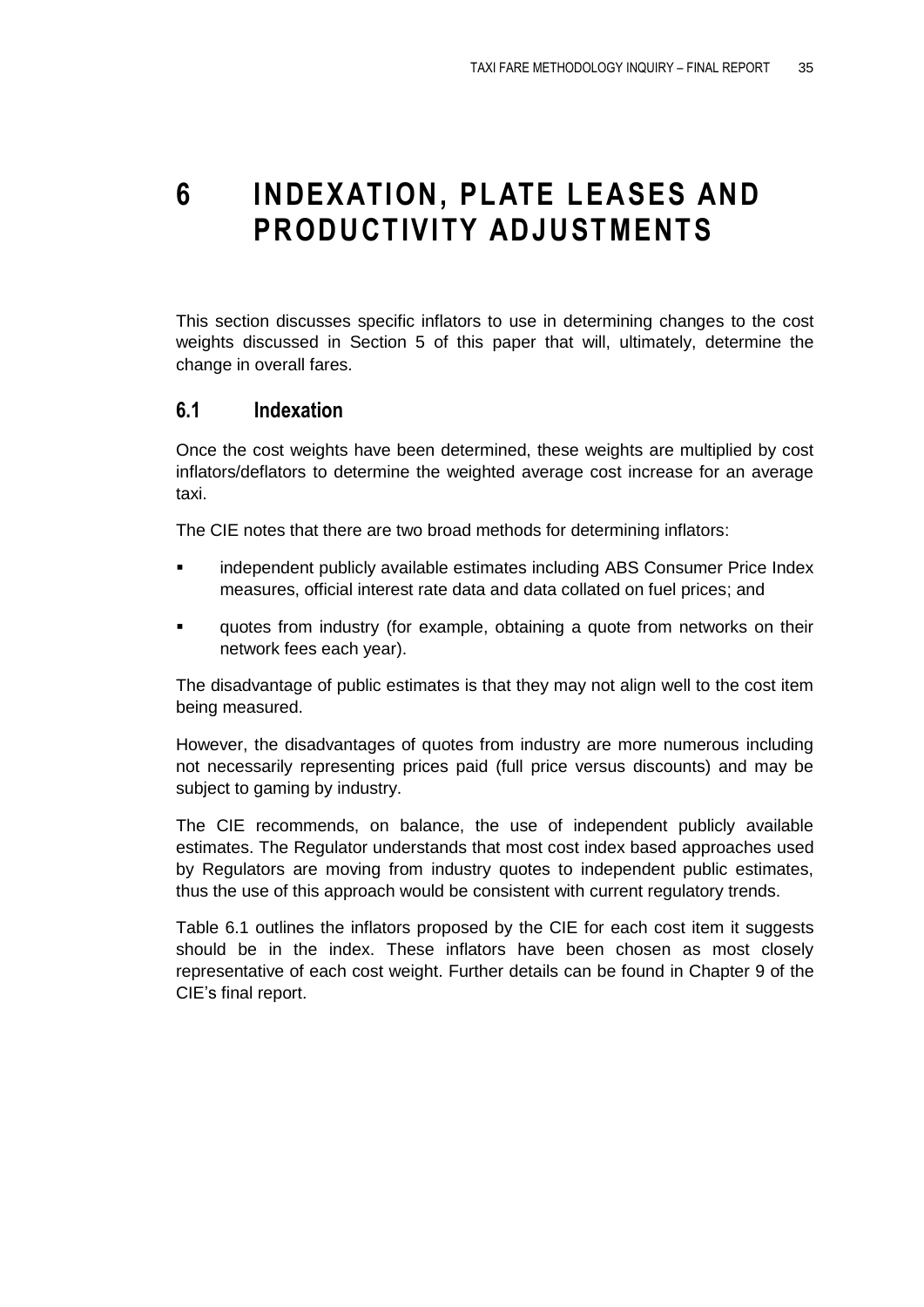# 6 INDEXATION, PLATE LEASES AND PRODUCTIVITY ADJUSTMENTS

This section discusses specific inflators to use in determining changes to the cost weights discussed in Section 5 of this paper that will, ultimately, determine the change in overall fares.

## 6.1 Indexation

Once the cost weights have been determined, these weights are multiplied by cost inflators/deflators to determine the weighted average cost increase for an average taxi.

The CIE notes that there are two broad methods for determining inflators:

- independent publicly available estimates including ABS Consumer Price Index measures, official interest rate data and data collated on fuel prices; and
- quotes from industry (for example, obtaining a quote from networks on their network fees each year).

The disadvantage of public estimates is that they may not align well to the cost item being measured.

However, the disadvantages of quotes from industry are more numerous including not necessarily representing prices paid (full price versus discounts) and may be subject to gaming by industry.

The CIE recommends, on balance, the use of independent publicly available estimates. The Regulator understands that most cost index based approaches used by Regulators are moving from industry quotes to independent public estimates, thus the use of this approach would be consistent with current regulatory trends.

Table 6.1 outlines the inflators proposed by the CIE for each cost item it suggests should be in the index. These inflators have been chosen as most closely representative of each cost weight. Further details can be found in Chapter 9 of the CIE's final report.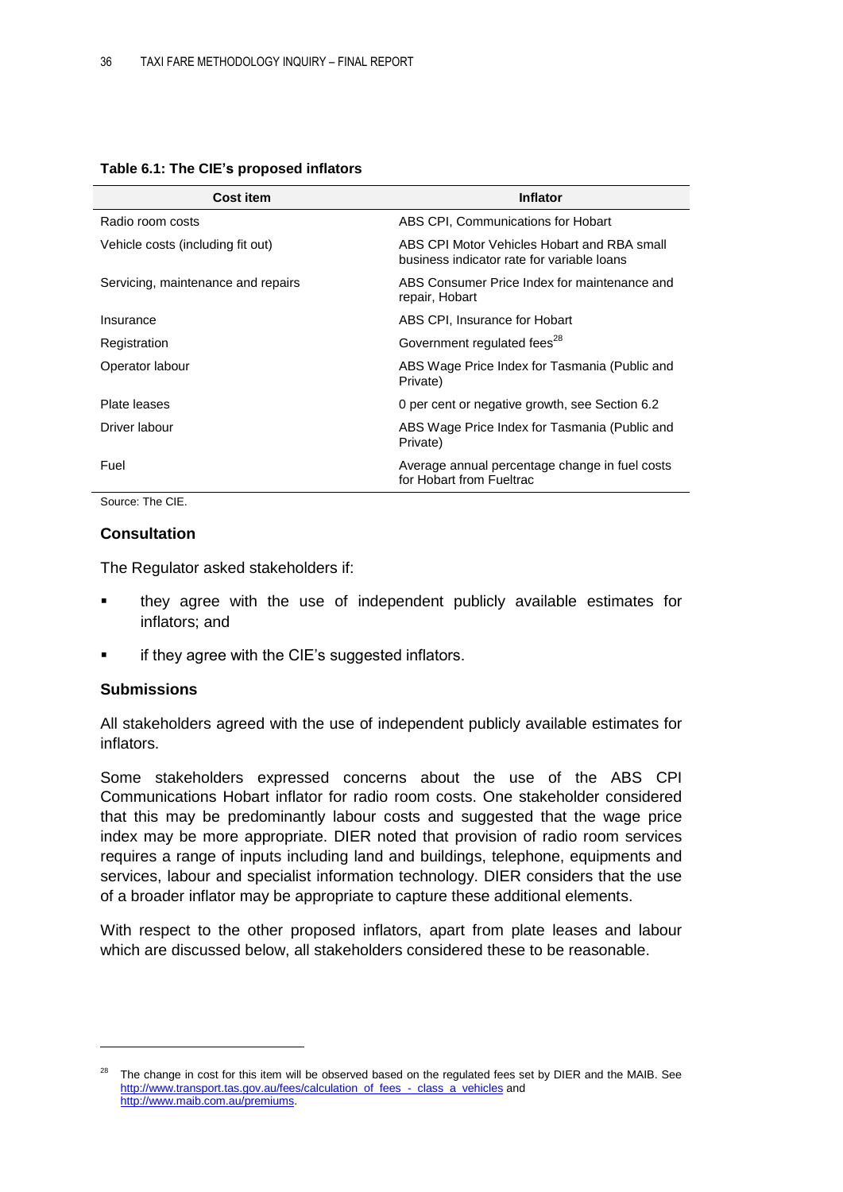**Table 6.1: The CIE's proposed inflators**

| Cost item | Inflator |
|---|---|
| Radio room costs | ABS CPI, Communications for Hobart |
| Vehicle costs (including fit out) | ABS CPI Motor Vehicles Hobart and RBA small business indicator rate for variable loans |
| Servicing, maintenance and repairs | ABS Consumer Price Index for maintenance and repair, Hobart |
| Insurance | ABS CPI, Insurance for Hobart |
| Registration | Government regulated fees[28] |
| Operator labour | ABS Wage Price Index for Tasmania (Public and Private) |
| Plate leases | 0 per cent or negative growth, see Section 6.2 |
| Driver labour | ABS Wage Price Index for Tasmania (Public and Private) |
| Fuel | Average annual percentage change in fuel costs for Hobart from Fueltrac |

Source: The CIE.

### Consultation

The Regulator asked stakeholders if:

- they agree with the use of independent publicly available estimates for inflators; and
- if they agree with the CIE's suggested inflators.

### Submissions

All stakeholders agreed with the use of independent publicly available estimates for inflators.

Some stakeholders expressed concerns about the use of the ABS CPI Communications Hobart inflator for radio room costs. One stakeholder considered that this may be predominantly labour costs and suggested that the wage price index may be more appropriate. DIER noted that provision of radio room services requires a range of inputs including land and buildings, telephone, equipments and services, labour and specialist information technology. DIER considers that the use of a broader inflator may be appropriate to capture these additional elements.

With respect to the other proposed inflators, apart from plate leases and labour which are discussed below, all stakeholders considered these to be reasonable.

[28] The change in cost for this item will be observed based on the regulated fees set by DIER and the MAIB. See http://www.transport.tas.gov.au/fees/calculation_of_fees_-_class_a_vehicles and http://www.maib.com.au/premiums.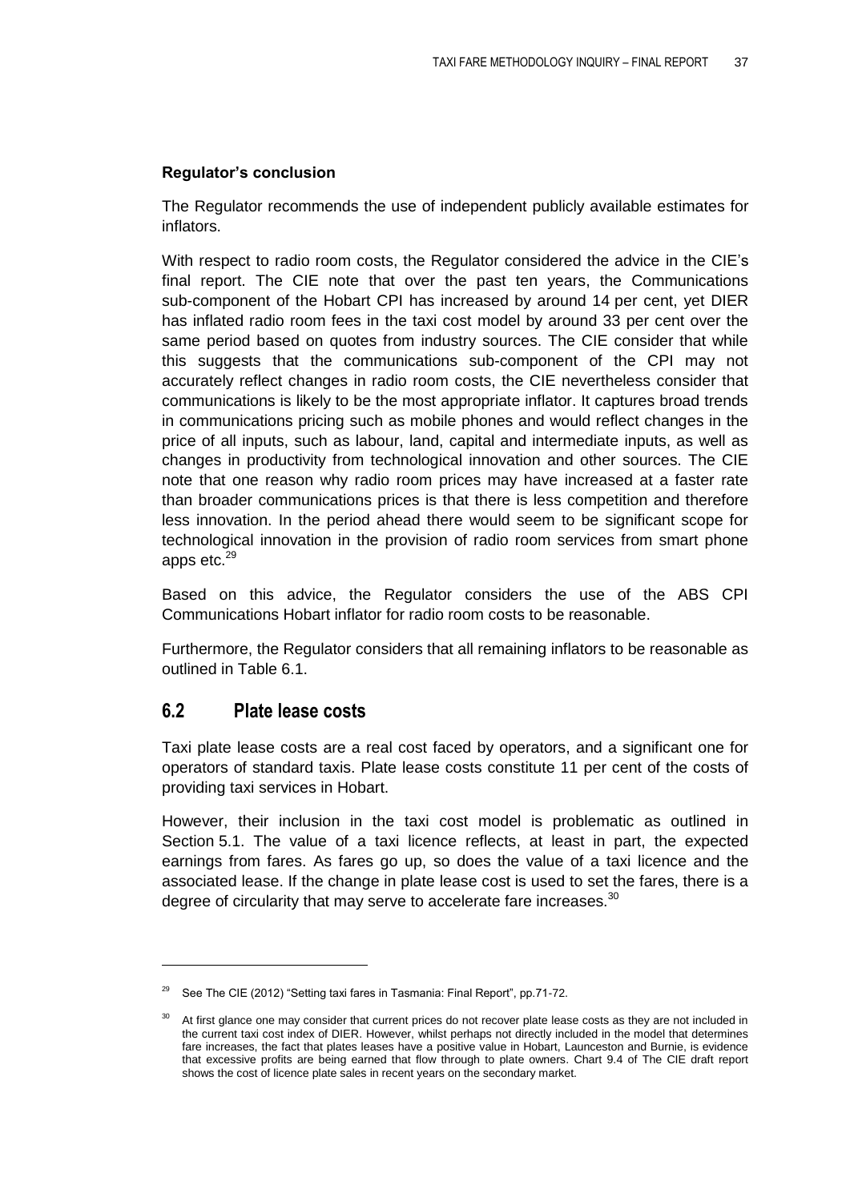**Regulator's conclusion**

The Regulator recommends the use of independent publicly available estimates for inflators.

With respect to radio room costs, the Regulator considered the advice in the CIE's final report. The CIE note that over the past ten years, the Communications sub-component of the Hobart CPI has increased by around 14 per cent, yet DIER has inflated radio room fees in the taxi cost model by around 33 per cent over the same period based on quotes from industry sources. The CIE consider that while this suggests that the communications sub-component of the CPI may not accurately reflect changes in radio room costs, the CIE nevertheless consider that communications is likely to be the most appropriate inflator. It captures broad trends in communications pricing such as mobile phones and would reflect changes in the price of all inputs, such as labour, land, capital and intermediate inputs, as well as changes in productivity from technological innovation and other sources. The CIE note that one reason why radio room prices may have increased at a faster rate than broader communications prices is that there is less competition and therefore less innovation. In the period ahead there would seem to be significant scope for technological innovation in the provision of radio room services from smart phone apps etc.[29]

Based on this advice, the Regulator considers the use of the ABS CPI Communications Hobart inflator for radio room costs to be reasonable.

Furthermore, the Regulator considers that all remaining inflators to be reasonable as outlined in Table 6.1.

## 6.2 Plate lease costs

Taxi plate lease costs are a real cost faced by operators, and a significant one for operators of standard taxis. Plate lease costs constitute 11 per cent of the costs of providing taxi services in Hobart.

However, their inclusion in the taxi cost model is problematic as outlined in Section 5.1. The value of a taxi licence reflects, at least in part, the expected earnings from fares. As fares go up, so does the value of a taxi licence and the associated lease. If the change in plate lease cost is used to set the fares, there is a degree of circularity that may serve to accelerate fare increases.[30]

---

[29] See The CIE (2012) "Setting taxi fares in Tasmania: Final Report", pp.71-72.

[30] At first glance one may consider that current prices do not recover plate lease costs as they are not included in the current taxi cost index of DIER. However, whilst perhaps not directly included in the model that determines fare increases, the fact that plates leases have a positive value in Hobart, Launceston and Burnie, is evidence that excessive profits are being earned that flow through to plate owners. Chart 9.4 of The CIE draft report shows the cost of licence plate sales in recent years on the secondary market.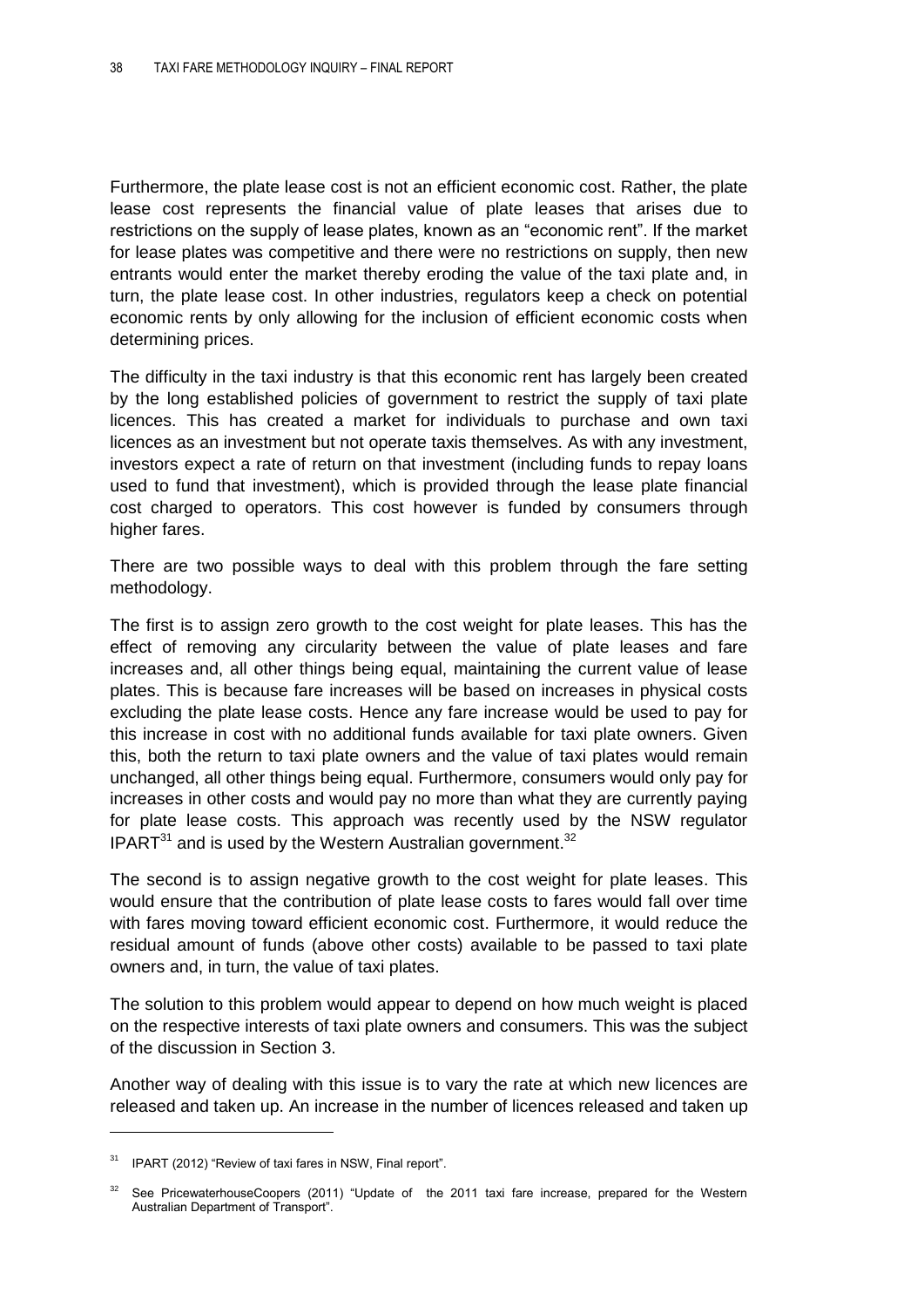Furthermore, the plate lease cost is not an efficient economic cost. Rather, the plate lease cost represents the financial value of plate leases that arises due to restrictions on the supply of lease plates, known as an "economic rent". If the market for lease plates was competitive and there were no restrictions on supply, then new entrants would enter the market thereby eroding the value of the taxi plate and, in turn, the plate lease cost. In other industries, regulators keep a check on potential economic rents by only allowing for the inclusion of efficient economic costs when determining prices.

The difficulty in the taxi industry is that this economic rent has largely been created by the long established policies of government to restrict the supply of taxi plate licences. This has created a market for individuals to purchase and own taxi licences as an investment but not operate taxis themselves. As with any investment, investors expect a rate of return on that investment (including funds to repay loans used to fund that investment), which is provided through the lease plate financial cost charged to operators. This cost however is funded by consumers through higher fares.

There are two possible ways to deal with this problem through the fare setting methodology.

The first is to assign zero growth to the cost weight for plate leases. This has the effect of removing any circularity between the value of plate leases and fare increases and, all other things being equal, maintaining the current value of lease plates. This is because fare increases will be based on increases in physical costs excluding the plate lease costs. Hence any fare increase would be used to pay for this increase in cost with no additional funds available for taxi plate owners. Given this, both the return to taxi plate owners and the value of taxi plates would remain unchanged, all other things being equal. Furthermore, consumers would only pay for increases in other costs and would pay no more than what they are currently paying for plate lease costs. This approach was recently used by the NSW regulator IPART[31] and is used by the Western Australian government.[32]

The second is to assign negative growth to the cost weight for plate leases. This would ensure that the contribution of plate lease costs to fares would fall over time with fares moving toward efficient economic cost. Furthermore, it would reduce the residual amount of funds (above other costs) available to be passed to taxi plate owners and, in turn, the value of taxi plates.

The solution to this problem would appear to depend on how much weight is placed on the respective interests of taxi plate owners and consumers. This was the subject of the discussion in Section 3.

Another way of dealing with this issue is to vary the rate at which new licences are released and taken up. An increase in the number of licences released and taken up

---

[31] IPART (2012) "Review of taxi fares in NSW, Final report".

[32] See PricewaterhouseCoopers (2011) "Update of the 2011 taxi fare increase, prepared for the Western Australian Department of Transport".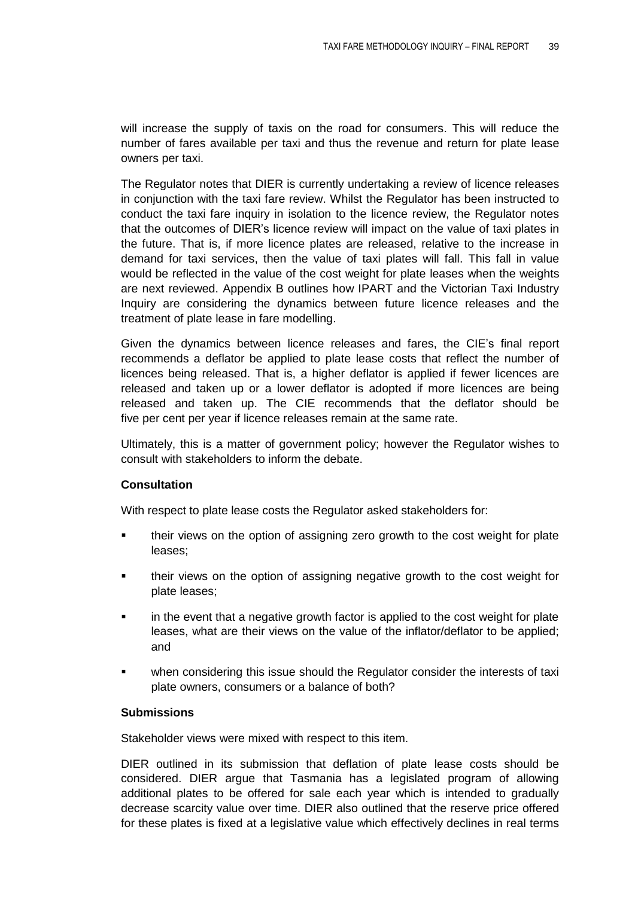will increase the supply of taxis on the road for consumers. This will reduce the number of fares available per taxi and thus the revenue and return for plate lease owners per taxi.

The Regulator notes that DIER is currently undertaking a review of licence releases in conjunction with the taxi fare review. Whilst the Regulator has been instructed to conduct the taxi fare inquiry in isolation to the licence review, the Regulator notes that the outcomes of DIER's licence review will impact on the value of taxi plates in the future. That is, if more licence plates are released, relative to the increase in demand for taxi services, then the value of taxi plates will fall. This fall in value would be reflected in the value of the cost weight for plate leases when the weights are next reviewed. Appendix B outlines how IPART and the Victorian Taxi Industry Inquiry are considering the dynamics between future licence releases and the treatment of plate lease in fare modelling.

Given the dynamics between licence releases and fares, the CIE's final report recommends a deflator be applied to plate lease costs that reflect the number of licences being released. That is, a higher deflator is applied if fewer licences are released and taken up or a lower deflator is adopted if more licences are being released and taken up. The CIE recommends that the deflator should be five per cent per year if licence releases remain at the same rate.

Ultimately, this is a matter of government policy; however the Regulator wishes to consult with stakeholders to inform the debate.

**Consultation**

With respect to plate lease costs the Regulator asked stakeholders for:

- their views on the option of assigning zero growth to the cost weight for plate leases;
- their views on the option of assigning negative growth to the cost weight for plate leases;
- in the event that a negative growth factor is applied to the cost weight for plate leases, what are their views on the value of the inflator/deflator to be applied; and
- when considering this issue should the Regulator consider the interests of taxi plate owners, consumers or a balance of both?

**Submissions**

Stakeholder views were mixed with respect to this item.

DIER outlined in its submission that deflation of plate lease costs should be considered. DIER argue that Tasmania has a legislated program of allowing additional plates to be offered for sale each year which is intended to gradually decrease scarcity value over time. DIER also outlined that the reserve price offered for these plates is fixed at a legislative value which effectively declines in real terms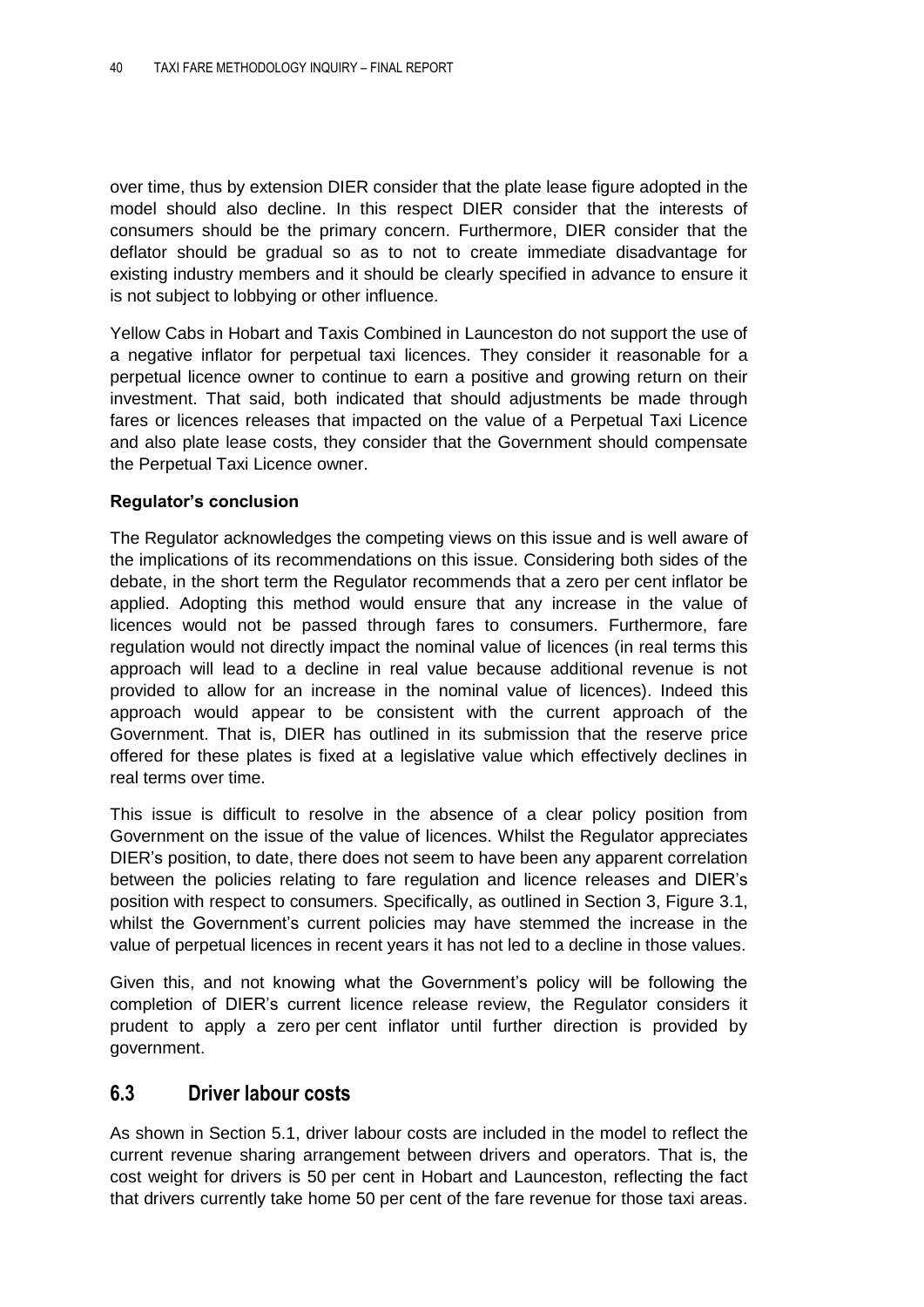over time, thus by extension DIER consider that the plate lease figure adopted in the model should also decline. In this respect DIER consider that the interests of consumers should be the primary concern. Furthermore, DIER consider that the deflator should be gradual so as to not to create immediate disadvantage for existing industry members and it should be clearly specified in advance to ensure it is not subject to lobbying or other influence.

Yellow Cabs in Hobart and Taxis Combined in Launceston do not support the use of a negative inflator for perpetual taxi licences. They consider it reasonable for a perpetual licence owner to continue to earn a positive and growing return on their investment. That said, both indicated that should adjustments be made through fares or licences releases that impacted on the value of a Perpetual Taxi Licence and also plate lease costs, they consider that the Government should compensate the Perpetual Taxi Licence owner.

**Regulator's conclusion**

The Regulator acknowledges the competing views on this issue and is well aware of the implications of its recommendations on this issue. Considering both sides of the debate, in the short term the Regulator recommends that a zero per cent inflator be applied. Adopting this method would ensure that any increase in the value of licences would not be passed through fares to consumers. Furthermore, fare regulation would not directly impact the nominal value of licences (in real terms this approach will lead to a decline in real value because additional revenue is not provided to allow for an increase in the nominal value of licences). Indeed this approach would appear to be consistent with the current approach of the Government. That is, DIER has outlined in its submission that the reserve price offered for these plates is fixed at a legislative value which effectively declines in real terms over time.

This issue is difficult to resolve in the absence of a clear policy position from Government on the issue of the value of licences. Whilst the Regulator appreciates DIER's position, to date, there does not seem to have been any apparent correlation between the policies relating to fare regulation and licence releases and DIER's position with respect to consumers. Specifically, as outlined in Section 3, Figure 3.1, whilst the Government's current policies may have stemmed the increase in the value of perpetual licences in recent years it has not led to a decline in those values.

Given this, and not knowing what the Government's policy will be following the completion of DIER's current licence release review, the Regulator considers it prudent to apply a zero per cent inflator until further direction is provided by government.

## 6.3 Driver labour costs

As shown in Section 5.1, driver labour costs are included in the model to reflect the current revenue sharing arrangement between drivers and operators. That is, the cost weight for drivers is 50 per cent in Hobart and Launceston, reflecting the fact that drivers currently take home 50 per cent of the fare revenue for those taxi areas.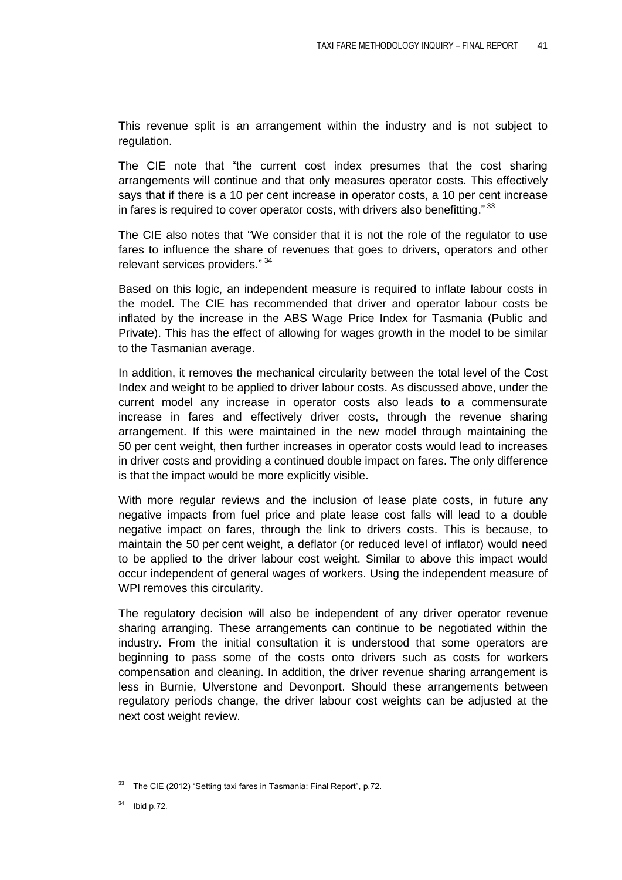This revenue split is an arrangement within the industry and is not subject to regulation.

The CIE note that "the current cost index presumes that the cost sharing arrangements will continue and that only measures operator costs. This effectively says that if there is a 10 per cent increase in operator costs, a 10 per cent increase in fares is required to cover operator costs, with drivers also benefitting." [33]

The CIE also notes that "We consider that it is not the role of the regulator to use fares to influence the share of revenues that goes to drivers, operators and other relevant services providers." [34]

Based on this logic, an independent measure is required to inflate labour costs in the model. The CIE has recommended that driver and operator labour costs be inflated by the increase in the ABS Wage Price Index for Tasmania (Public and Private). This has the effect of allowing for wages growth in the model to be similar to the Tasmanian average.

In addition, it removes the mechanical circularity between the total level of the Cost Index and weight to be applied to driver labour costs. As discussed above, under the current model any increase in operator costs also leads to a commensurate increase in fares and effectively driver costs, through the revenue sharing arrangement. If this were maintained in the new model through maintaining the 50 per cent weight, then further increases in operator costs would lead to increases in driver costs and providing a continued double impact on fares. The only difference is that the impact would be more explicitly visible.

With more regular reviews and the inclusion of lease plate costs, in future any negative impacts from fuel price and plate lease cost falls will lead to a double negative impact on fares, through the link to drivers costs. This is because, to maintain the 50 per cent weight, a deflator (or reduced level of inflator) would need to be applied to the driver labour cost weight. Similar to above this impact would occur independent of general wages of workers. Using the independent measure of WPI removes this circularity.

The regulatory decision will also be independent of any driver operator revenue sharing arranging. These arrangements can continue to be negotiated within the industry. From the initial consultation it is understood that some operators are beginning to pass some of the costs onto drivers such as costs for workers compensation and cleaning. In addition, the driver revenue sharing arrangement is less in Burnie, Ulverstone and Devonport. Should these arrangements between regulatory periods change, the driver labour cost weights can be adjusted at the next cost weight review.

---

[33] The CIE (2012) "Setting taxi fares in Tasmania: Final Report", p.72.

[34] Ibid p.72.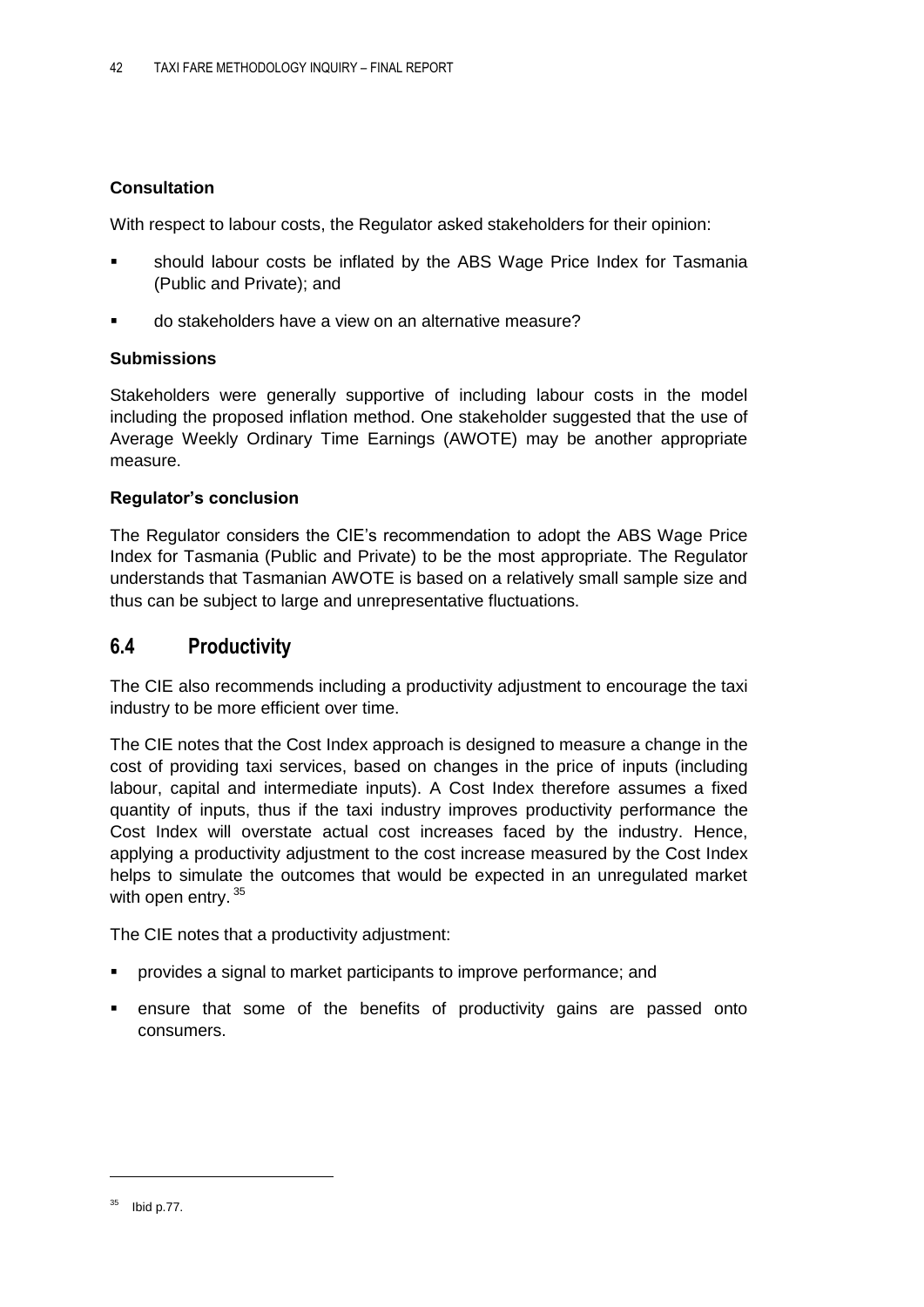**Consultation**

With respect to labour costs, the Regulator asked stakeholders for their opinion:

- should labour costs be inflated by the ABS Wage Price Index for Tasmania (Public and Private); and
- do stakeholders have a view on an alternative measure?

**Submissions**

Stakeholders were generally supportive of including labour costs in the model including the proposed inflation method. One stakeholder suggested that the use of Average Weekly Ordinary Time Earnings (AWOTE) may be another appropriate measure.

**Regulator's conclusion**

The Regulator considers the CIE's recommendation to adopt the ABS Wage Price Index for Tasmania (Public and Private) to be the most appropriate. The Regulator understands that Tasmanian AWOTE is based on a relatively small sample size and thus can be subject to large and unrepresentative fluctuations.

## 6.4 Productivity

The CIE also recommends including a productivity adjustment to encourage the taxi industry to be more efficient over time.

The CIE notes that the Cost Index approach is designed to measure a change in the cost of providing taxi services, based on changes in the price of inputs (including labour, capital and intermediate inputs). A Cost Index therefore assumes a fixed quantity of inputs, thus if the taxi industry improves productivity performance the Cost Index will overstate actual cost increases faced by the industry. Hence, applying a productivity adjustment to the cost increase measured by the Cost Index helps to simulate the outcomes that would be expected in an unregulated market with open entry. [35]

The CIE notes that a productivity adjustment:

- provides a signal to market participants to improve performance; and
- ensure that some of the benefits of productivity gains are passed onto consumers.

[35] Ibid p.77.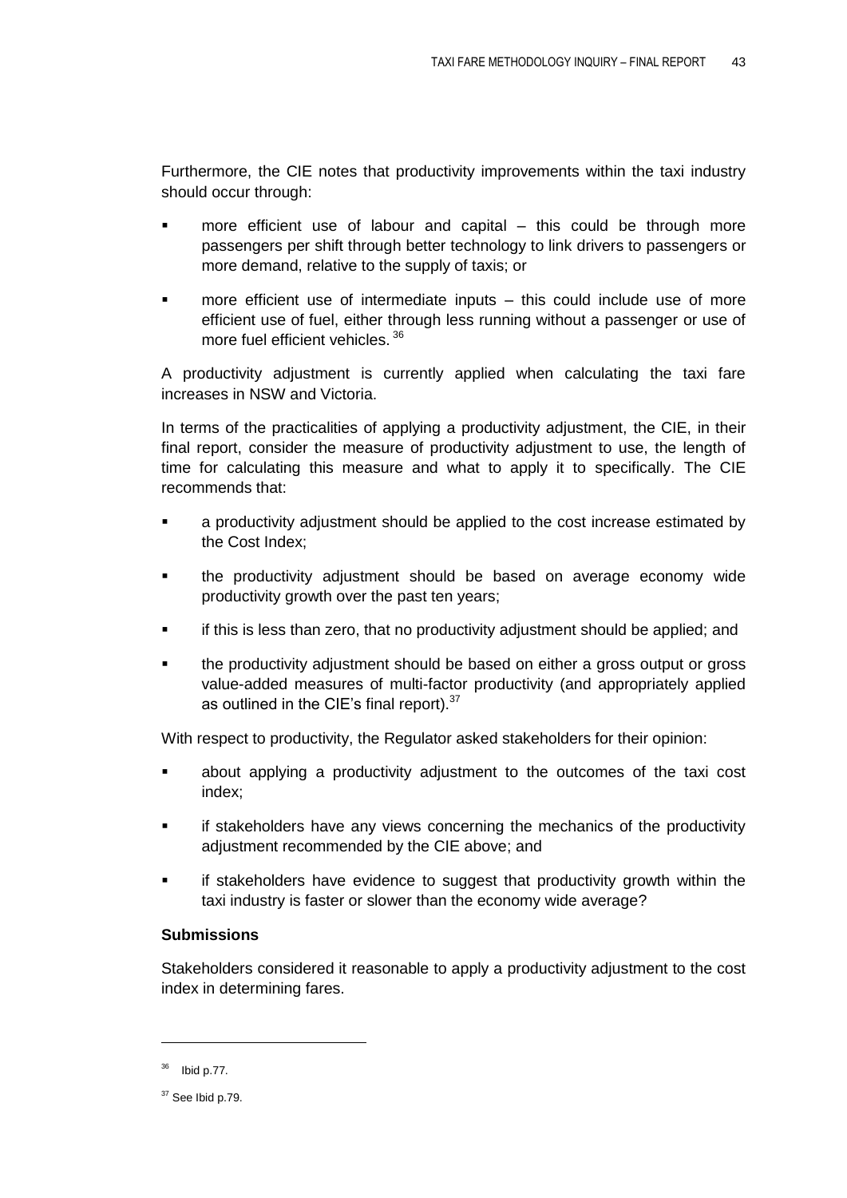Furthermore, the CIE notes that productivity improvements within the taxi industry should occur through:

- more efficient use of labour and capital – this could be through more passengers per shift through better technology to link drivers to passengers or more demand, relative to the supply of taxis; or
- more efficient use of intermediate inputs – this could include use of more efficient use of fuel, either through less running without a passenger or use of more fuel efficient vehicles. [36]

A productivity adjustment is currently applied when calculating the taxi fare increases in NSW and Victoria.

In terms of the practicalities of applying a productivity adjustment, the CIE, in their final report, consider the measure of productivity adjustment to use, the length of time for calculating this measure and what to apply it to specifically. The CIE recommends that:

- a productivity adjustment should be applied to the cost increase estimated by the Cost Index;
- the productivity adjustment should be based on average economy wide productivity growth over the past ten years;
- if this is less than zero, that no productivity adjustment should be applied; and
- the productivity adjustment should be based on either a gross output or gross value-added measures of multi-factor productivity (and appropriately applied as outlined in the CIE's final report).[37]

With respect to productivity, the Regulator asked stakeholders for their opinion:

- about applying a productivity adjustment to the outcomes of the taxi cost index;
- if stakeholders have any views concerning the mechanics of the productivity adjustment recommended by the CIE above; and
- if stakeholders have evidence to suggest that productivity growth within the taxi industry is faster or slower than the economy wide average?

**Submissions**

Stakeholders considered it reasonable to apply a productivity adjustment to the cost index in determining fares.

---

[36] Ibid p.77.

[37] See Ibid p.79.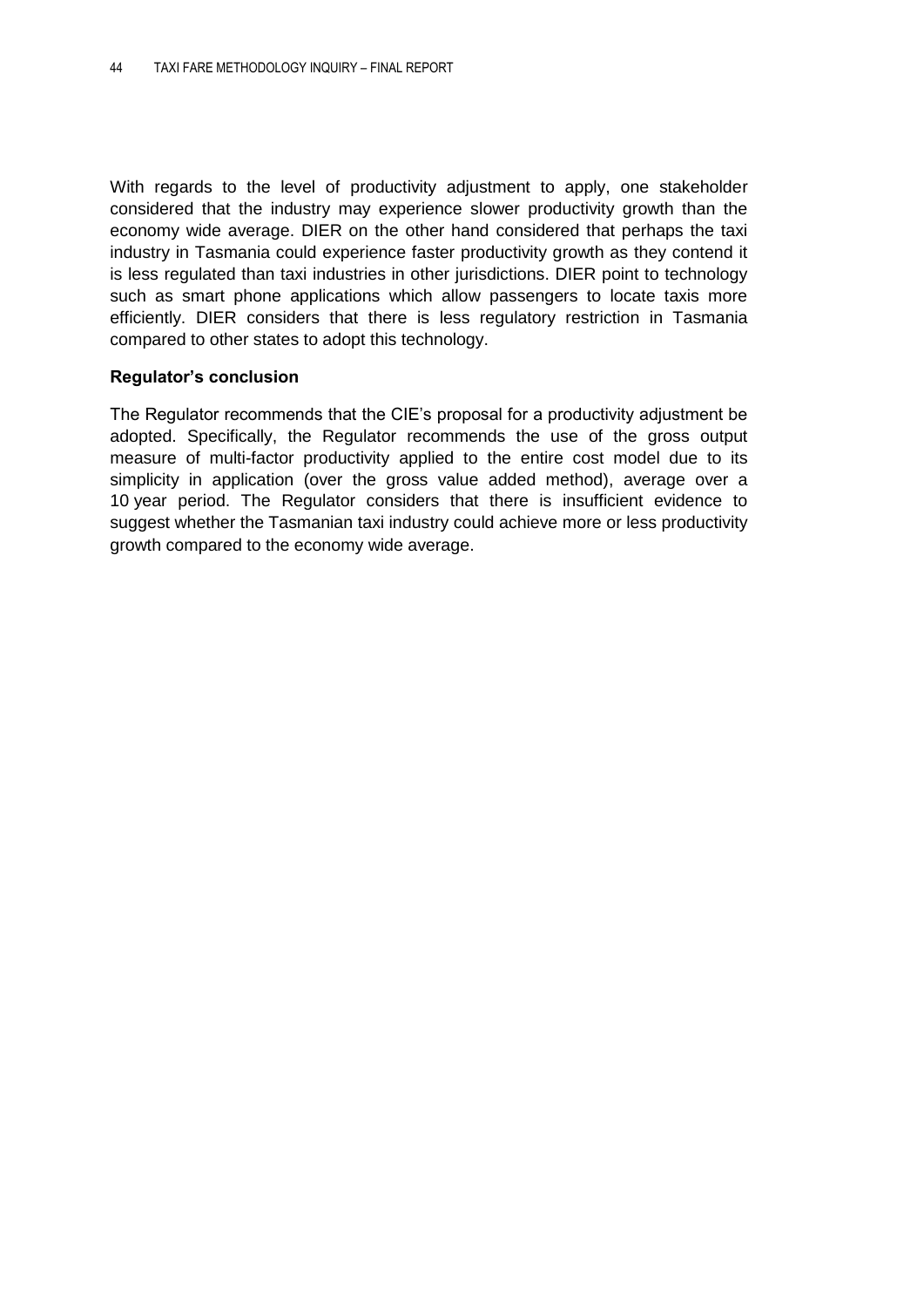With regards to the level of productivity adjustment to apply, one stakeholder considered that the industry may experience slower productivity growth than the economy wide average. DIER on the other hand considered that perhaps the taxi industry in Tasmania could experience faster productivity growth as they contend it is less regulated than taxi industries in other jurisdictions. DIER point to technology such as smart phone applications which allow passengers to locate taxis more efficiently. DIER considers that there is less regulatory restriction in Tasmania compared to other states to adopt this technology.

**Regulator's conclusion**

The Regulator recommends that the CIE's proposal for a productivity adjustment be adopted. Specifically, the Regulator recommends the use of the gross output measure of multi-factor productivity applied to the entire cost model due to its simplicity in application (over the gross value added method), average over a 10 year period. The Regulator considers that there is insufficient evidence to suggest whether the Tasmanian taxi industry could achieve more or less productivity growth compared to the economy wide average.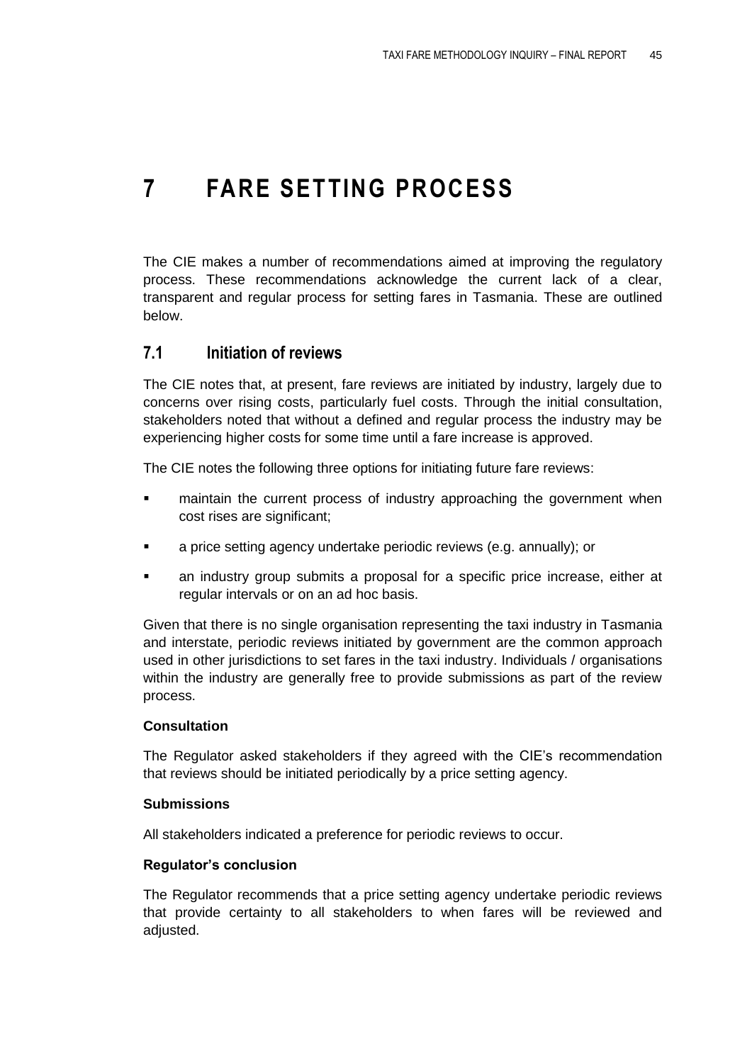# 7 FARE SETTING PROCESS

The CIE makes a number of recommendations aimed at improving the regulatory process. These recommendations acknowledge the current lack of a clear, transparent and regular process for setting fares in Tasmania. These are outlined below.

## 7.1 Initiation of reviews

The CIE notes that, at present, fare reviews are initiated by industry, largely due to concerns over rising costs, particularly fuel costs. Through the initial consultation, stakeholders noted that without a defined and regular process the industry may be experiencing higher costs for some time until a fare increase is approved.

The CIE notes the following three options for initiating future fare reviews:

- maintain the current process of industry approaching the government when cost rises are significant;
- a price setting agency undertake periodic reviews (e.g. annually); or
- an industry group submits a proposal for a specific price increase, either at regular intervals or on an ad hoc basis.

Given that there is no single organisation representing the taxi industry in Tasmania and interstate, periodic reviews initiated by government are the common approach used in other jurisdictions to set fares in the taxi industry. Individuals / organisations within the industry are generally free to provide submissions as part of the review process.

**Consultation**

The Regulator asked stakeholders if they agreed with the CIE's recommendation that reviews should be initiated periodically by a price setting agency.

**Submissions**

All stakeholders indicated a preference for periodic reviews to occur.

**Regulator's conclusion**

The Regulator recommends that a price setting agency undertake periodic reviews that provide certainty to all stakeholders to when fares will be reviewed and adjusted.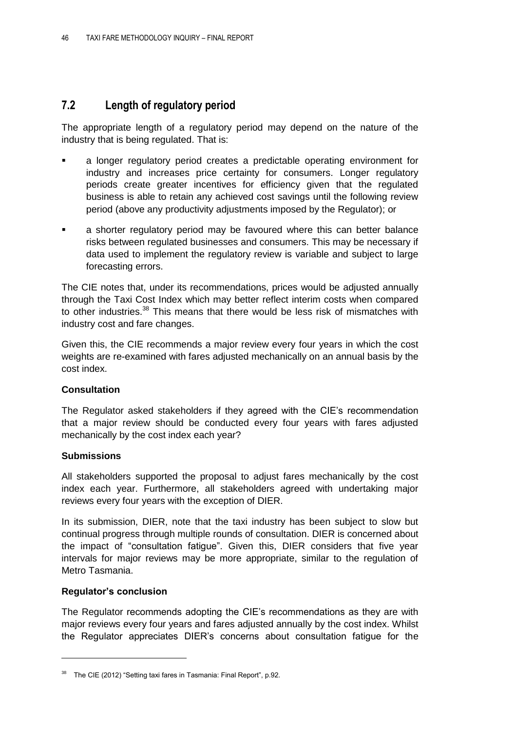## 7.2 Length of regulatory period

The appropriate length of a regulatory period may depend on the nature of the industry that is being regulated. That is:

- a longer regulatory period creates a predictable operating environment for industry and increases price certainty for consumers. Longer regulatory periods create greater incentives for efficiency given that the regulated business is able to retain any achieved cost savings until the following review period (above any productivity adjustments imposed by the Regulator); or
- a shorter regulatory period may be favoured where this can better balance risks between regulated businesses and consumers. This may be necessary if data used to implement the regulatory review is variable and subject to large forecasting errors.

The CIE notes that, under its recommendations, prices would be adjusted annually through the Taxi Cost Index which may better reflect interim costs when compared to other industries.[38] This means that there would be less risk of mismatches with industry cost and fare changes.

Given this, the CIE recommends a major review every four years in which the cost weights are re-examined with fares adjusted mechanically on an annual basis by the cost index.

**Consultation**

The Regulator asked stakeholders if they agreed with the CIE's recommendation that a major review should be conducted every four years with fares adjusted mechanically by the cost index each year?

**Submissions**

All stakeholders supported the proposal to adjust fares mechanically by the cost index each year. Furthermore, all stakeholders agreed with undertaking major reviews every four years with the exception of DIER.

In its submission, DIER, note that the taxi industry has been subject to slow but continual progress through multiple rounds of consultation. DIER is concerned about the impact of "consultation fatigue". Given this, DIER considers that five year intervals for major reviews may be more appropriate, similar to the regulation of Metro Tasmania.

**Regulator's conclusion**

The Regulator recommends adopting the CIE's recommendations as they are with major reviews every four years and fares adjusted annually by the cost index. Whilst the Regulator appreciates DIER's concerns about consultation fatigue for the

[38] The CIE (2012) "Setting taxi fares in Tasmania: Final Report", p.92.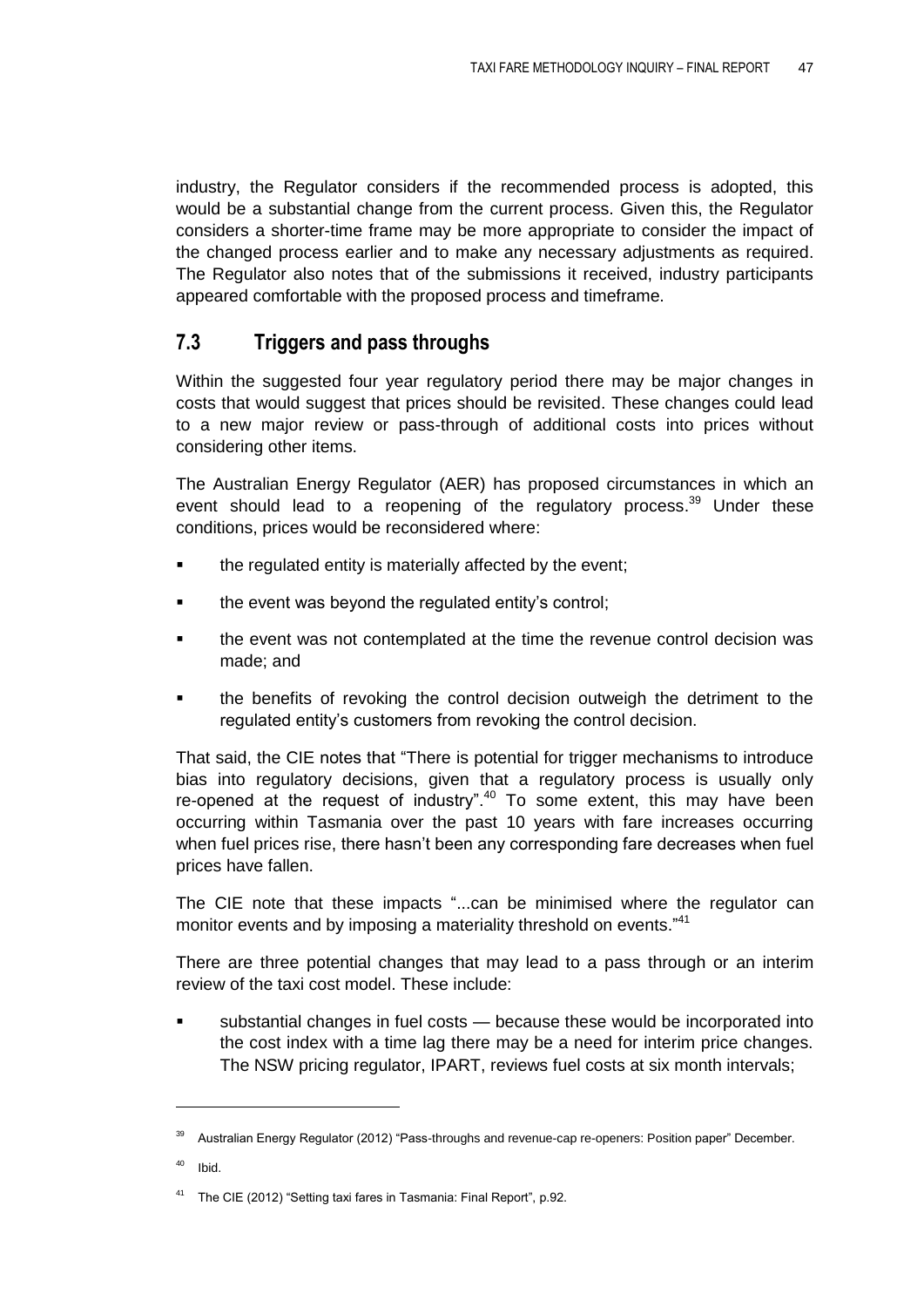industry, the Regulator considers if the recommended process is adopted, this would be a substantial change from the current process. Given this, the Regulator considers a shorter-time frame may be more appropriate to consider the impact of the changed process earlier and to make any necessary adjustments as required. The Regulator also notes that of the submissions it received, industry participants appeared comfortable with the proposed process and timeframe.

## 7.3 Triggers and pass throughs

Within the suggested four year regulatory period there may be major changes in costs that would suggest that prices should be revisited. These changes could lead to a new major review or pass-through of additional costs into prices without considering other items.

The Australian Energy Regulator (AER) has proposed circumstances in which an event should lead to a reopening of the regulatory process.[39] Under these conditions, prices would be reconsidered where:

- the regulated entity is materially affected by the event;
- the event was beyond the regulated entity's control;
- the event was not contemplated at the time the revenue control decision was made; and
- the benefits of revoking the control decision outweigh the detriment to the regulated entity's customers from revoking the control decision.

That said, the CIE notes that "There is potential for trigger mechanisms to introduce bias into regulatory decisions, given that a regulatory process is usually only re-opened at the request of industry".[40] To some extent, this may have been occurring within Tasmania over the past 10 years with fare increases occurring when fuel prices rise, there hasn't been any corresponding fare decreases when fuel prices have fallen.

The CIE note that these impacts "...can be minimised where the regulator can monitor events and by imposing a materiality threshold on events."[41]

There are three potential changes that may lead to a pass through or an interim review of the taxi cost model. These include:

- substantial changes in fuel costs — because these would be incorporated into the cost index with a time lag there may be a need for interim price changes. The NSW pricing regulator, IPART, reviews fuel costs at six month intervals;

---

[39] Australian Energy Regulator (2012) "Pass-throughs and revenue-cap re-openers: Position paper" December.

[40] Ibid.

[41] The CIE (2012) "Setting taxi fares in Tasmania: Final Report", p.92.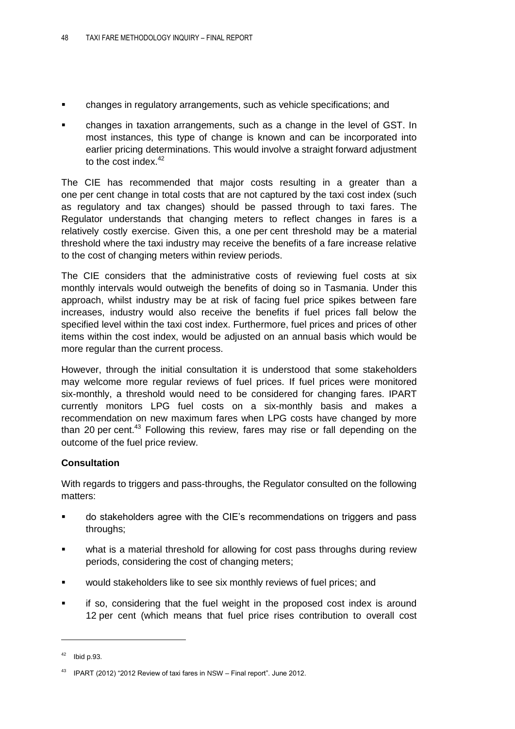- changes in regulatory arrangements, such as vehicle specifications; and
- changes in taxation arrangements, such as a change in the level of GST. In most instances, this type of change is known and can be incorporated into earlier pricing determinations. This would involve a straight forward adjustment to the cost index.[42]

The CIE has recommended that major costs resulting in a greater than a one per cent change in total costs that are not captured by the taxi cost index (such as regulatory and tax changes) should be passed through to taxi fares. The Regulator understands that changing meters to reflect changes in fares is a relatively costly exercise. Given this, a one per cent threshold may be a material threshold where the taxi industry may receive the benefits of a fare increase relative to the cost of changing meters within review periods.

The CIE considers that the administrative costs of reviewing fuel costs at six monthly intervals would outweigh the benefits of doing so in Tasmania. Under this approach, whilst industry may be at risk of facing fuel price spikes between fare increases, industry would also receive the benefits if fuel prices fall below the specified level within the taxi cost index. Furthermore, fuel prices and prices of other items within the cost index, would be adjusted on an annual basis which would be more regular than the current process.

However, through the initial consultation it is understood that some stakeholders may welcome more regular reviews of fuel prices. If fuel prices were monitored six-monthly, a threshold would need to be considered for changing fares. IPART currently monitors LPG fuel costs on a six-monthly basis and makes a recommendation on new maximum fares when LPG costs have changed by more than 20 per cent.[43] Following this review, fares may rise or fall depending on the outcome of the fuel price review.

**Consultation**

With regards to triggers and pass-throughs, the Regulator consulted on the following matters:

- do stakeholders agree with the CIE's recommendations on triggers and pass throughs;
- what is a material threshold for allowing for cost pass throughs during review periods, considering the cost of changing meters;
- would stakeholders like to see six monthly reviews of fuel prices; and
- if so, considering that the fuel weight in the proposed cost index is around 12 per cent (which means that fuel price rises contribution to overall cost

---

[42] Ibid p.93.

[43] IPART (2012) "2012 Review of taxi fares in NSW – Final report". June 2012.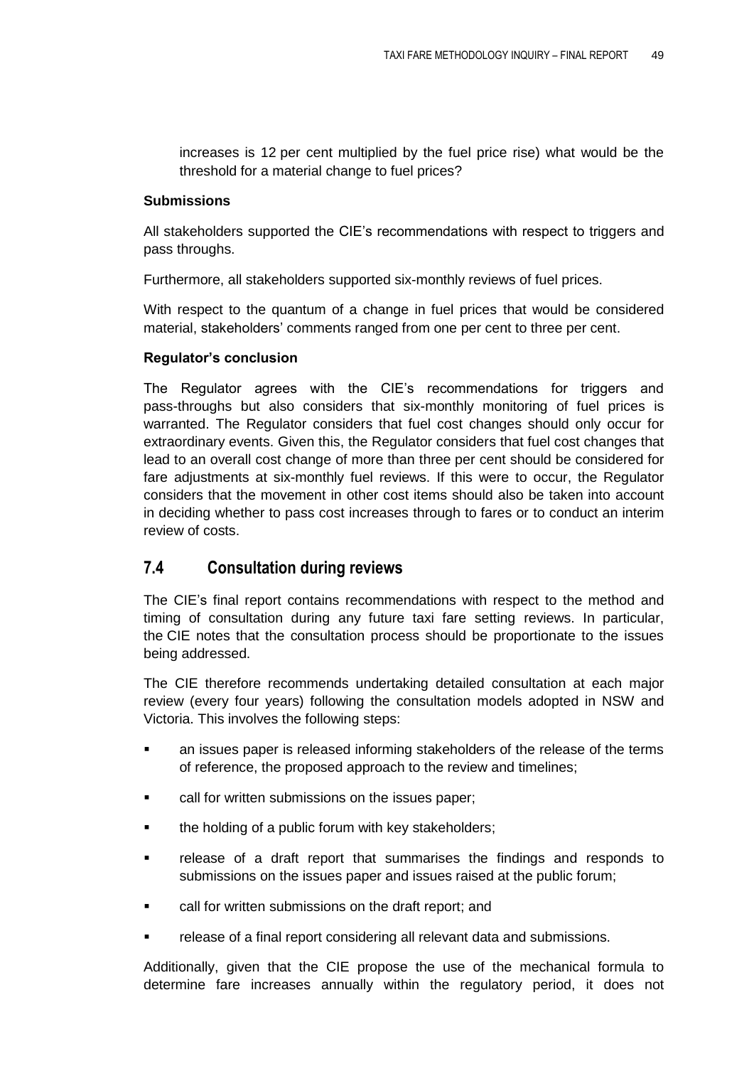increases is 12 per cent multiplied by the fuel price rise) what would be the threshold for a material change to fuel prices?

**Submissions**

All stakeholders supported the CIE's recommendations with respect to triggers and pass throughs.

Furthermore, all stakeholders supported six-monthly reviews of fuel prices.

With respect to the quantum of a change in fuel prices that would be considered material, stakeholders' comments ranged from one per cent to three per cent.

**Regulator's conclusion**

The Regulator agrees with the CIE's recommendations for triggers and pass-throughs but also considers that six-monthly monitoring of fuel prices is warranted. The Regulator considers that fuel cost changes should only occur for extraordinary events. Given this, the Regulator considers that fuel cost changes that lead to an overall cost change of more than three per cent should be considered for fare adjustments at six-monthly fuel reviews. If this were to occur, the Regulator considers that the movement in other cost items should also be taken into account in deciding whether to pass cost increases through to fares or to conduct an interim review of costs.

## 7.4 Consultation during reviews

The CIE's final report contains recommendations with respect to the method and timing of consultation during any future taxi fare setting reviews. In particular, the CIE notes that the consultation process should be proportionate to the issues being addressed.

The CIE therefore recommends undertaking detailed consultation at each major review (every four years) following the consultation models adopted in NSW and Victoria. This involves the following steps:

- an issues paper is released informing stakeholders of the release of the terms of reference, the proposed approach to the review and timelines;
- call for written submissions on the issues paper;
- the holding of a public forum with key stakeholders;
- release of a draft report that summarises the findings and responds to submissions on the issues paper and issues raised at the public forum;
- call for written submissions on the draft report; and
- release of a final report considering all relevant data and submissions.

Additionally, given that the CIE propose the use of the mechanical formula to determine fare increases annually within the regulatory period, it does not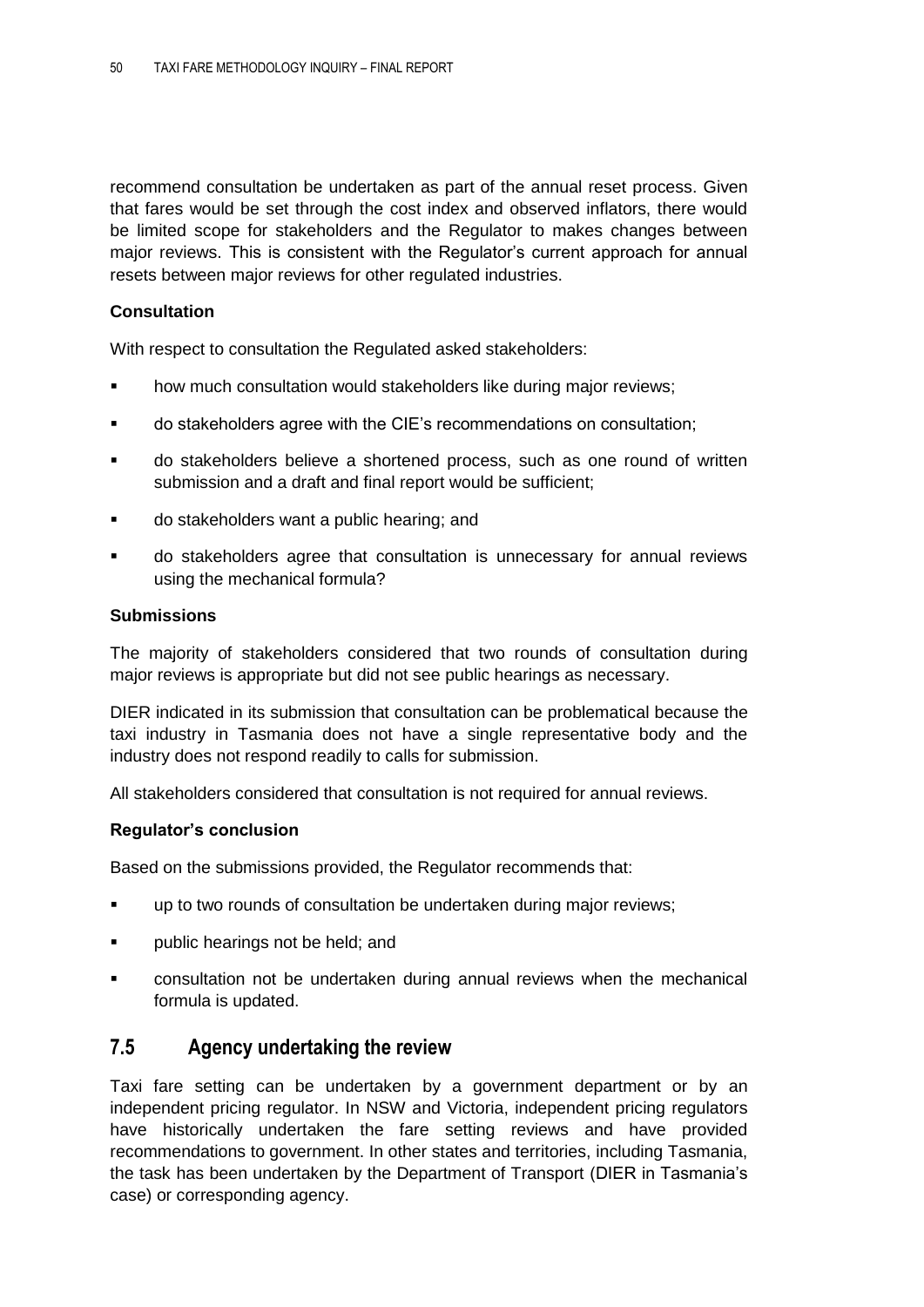recommend consultation be undertaken as part of the annual reset process. Given that fares would be set through the cost index and observed inflators, there would be limited scope for stakeholders and the Regulator to makes changes between major reviews. This is consistent with the Regulator's current approach for annual resets between major reviews for other regulated industries.

**Consultation**

With respect to consultation the Regulated asked stakeholders:

- how much consultation would stakeholders like during major reviews;
- do stakeholders agree with the CIE's recommendations on consultation;
- do stakeholders believe a shortened process, such as one round of written submission and a draft and final report would be sufficient;
- do stakeholders want a public hearing; and
- do stakeholders agree that consultation is unnecessary for annual reviews using the mechanical formula?

**Submissions**

The majority of stakeholders considered that two rounds of consultation during major reviews is appropriate but did not see public hearings as necessary.

DIER indicated in its submission that consultation can be problematical because the taxi industry in Tasmania does not have a single representative body and the industry does not respond readily to calls for submission.

All stakeholders considered that consultation is not required for annual reviews.

**Regulator's conclusion**

Based on the submissions provided, the Regulator recommends that:

- up to two rounds of consultation be undertaken during major reviews;
- public hearings not be held; and
- consultation not be undertaken during annual reviews when the mechanical formula is updated.

## 7.5 Agency undertaking the review

Taxi fare setting can be undertaken by a government department or by an independent pricing regulator. In NSW and Victoria, independent pricing regulators have historically undertaken the fare setting reviews and have provided recommendations to government. In other states and territories, including Tasmania, the task has been undertaken by the Department of Transport (DIER in Tasmania's case) or corresponding agency.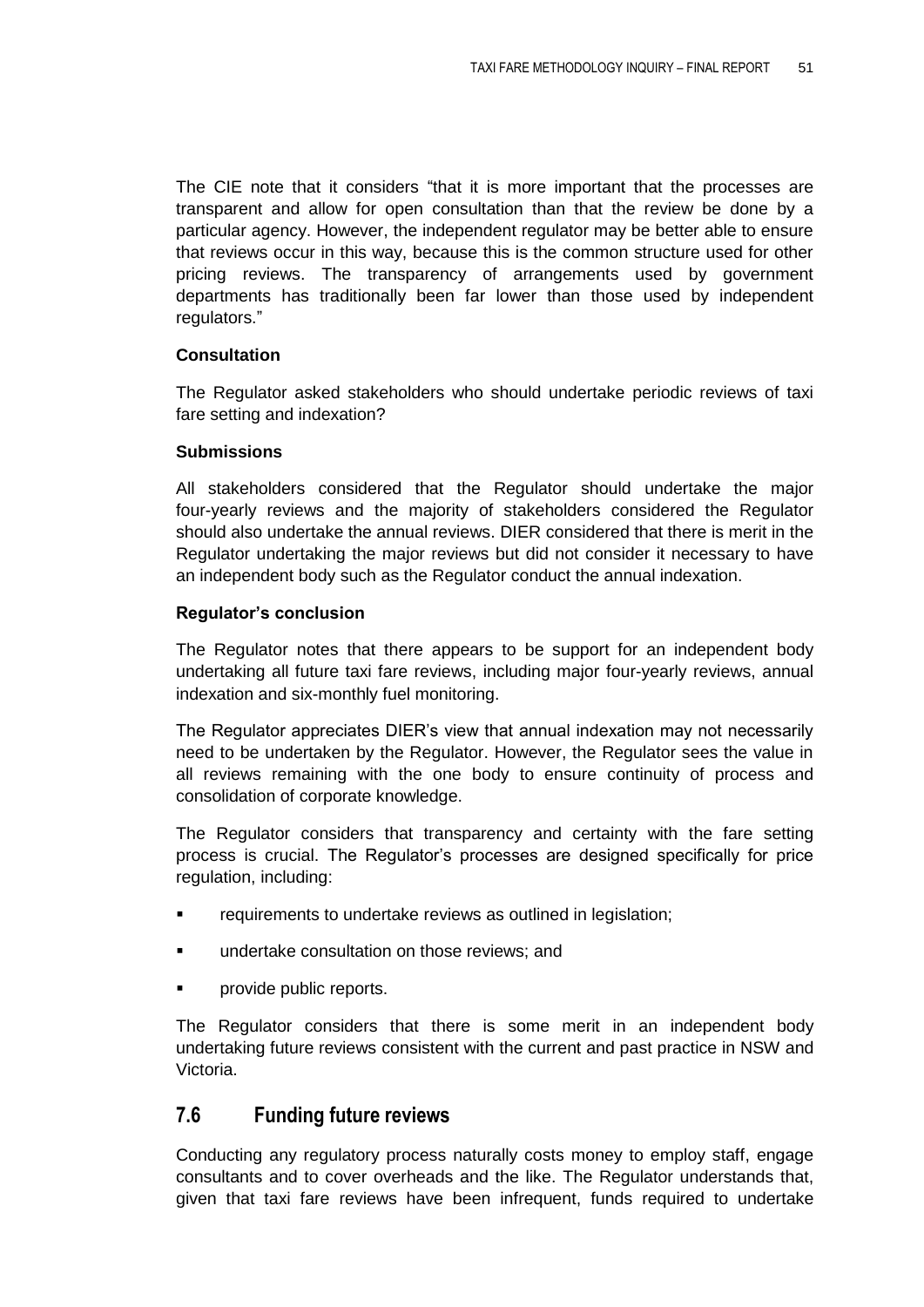The CIE note that it considers “that it is more important that the processes are transparent and allow for open consultation than that the review be done by a particular agency. However, the independent regulator may be better able to ensure that reviews occur in this way, because this is the common structure used for other pricing reviews. The transparency of arrangements used by government departments has traditionally been far lower than those used by independent regulators.”

**Consultation**

The Regulator asked stakeholders who should undertake periodic reviews of taxi fare setting and indexation?

**Submissions**

All stakeholders considered that the Regulator should undertake the major four-yearly reviews and the majority of stakeholders considered the Regulator should also undertake the annual reviews. DIER considered that there is merit in the Regulator undertaking the major reviews but did not consider it necessary to have an independent body such as the Regulator conduct the annual indexation.

**Regulator’s conclusion**

The Regulator notes that there appears to be support for an independent body undertaking all future taxi fare reviews, including major four-yearly reviews, annual indexation and six-monthly fuel monitoring.

The Regulator appreciates DIER’s view that annual indexation may not necessarily need to be undertaken by the Regulator. However, the Regulator sees the value in all reviews remaining with the one body to ensure continuity of process and consolidation of corporate knowledge.

The Regulator considers that transparency and certainty with the fare setting process is crucial. The Regulator’s processes are designed specifically for price regulation, including:

- requirements to undertake reviews as outlined in legislation;
- undertake consultation on those reviews; and
- provide public reports.

The Regulator considers that there is some merit in an independent body undertaking future reviews consistent with the current and past practice in NSW and Victoria.

## 7.6 Funding future reviews

Conducting any regulatory process naturally costs money to employ staff, engage consultants and to cover overheads and the like. The Regulator understands that, given that taxi fare reviews have been infrequent, funds required to undertake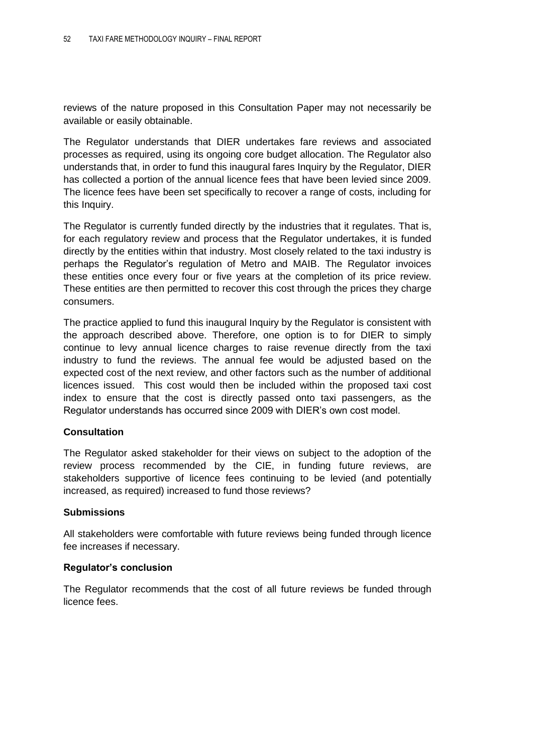reviews of the nature proposed in this Consultation Paper may not necessarily be available or easily obtainable.

The Regulator understands that DIER undertakes fare reviews and associated processes as required, using its ongoing core budget allocation. The Regulator also understands that, in order to fund this inaugural fares Inquiry by the Regulator, DIER has collected a portion of the annual licence fees that have been levied since 2009. The licence fees have been set specifically to recover a range of costs, including for this Inquiry.

The Regulator is currently funded directly by the industries that it regulates. That is, for each regulatory review and process that the Regulator undertakes, it is funded directly by the entities within that industry. Most closely related to the taxi industry is perhaps the Regulator's regulation of Metro and MAIB. The Regulator invoices these entities once every four or five years at the completion of its price review. These entities are then permitted to recover this cost through the prices they charge consumers.

The practice applied to fund this inaugural Inquiry by the Regulator is consistent with the approach described above. Therefore, one option is to for DIER to simply continue to levy annual licence charges to raise revenue directly from the taxi industry to fund the reviews. The annual fee would be adjusted based on the expected cost of the next review, and other factors such as the number of additional licences issued. This cost would then be included within the proposed taxi cost index to ensure that the cost is directly passed onto taxi passengers, as the Regulator understands has occurred since 2009 with DIER's own cost model.

**Consultation**

The Regulator asked stakeholder for their views on subject to the adoption of the review process recommended by the CIE, in funding future reviews, are stakeholders supportive of licence fees continuing to be levied (and potentially increased, as required) increased to fund those reviews?

**Submissions**

All stakeholders were comfortable with future reviews being funded through licence fee increases if necessary.

**Regulator's conclusion**

The Regulator recommends that the cost of all future reviews be funded through licence fees.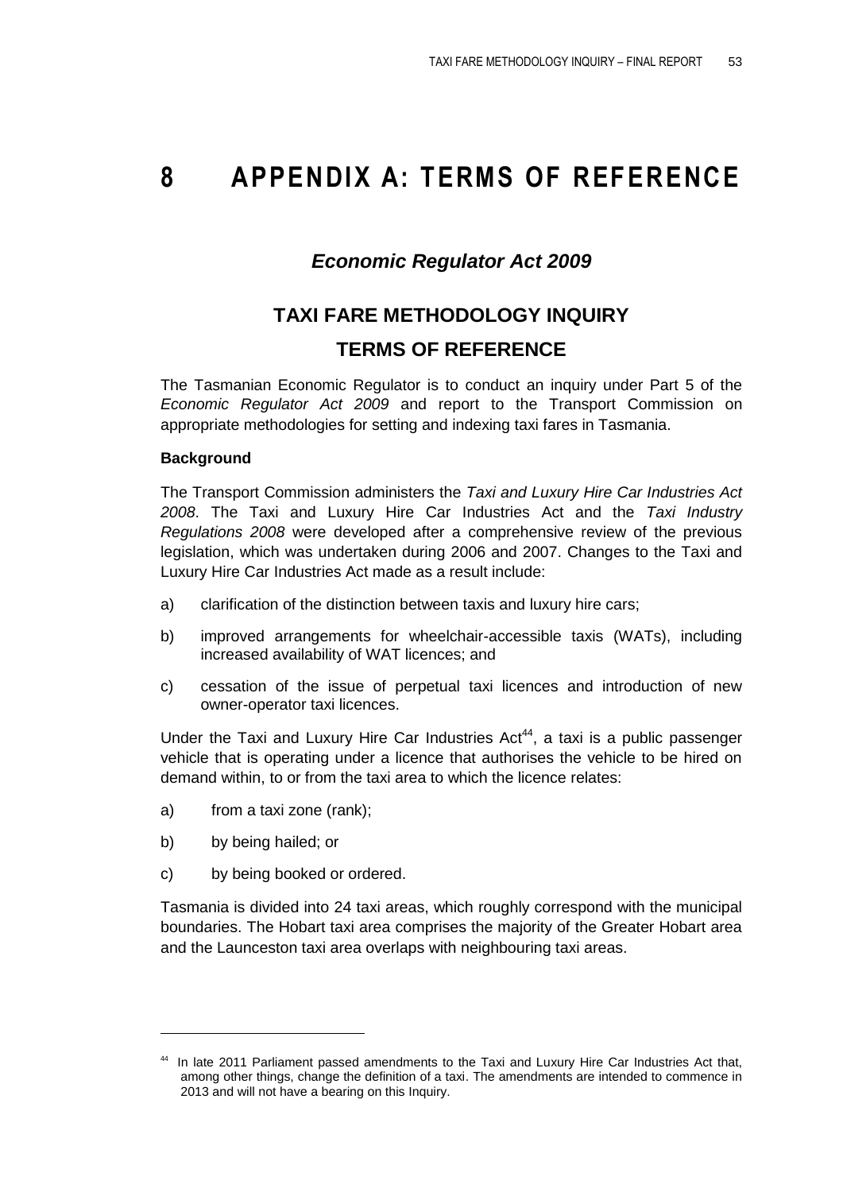# 8 APPENDIX A: TERMS OF REFERENCE

## *Economic Regulator Act 2009*

## TAXI FARE METHODOLOGY INQUIRY

## TERMS OF REFERENCE

The Tasmanian Economic Regulator is to conduct an inquiry under Part 5 of the *Economic Regulator Act 2009* and report to the Transport Commission on appropriate methodologies for setting and indexing taxi fares in Tasmania.

**Background**

The Transport Commission administers the *Taxi and Luxury Hire Car Industries Act 2008*. The Taxi and Luxury Hire Car Industries Act and the *Taxi Industry Regulations 2008* were developed after a comprehensive review of the previous legislation, which was undertaken during 2006 and 2007. Changes to the Taxi and Luxury Hire Car Industries Act made as a result include:

a) clarification of the distinction between taxis and luxury hire cars;

b) improved arrangements for wheelchair-accessible taxis (WATs), including increased availability of WAT licences; and

c) cessation of the issue of perpetual taxi licences and introduction of new owner-operator taxi licences.

Under the Taxi and Luxury Hire Car Industries Act[44], a taxi is a public passenger vehicle that is operating under a licence that authorises the vehicle to be hired on demand within, to or from the taxi area to which the licence relates:

a) from a taxi zone (rank);

b) by being hailed; or

c) by being booked or ordered.

Tasmania is divided into 24 taxi areas, which roughly correspond with the municipal boundaries. The Hobart taxi area comprises the majority of the Greater Hobart area and the Launceston taxi area overlaps with neighbouring taxi areas.

---

[44] In late 2011 Parliament passed amendments to the Taxi and Luxury Hire Car Industries Act that, among other things, change the definition of a taxi. The amendments are intended to commence in 2013 and will not have a bearing on this Inquiry.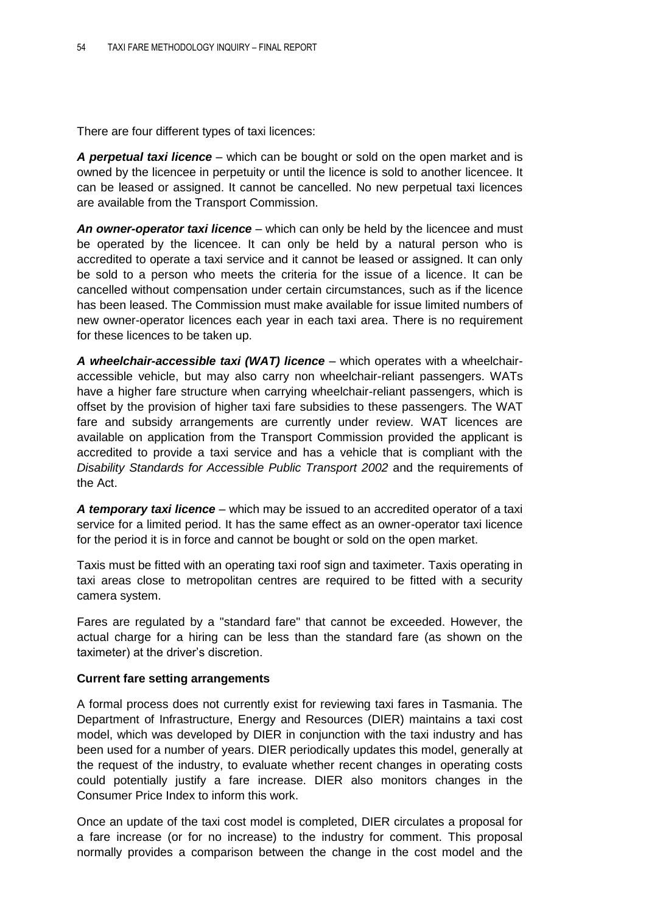There are four different types of taxi licences:

***A perpetual taxi licence*** – which can be bought or sold on the open market and is owned by the licencee in perpetuity or until the licence is sold to another licencee. It can be leased or assigned. It cannot be cancelled. No new perpetual taxi licences are available from the Transport Commission.

***An owner-operator taxi licence*** – which can only be held by the licencee and must be operated by the licencee. It can only be held by a natural person who is accredited to operate a taxi service and it cannot be leased or assigned. It can only be sold to a person who meets the criteria for the issue of a licence. It can be cancelled without compensation under certain circumstances, such as if the licence has been leased. The Commission must make available for issue limited numbers of new owner-operator licences each year in each taxi area. There is no requirement for these licences to be taken up.

***A wheelchair-accessible taxi (WAT) licence*** – which operates with a wheelchair-accessible vehicle, but may also carry non wheelchair-reliant passengers. WATs have a higher fare structure when carrying wheelchair-reliant passengers, which is offset by the provision of higher taxi fare subsidies to these passengers. The WAT fare and subsidy arrangements are currently under review. WAT licences are available on application from the Transport Commission provided the applicant is accredited to provide a taxi service and has a vehicle that is compliant with the *Disability Standards for Accessible Public Transport 2002* and the requirements of the Act.

***A temporary taxi licence*** – which may be issued to an accredited operator of a taxi service for a limited period. It has the same effect as an owner-operator taxi licence for the period it is in force and cannot be bought or sold on the open market.

Taxis must be fitted with an operating taxi roof sign and taximeter. Taxis operating in taxi areas close to metropolitan centres are required to be fitted with a security camera system.

Fares are regulated by a "standard fare" that cannot be exceeded. However, the actual charge for a hiring can be less than the standard fare (as shown on the taximeter) at the driver's discretion.

**Current fare setting arrangements**

A formal process does not currently exist for reviewing taxi fares in Tasmania. The Department of Infrastructure, Energy and Resources (DIER) maintains a taxi cost model, which was developed by DIER in conjunction with the taxi industry and has been used for a number of years. DIER periodically updates this model, generally at the request of the industry, to evaluate whether recent changes in operating costs could potentially justify a fare increase. DIER also monitors changes in the Consumer Price Index to inform this work.

Once an update of the taxi cost model is completed, DIER circulates a proposal for a fare increase (or for no increase) to the industry for comment. This proposal normally provides a comparison between the change in the cost model and the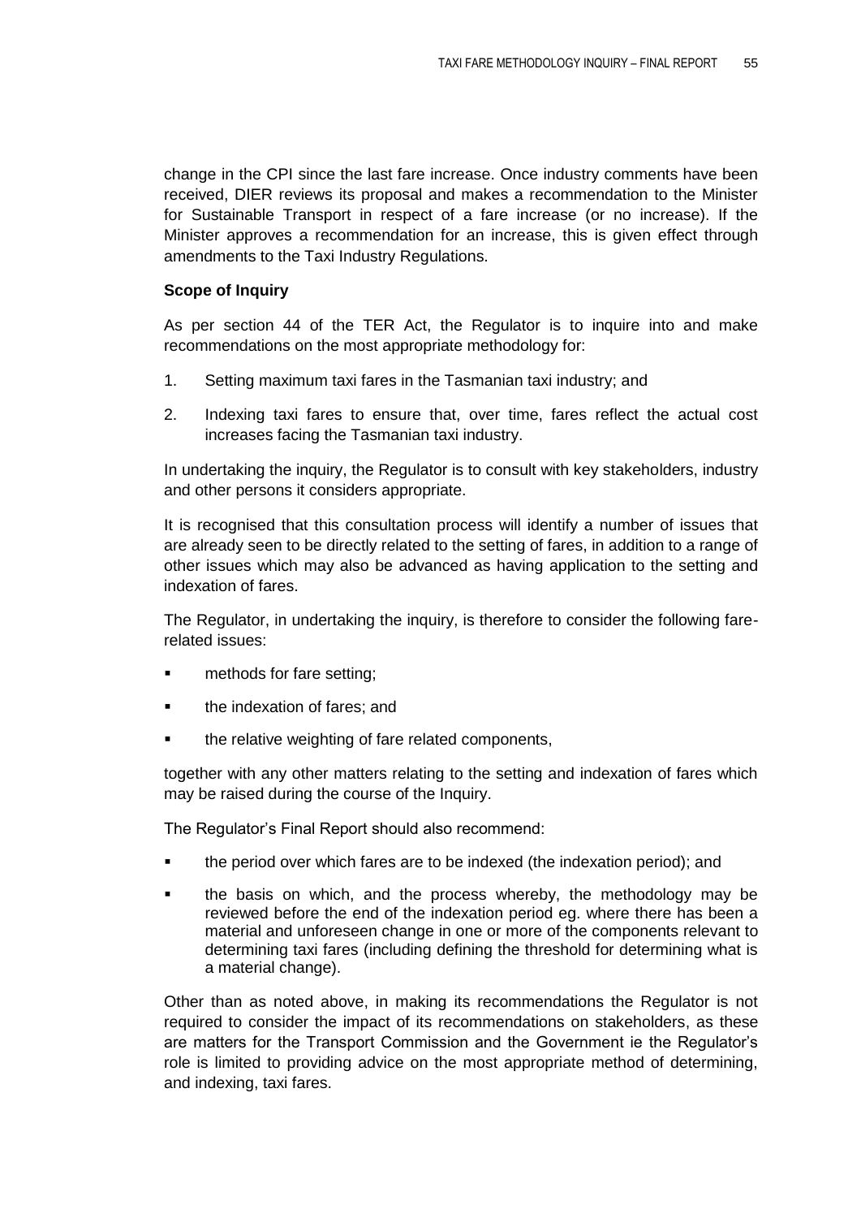change in the CPI since the last fare increase. Once industry comments have been received, DIER reviews its proposal and makes a recommendation to the Minister for Sustainable Transport in respect of a fare increase (or no increase). If the Minister approves a recommendation for an increase, this is given effect through amendments to the Taxi Industry Regulations.

**Scope of Inquiry**

As per section 44 of the TER Act, the Regulator is to inquire into and make recommendations on the most appropriate methodology for:

1. Setting maximum taxi fares in the Tasmanian taxi industry; and
2. Indexing taxi fares to ensure that, over time, fares reflect the actual cost increases facing the Tasmanian taxi industry.

In undertaking the inquiry, the Regulator is to consult with key stakeholders, industry and other persons it considers appropriate.

It is recognised that this consultation process will identify a number of issues that are already seen to be directly related to the setting of fares, in addition to a range of other issues which may also be advanced as having application to the setting and indexation of fares.

The Regulator, in undertaking the inquiry, is therefore to consider the following fare-related issues:

- methods for fare setting;
- the indexation of fares; and
- the relative weighting of fare related components,

together with any other matters relating to the setting and indexation of fares which may be raised during the course of the Inquiry.

The Regulator's Final Report should also recommend:

- the period over which fares are to be indexed (the indexation period); and
- the basis on which, and the process whereby, the methodology may be reviewed before the end of the indexation period eg. where there has been a material and unforeseen change in one or more of the components relevant to determining taxi fares (including defining the threshold for determining what is a material change).

Other than as noted above, in making its recommendations the Regulator is not required to consider the impact of its recommendations on stakeholders, as these are matters for the Transport Commission and the Government ie the Regulator's role is limited to providing advice on the most appropriate method of determining, and indexing, taxi fares.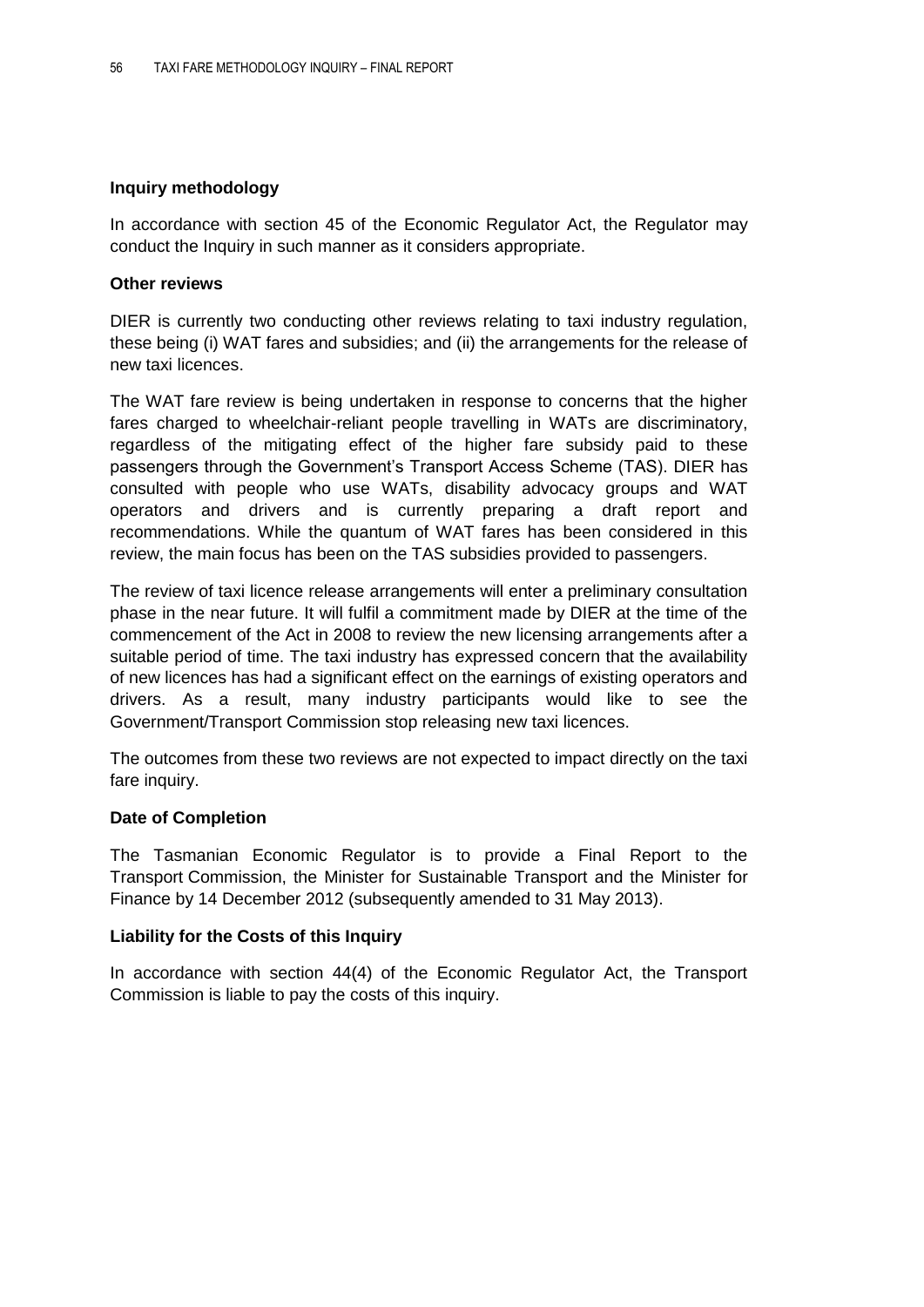**Inquiry methodology**

In accordance with section 45 of the Economic Regulator Act, the Regulator may conduct the Inquiry in such manner as it considers appropriate.

**Other reviews**

DIER is currently two conducting other reviews relating to taxi industry regulation, these being (i) WAT fares and subsidies; and (ii) the arrangements for the release of new taxi licences.

The WAT fare review is being undertaken in response to concerns that the higher fares charged to wheelchair-reliant people travelling in WATs are discriminatory, regardless of the mitigating effect of the higher fare subsidy paid to these passengers through the Government's Transport Access Scheme (TAS). DIER has consulted with people who use WATs, disability advocacy groups and WAT operators and drivers and is currently preparing a draft report and recommendations. While the quantum of WAT fares has been considered in this review, the main focus has been on the TAS subsidies provided to passengers.

The review of taxi licence release arrangements will enter a preliminary consultation phase in the near future. It will fulfil a commitment made by DIER at the time of the commencement of the Act in 2008 to review the new licensing arrangements after a suitable period of time. The taxi industry has expressed concern that the availability of new licences has had a significant effect on the earnings of existing operators and drivers. As a result, many industry participants would like to see the Government/Transport Commission stop releasing new taxi licences.

The outcomes from these two reviews are not expected to impact directly on the taxi fare inquiry.

**Date of Completion**

The Tasmanian Economic Regulator is to provide a Final Report to the Transport Commission, the Minister for Sustainable Transport and the Minister for Finance by 14 December 2012 (subsequently amended to 31 May 2013).

**Liability for the Costs of this Inquiry**

In accordance with section 44(4) of the Economic Regulator Act, the Transport Commission is liable to pay the costs of this inquiry.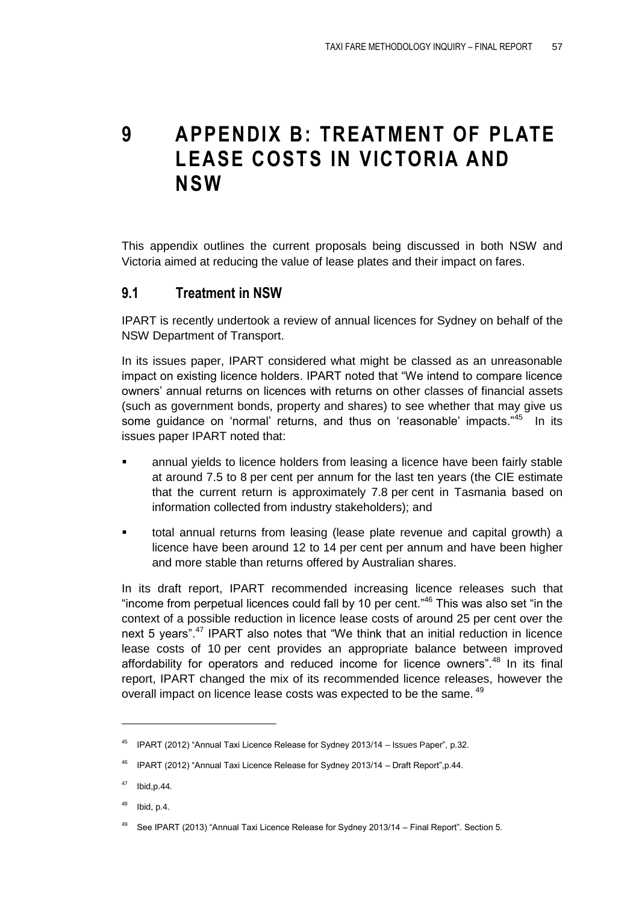# 9 APPENDIX B: TREATMENT OF PLATE LEASE COSTS IN VICTORIA AND NSW

This appendix outlines the current proposals being discussed in both NSW and Victoria aimed at reducing the value of lease plates and their impact on fares.

## 9.1 Treatment in NSW

IPART is recently undertook a review of annual licences for Sydney on behalf of the NSW Department of Transport.

In its issues paper, IPART considered what might be classed as an unreasonable impact on existing licence holders. IPART noted that "We intend to compare licence owners' annual returns on licences with returns on other classes of financial assets (such as government bonds, property and shares) to see whether that may give us some guidance on 'normal' returns, and thus on 'reasonable' impacts."[45] In its issues paper IPART noted that:

- annual yields to licence holders from leasing a licence have been fairly stable at around 7.5 to 8 per cent per annum for the last ten years (the CIE estimate that the current return is approximately 7.8 per cent in Tasmania based on information collected from industry stakeholders); and
- total annual returns from leasing (lease plate revenue and capital growth) a licence have been around 12 to 14 per cent per annum and have been higher and more stable than returns offered by Australian shares.

In its draft report, IPART recommended increasing licence releases such that "income from perpetual licences could fall by 10 per cent."[46] This was also set "in the context of a possible reduction in licence lease costs of around 25 per cent over the next 5 years".[47] IPART also notes that "We think that an initial reduction in licence lease costs of 10 per cent provides an appropriate balance between improved affordability for operators and reduced income for licence owners".[48] In its final report, IPART changed the mix of its recommended licence releases, however the overall impact on licence lease costs was expected to be the same.[49]

---

[45] IPART (2012) "Annual Taxi Licence Release for Sydney 2013/14 – Issues Paper", p.32.

[46] IPART (2012) "Annual Taxi Licence Release for Sydney 2013/14 – Draft Report",p.44.

[47] Ibid,p.44.

[48] Ibid, p.4.

[49] See IPART (2013) "Annual Taxi Licence Release for Sydney 2013/14 – Final Report". Section 5.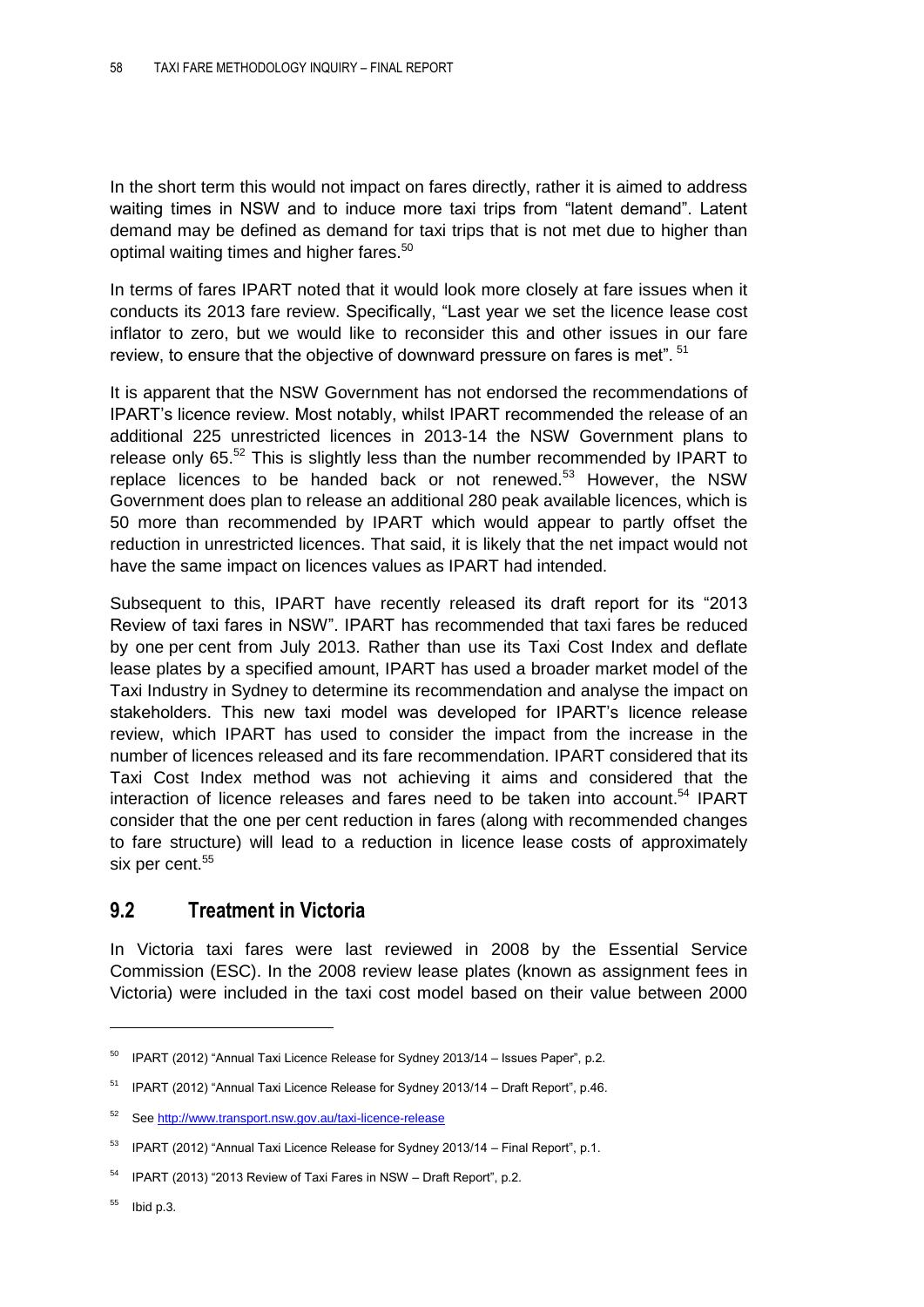In the short term this would not impact on fares directly, rather it is aimed to address waiting times in NSW and to induce more taxi trips from "latent demand". Latent demand may be defined as demand for taxi trips that is not met due to higher than optimal waiting times and higher fares.[50]

In terms of fares IPART noted that it would look more closely at fare issues when it conducts its 2013 fare review. Specifically, "Last year we set the licence lease cost inflator to zero, but we would like to reconsider this and other issues in our fare review, to ensure that the objective of downward pressure on fares is met". [51]

It is apparent that the NSW Government has not endorsed the recommendations of IPART's licence review. Most notably, whilst IPART recommended the release of an additional 225 unrestricted licences in 2013-14 the NSW Government plans to release only 65.[52] This is slightly less than the number recommended by IPART to replace licences to be handed back or not renewed.[53] However, the NSW Government does plan to release an additional 280 peak available licences, which is 50 more than recommended by IPART which would appear to partly offset the reduction in unrestricted licences. That said, it is likely that the net impact would not have the same impact on licences values as IPART had intended.

Subsequent to this, IPART have recently released its draft report for its "2013 Review of taxi fares in NSW". IPART has recommended that taxi fares be reduced by one per cent from July 2013. Rather than use its Taxi Cost Index and deflate lease plates by a specified amount, IPART has used a broader market model of the Taxi Industry in Sydney to determine its recommendation and analyse the impact on stakeholders. This new taxi model was developed for IPART's licence release review, which IPART has used to consider the impact from the increase in the number of licences released and its fare recommendation. IPART considered that its Taxi Cost Index method was not achieving it aims and considered that the interaction of licence releases and fares need to be taken into account.[54] IPART consider that the one per cent reduction in fares (along with recommended changes to fare structure) will lead to a reduction in licence lease costs of approximately six per cent.[55]

## 9.2 Treatment in Victoria

In Victoria taxi fares were last reviewed in 2008 by the Essential Service Commission (ESC). In the 2008 review lease plates (known as assignment fees in Victoria) were included in the taxi cost model based on their value between 2000

---

[50] IPART (2012) "Annual Taxi Licence Release for Sydney 2013/14 – Issues Paper", p.2.

[51] IPART (2012) "Annual Taxi Licence Release for Sydney 2013/14 – Draft Report", p.46.

[52] See http://www.transport.nsw.gov.au/taxi-licence-release

[53] IPART (2012) "Annual Taxi Licence Release for Sydney 2013/14 – Final Report", p.1.

[54] IPART (2013) "2013 Review of Taxi Fares in NSW – Draft Report", p.2.

[55] Ibid p.3.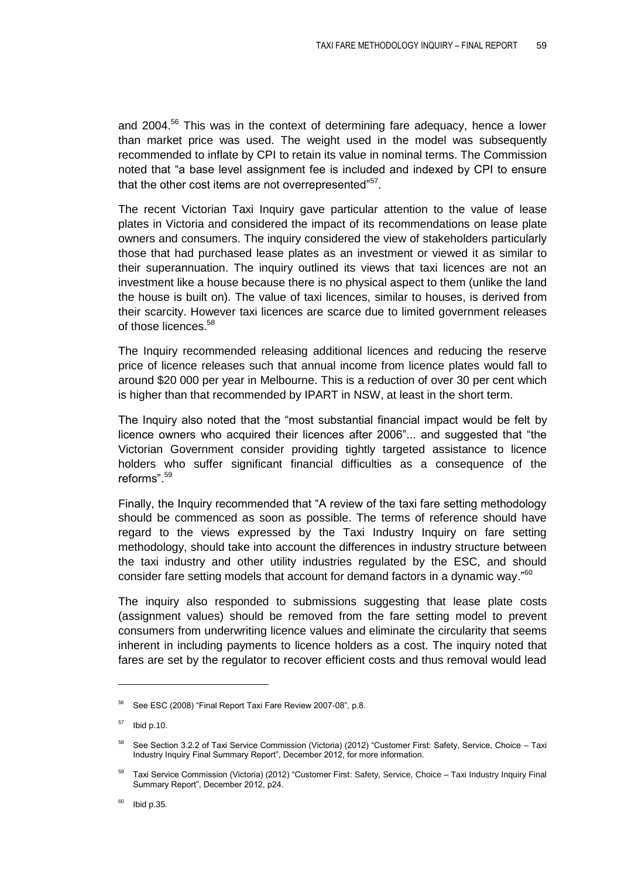and 2004.[56] This was in the context of determining fare adequacy, hence a lower than market price was used. The weight used in the model was subsequently recommended to inflate by CPI to retain its value in nominal terms. The Commission noted that "a base level assignment fee is included and indexed by CPI to ensure that the other cost items are not overrepresented"[57].

The recent Victorian Taxi Inquiry gave particular attention to the value of lease plates in Victoria and considered the impact of its recommendations on lease plate owners and consumers. The inquiry considered the view of stakeholders particularly those that had purchased lease plates as an investment or viewed it as similar to their superannuation. The inquiry outlined its views that taxi licences are not an investment like a house because there is no physical aspect to them (unlike the land the house is built on). The value of taxi licences, similar to houses, is derived from their scarcity. However taxi licences are scarce due to limited government releases of those licences.[58]

The Inquiry recommended releasing additional licences and reducing the reserve price of licence releases such that annual income from licence plates would fall to around \$20 000 per year in Melbourne. This is a reduction of over 30 per cent which is higher than that recommended by IPART in NSW, at least in the short term.

The Inquiry also noted that the "most substantial financial impact would be felt by licence owners who acquired their licences after 2006"... and suggested that "the Victorian Government consider providing tightly targeted assistance to licence holders who suffer significant financial difficulties as a consequence of the reforms".[59]

Finally, the Inquiry recommended that "A review of the taxi fare setting methodology should be commenced as soon as possible. The terms of reference should have regard to the views expressed by the Taxi Industry Inquiry on fare setting methodology, should take into account the differences in industry structure between the taxi industry and other utility industries regulated by the ESC, and should consider fare setting models that account for demand factors in a dynamic way."[60]

The inquiry also responded to submissions suggesting that lease plate costs (assignment values) should be removed from the fare setting model to prevent consumers from underwriting licence values and eliminate the circularity that seems inherent in including payments to licence holders as a cost. The inquiry noted that fares are set by the regulator to recover efficient costs and thus removal would lead

---

[56] See ESC (2008) "Final Report Taxi Fare Review 2007-08", p.8.

[57] Ibid p.10.

[58] See Section 3.2.2 of Taxi Service Commission (Victoria) (2012) "Customer First: Safety, Service, Choice – Taxi Industry Inquiry Final Summary Report", December 2012, for more information.

[59] Taxi Service Commission (Victoria) (2012) "Customer First: Safety, Service, Choice – Taxi Industry Inquiry Final Summary Report", December 2012, p24.

[60] Ibid p.35.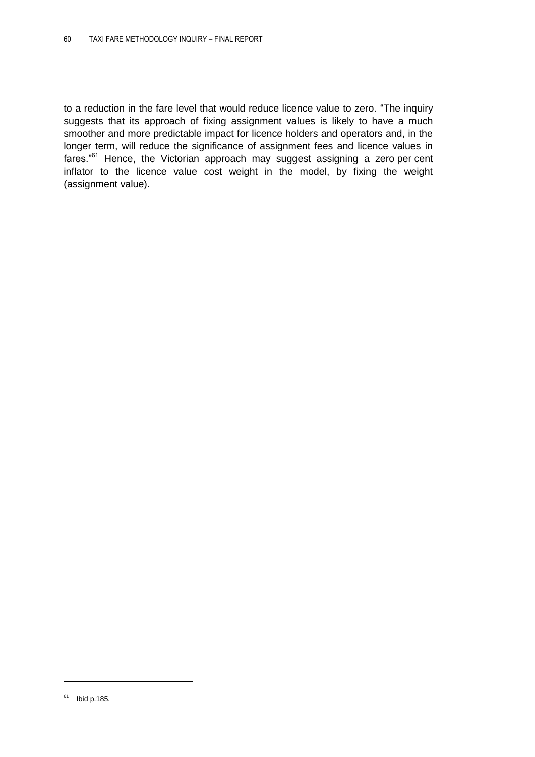to a reduction in the fare level that would reduce licence value to zero. "The inquiry suggests that its approach of fixing assignment values is likely to have a much smoother and more predictable impact for licence holders and operators and, in the longer term, will reduce the significance of assignment fees and licence values in fares."[61] Hence, the Victorian approach may suggest assigning a zero per cent inflator to the licence value cost weight in the model, by fixing the weight (assignment value).

[61] Ibid p.185.